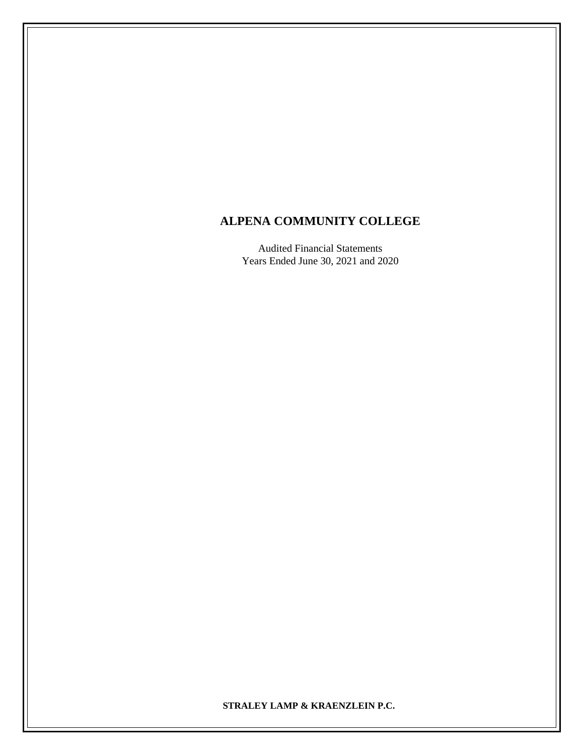# ALPENA COMMUNITY COLLEGE

Audited Financial Statements
Years Ended June 30, 2021 and 2020

**STRALEY LAMP & KRAENZLEIN P.C.**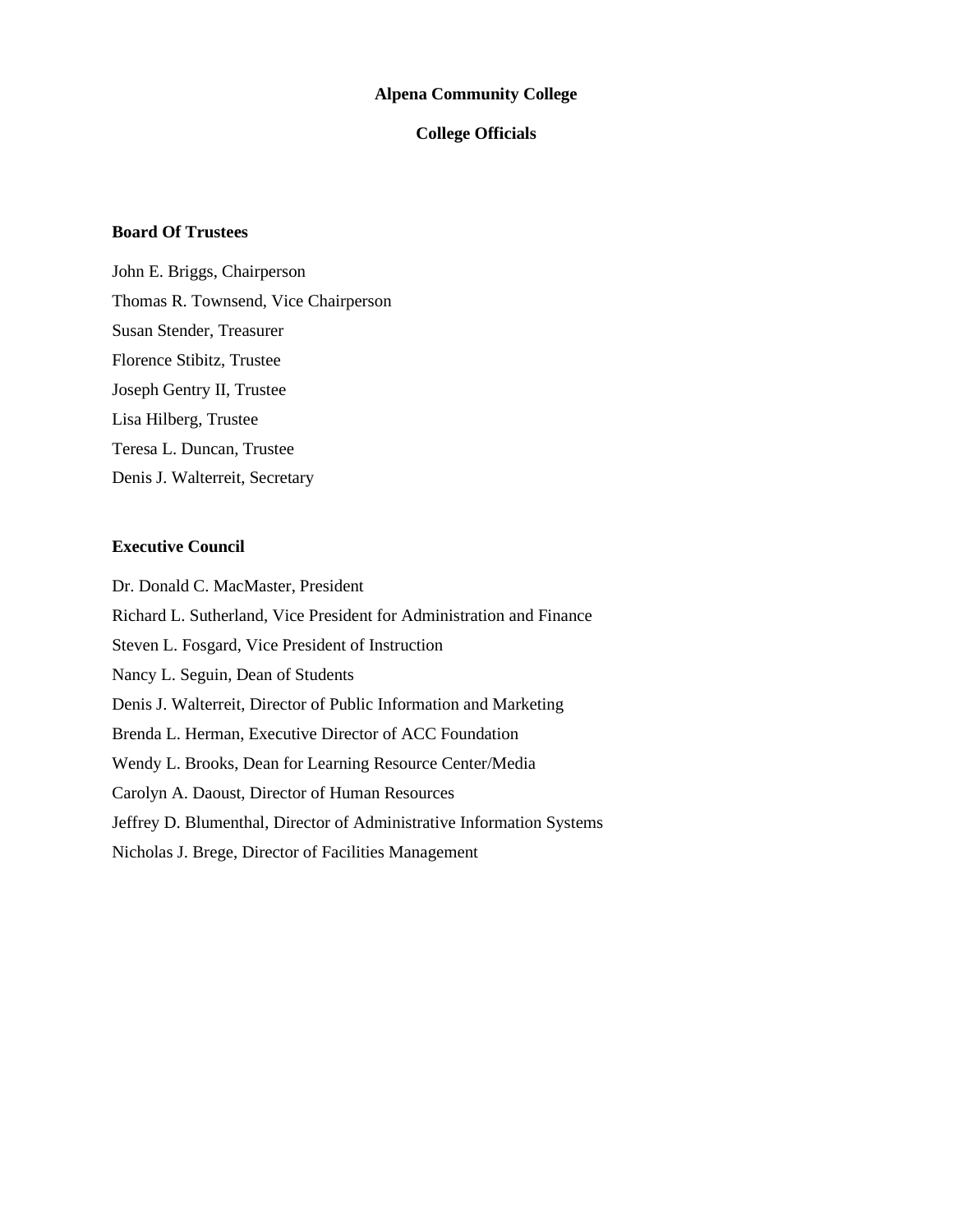# Alpena Community College

## College Officials

### Board Of Trustees

John E. Briggs, Chairperson

Thomas R. Townsend, Vice Chairperson

Susan Stender, Treasurer

Florence Stibitz, Trustee

Joseph Gentry II, Trustee

Lisa Hilberg, Trustee

Teresa L. Duncan, Trustee

Denis J. Walterreit, Secretary

### Executive Council

Dr. Donald C. MacMaster, President

Richard L. Sutherland, Vice President for Administration and Finance

Steven L. Fosgard, Vice President of Instruction

Nancy L. Seguin, Dean of Students

Denis J. Walterreit, Director of Public Information and Marketing

Brenda L. Herman, Executive Director of ACC Foundation

Wendy L. Brooks, Dean for Learning Resource Center/Media

Carolyn A. Daoust, Director of Human Resources

Jeffrey D. Blumenthal, Director of Administrative Information Systems

Nicholas J. Brege, Director of Facilities Management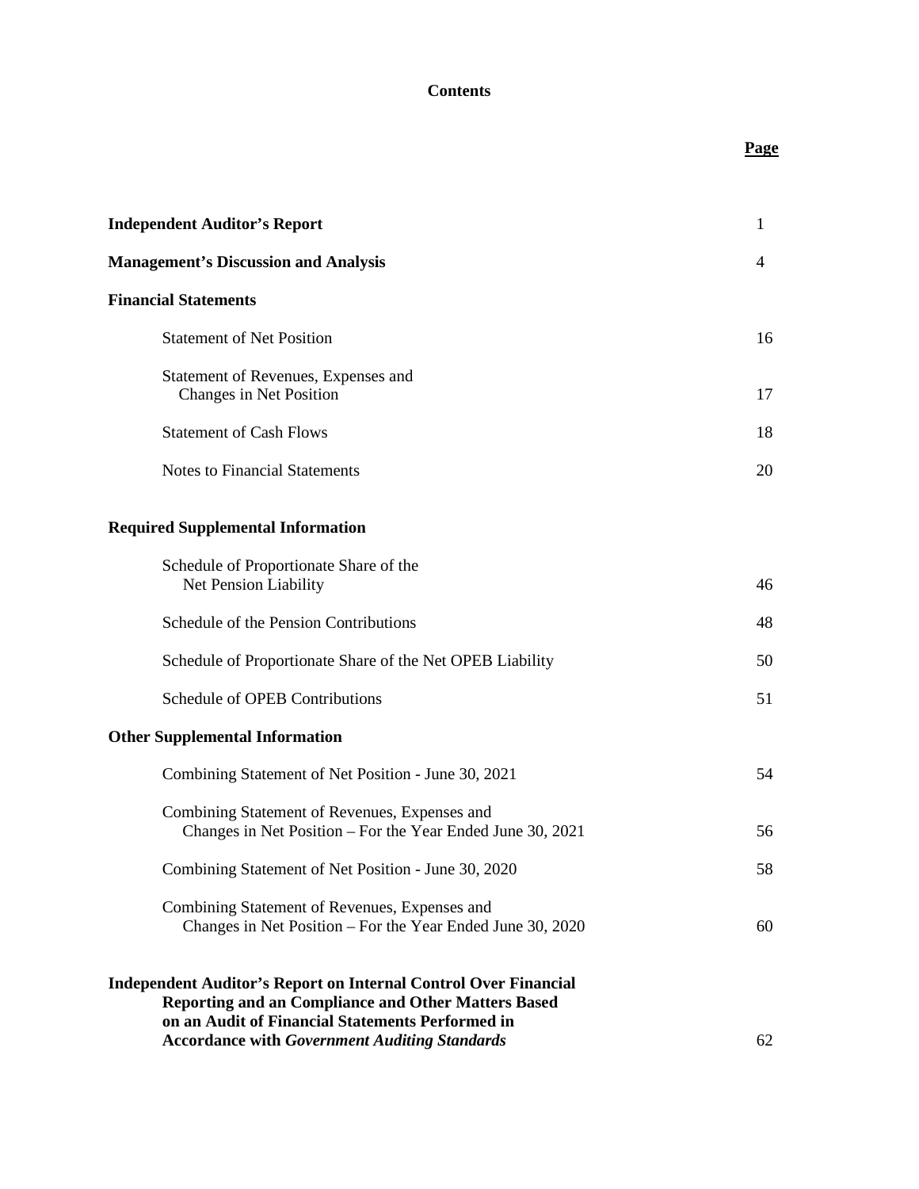# Contents

| | Page |
|---|---|
| **Independent Auditor's Report** | 1 |
| **Management's Discussion and Analysis** | 4 |
| **Financial Statements** | |
| Statement of Net Position | 16 |
| Statement of Revenues, Expenses and Changes in Net Position | 17 |
| Statement of Cash Flows | 18 |
| Notes to Financial Statements | 20 |
| **Required Supplemental Information** | |
| Schedule of Proportionate Share of the Net Pension Liability | 46 |
| Schedule of the Pension Contributions | 48 |
| Schedule of Proportionate Share of the Net OPEB Liability | 50 |
| Schedule of OPEB Contributions | 51 |
| **Other Supplemental Information** | |
| Combining Statement of Net Position - June 30, 2021 | 54 |
| Combining Statement of Revenues, Expenses and Changes in Net Position – For the Year Ended June 30, 2021 | 56 |
| Combining Statement of Net Position - June 30, 2020 | 58 |
| Combining Statement of Revenues, Expenses and Changes in Net Position – For the Year Ended June 30, 2020 | 60 |
| **Independent Auditor's Report on Internal Control Over Financial Reporting and an Compliance and Other Matters Based on an Audit of Financial Statements Performed in Accordance with *Government Auditing Standards*** | 62 |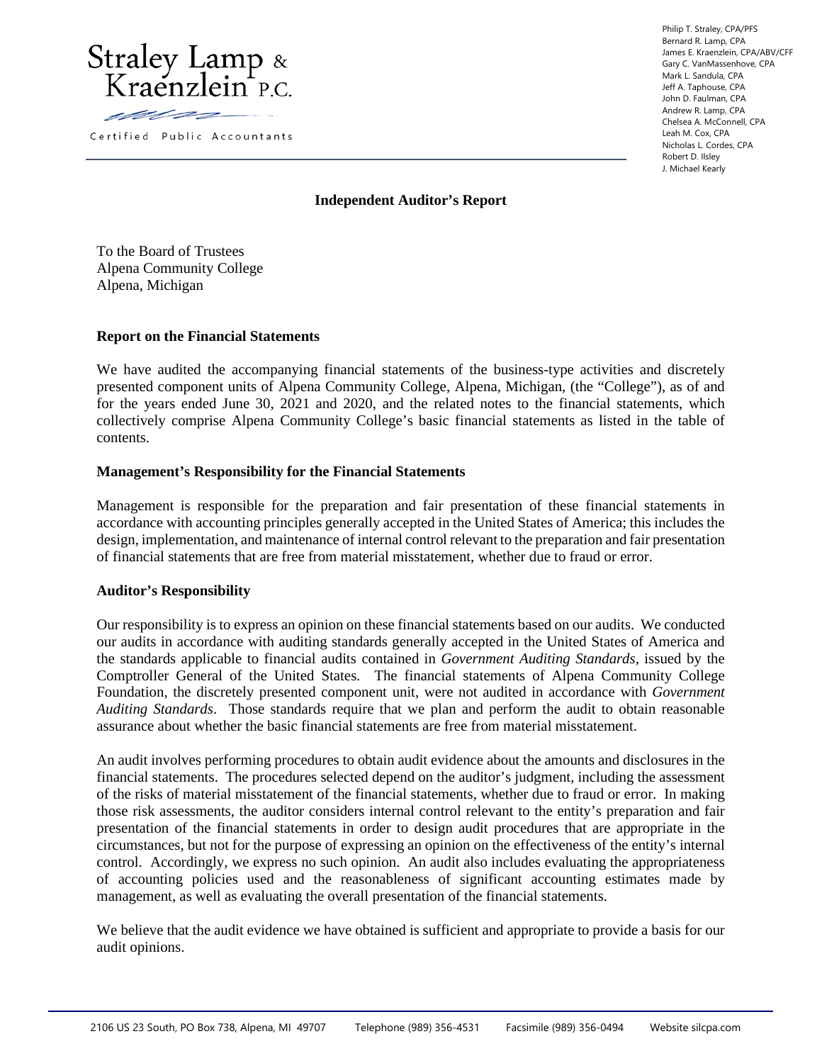Straley Lamp & Kraenzlein P.C.

Certified Public Accountants

Philip T. Straley, CPA/PFS
Bernard R. Lamp, CPA
James E. Kraenzlein, CPA/ABV/CFF
Gary C. VanMassenhove, CPA
Mark L. Sandula, CPA
Jeff A. Taphouse, CPA
John D. Faulman, CPA
Andrew R. Lamp, CPA
Chelsea A. McConnell, CPA
Leah M. Cox, CPA
Nicholas L. Cordes, CPA
Robert D. Ilsley
J. Michael Kearly

## Independent Auditor's Report

To the Board of Trustees
Alpena Community College
Alpena, Michigan

### Report on the Financial Statements

We have audited the accompanying financial statements of the business-type activities and discretely presented component units of Alpena Community College, Alpena, Michigan, (the "College"), as of and for the years ended June 30, 2021 and 2020, and the related notes to the financial statements, which collectively comprise Alpena Community College's basic financial statements as listed in the table of contents.

### Management's Responsibility for the Financial Statements

Management is responsible for the preparation and fair presentation of these financial statements in accordance with accounting principles generally accepted in the United States of America; this includes the design, implementation, and maintenance of internal control relevant to the preparation and fair presentation of financial statements that are free from material misstatement, whether due to fraud or error.

### Auditor's Responsibility

Our responsibility is to express an opinion on these financial statements based on our audits. We conducted our audits in accordance with auditing standards generally accepted in the United States of America and the standards applicable to financial audits contained in *Government Auditing Standards*, issued by the Comptroller General of the United States. The financial statements of Alpena Community College Foundation, the discretely presented component unit, were not audited in accordance with *Government Auditing Standards*. Those standards require that we plan and perform the audit to obtain reasonable assurance about whether the basic financial statements are free from material misstatement.

An audit involves performing procedures to obtain audit evidence about the amounts and disclosures in the financial statements. The procedures selected depend on the auditor's judgment, including the assessment of the risks of material misstatement of the financial statements, whether due to fraud or error. In making those risk assessments, the auditor considers internal control relevant to the entity's preparation and fair presentation of the financial statements in order to design audit procedures that are appropriate in the circumstances, but not for the purpose of expressing an opinion on the effectiveness of the entity's internal control. Accordingly, we express no such opinion. An audit also includes evaluating the appropriateness of accounting policies used and the reasonableness of significant accounting estimates made by management, as well as evaluating the overall presentation of the financial statements.

We believe that the audit evidence we have obtained is sufficient and appropriate to provide a basis for our audit opinions.

2106 US 23 South, PO Box 738, Alpena, MI 49707 Telephone (989) 356-4531 Facsimile (989) 356-0494 Website silcpa.com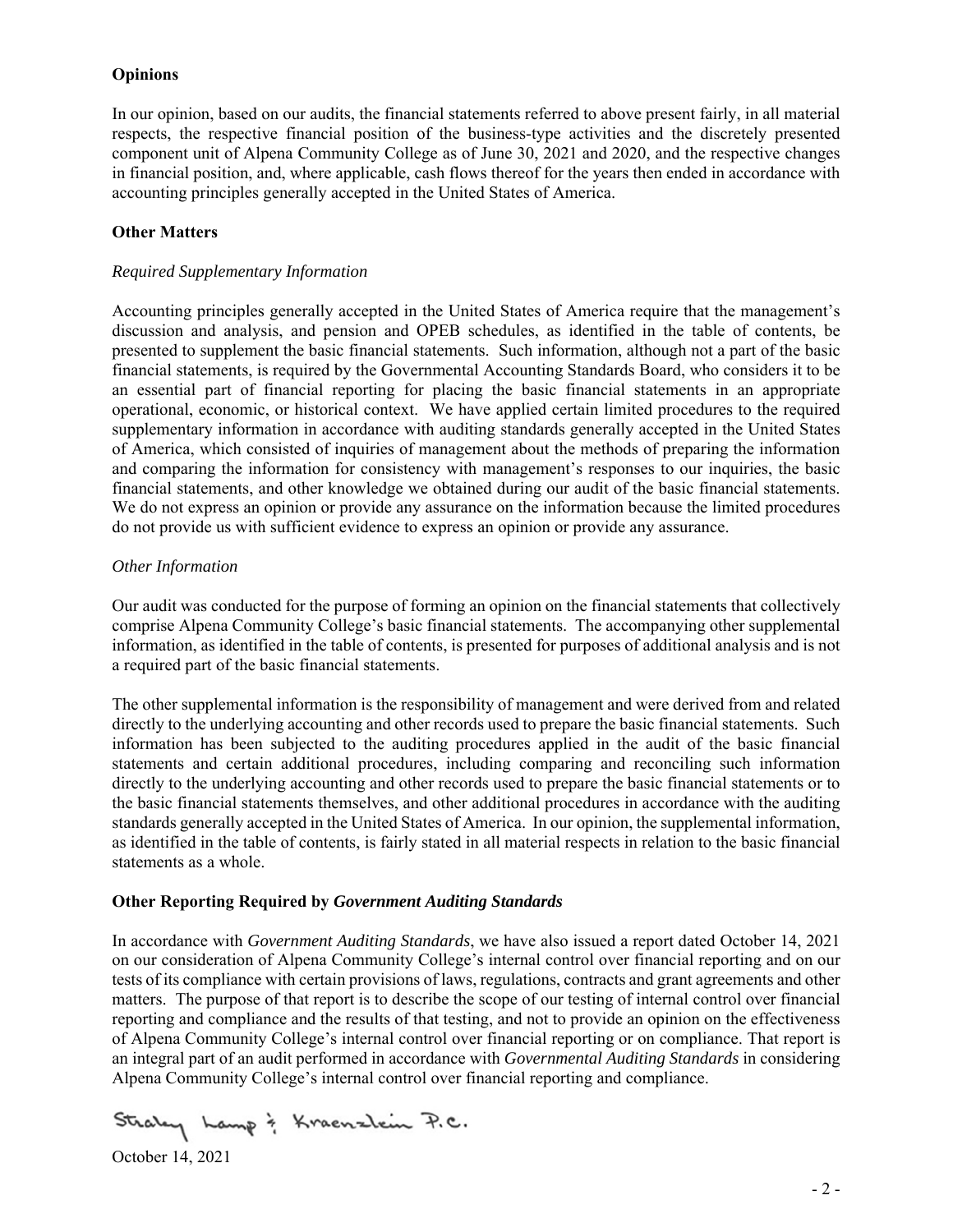## Opinions

In our opinion, based on our audits, the financial statements referred to above present fairly, in all material respects, the respective financial position of the business-type activities and the discretely presented component unit of Alpena Community College as of June 30, 2021 and 2020, and the respective changes in financial position, and, where applicable, cash flows thereof for the years then ended in accordance with accounting principles generally accepted in the United States of America.

## Other Matters

*Required Supplementary Information*

Accounting principles generally accepted in the United States of America require that the management's discussion and analysis, and pension and OPEB schedules, as identified in the table of contents, be presented to supplement the basic financial statements. Such information, although not a part of the basic financial statements, is required by the Governmental Accounting Standards Board, who considers it to be an essential part of financial reporting for placing the basic financial statements in an appropriate operational, economic, or historical context. We have applied certain limited procedures to the required supplementary information in accordance with auditing standards generally accepted in the United States of America, which consisted of inquiries of management about the methods of preparing the information and comparing the information for consistency with management's responses to our inquiries, the basic financial statements, and other knowledge we obtained during our audit of the basic financial statements. We do not express an opinion or provide any assurance on the information because the limited procedures do not provide us with sufficient evidence to express an opinion or provide any assurance.

*Other Information*

Our audit was conducted for the purpose of forming an opinion on the financial statements that collectively comprise Alpena Community College's basic financial statements. The accompanying other supplemental information, as identified in the table of contents, is presented for purposes of additional analysis and is not a required part of the basic financial statements.

The other supplemental information is the responsibility of management and were derived from and related directly to the underlying accounting and other records used to prepare the basic financial statements. Such information has been subjected to the auditing procedures applied in the audit of the basic financial statements and certain additional procedures, including comparing and reconciling such information directly to the underlying accounting and other records used to prepare the basic financial statements or to the basic financial statements themselves, and other additional procedures in accordance with the auditing standards generally accepted in the United States of America. In our opinion, the supplemental information, as identified in the table of contents, is fairly stated in all material respects in relation to the basic financial statements as a whole.

## Other Reporting Required by *Government Auditing Standards*

In accordance with *Government Auditing Standards*, we have also issued a report dated October 14, 2021 on our consideration of Alpena Community College's internal control over financial reporting and on our tests of its compliance with certain provisions of laws, regulations, contracts and grant agreements and other matters. The purpose of that report is to describe the scope of our testing of internal control over financial reporting and compliance and the results of that testing, and not to provide an opinion on the effectiveness of Alpena Community College's internal control over financial reporting or on compliance. That report is an integral part of an audit performed in accordance with *Governmental Auditing Standards* in considering Alpena Community College's internal control over financial reporting and compliance.

Straley Lamp & Kraenzlein P.C.

October 14, 2021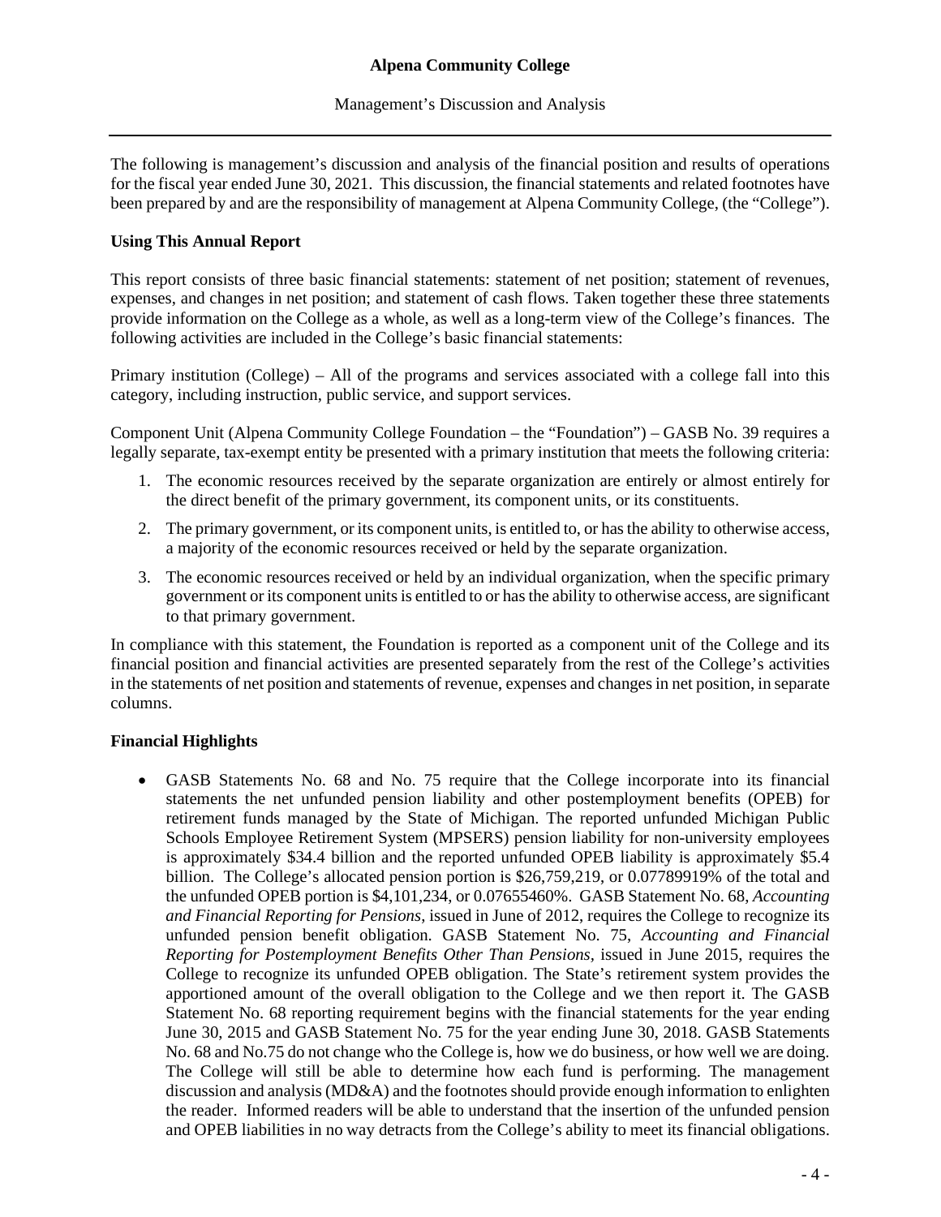# Alpena Community College

Management's Discussion and Analysis

The following is management's discussion and analysis of the financial position and results of operations for the fiscal year ended June 30, 2021. This discussion, the financial statements and related footnotes have been prepared by and are the responsibility of management at Alpena Community College, (the "College").

## Using This Annual Report

This report consists of three basic financial statements: statement of net position; statement of revenues, expenses, and changes in net position; and statement of cash flows. Taken together these three statements provide information on the College as a whole, as well as a long-term view of the College's finances. The following activities are included in the College's basic financial statements:

Primary institution (College) – All of the programs and services associated with a college fall into this category, including instruction, public service, and support services.

Component Unit (Alpena Community College Foundation – the "Foundation") – GASB No. 39 requires a legally separate, tax-exempt entity be presented with a primary institution that meets the following criteria:

1. The economic resources received by the separate organization are entirely or almost entirely for the direct benefit of the primary government, its component units, or its constituents.
2. The primary government, or its component units, is entitled to, or has the ability to otherwise access, a majority of the economic resources received or held by the separate organization.
3. The economic resources received or held by an individual organization, when the specific primary government or its component units is entitled to or has the ability to otherwise access, are significant to that primary government.

In compliance with this statement, the Foundation is reported as a component unit of the College and its financial position and financial activities are presented separately from the rest of the College's activities in the statements of net position and statements of revenue, expenses and changes in net position, in separate columns.

## Financial Highlights

- GASB Statements No. 68 and No. 75 require that the College incorporate into its financial statements the net unfunded pension liability and other postemployment benefits (OPEB) for retirement funds managed by the State of Michigan. The reported unfunded Michigan Public Schools Employee Retirement System (MPSERS) pension liability for non-university employees is approximately $34.4 billion and the reported unfunded OPEB liability is approximately $5.4 billion. The College's allocated pension portion is $26,759,219, or 0.07789919% of the total and the unfunded OPEB portion is $4,101,234, or 0.07655460%. GASB Statement No. 68, *Accounting and Financial Reporting for Pensions*, issued in June of 2012, requires the College to recognize its unfunded pension benefit obligation. GASB Statement No. 75, *Accounting and Financial Reporting for Postemployment Benefits Other Than Pensions*, issued in June 2015, requires the College to recognize its unfunded OPEB obligation. The State's retirement system provides the apportioned amount of the overall obligation to the College and we then report it. The GASB Statement No. 68 reporting requirement begins with the financial statements for the year ending June 30, 2015 and GASB Statement No. 75 for the year ending June 30, 2018. GASB Statements No. 68 and No.75 do not change who the College is, how we do business, or how well we are doing. The College will still be able to determine how each fund is performing. The management discussion and analysis (MD&A) and the footnotes should provide enough information to enlighten the reader. Informed readers will be able to understand that the insertion of the unfunded pension and OPEB liabilities in no way detracts from the College's ability to meet its financial obligations.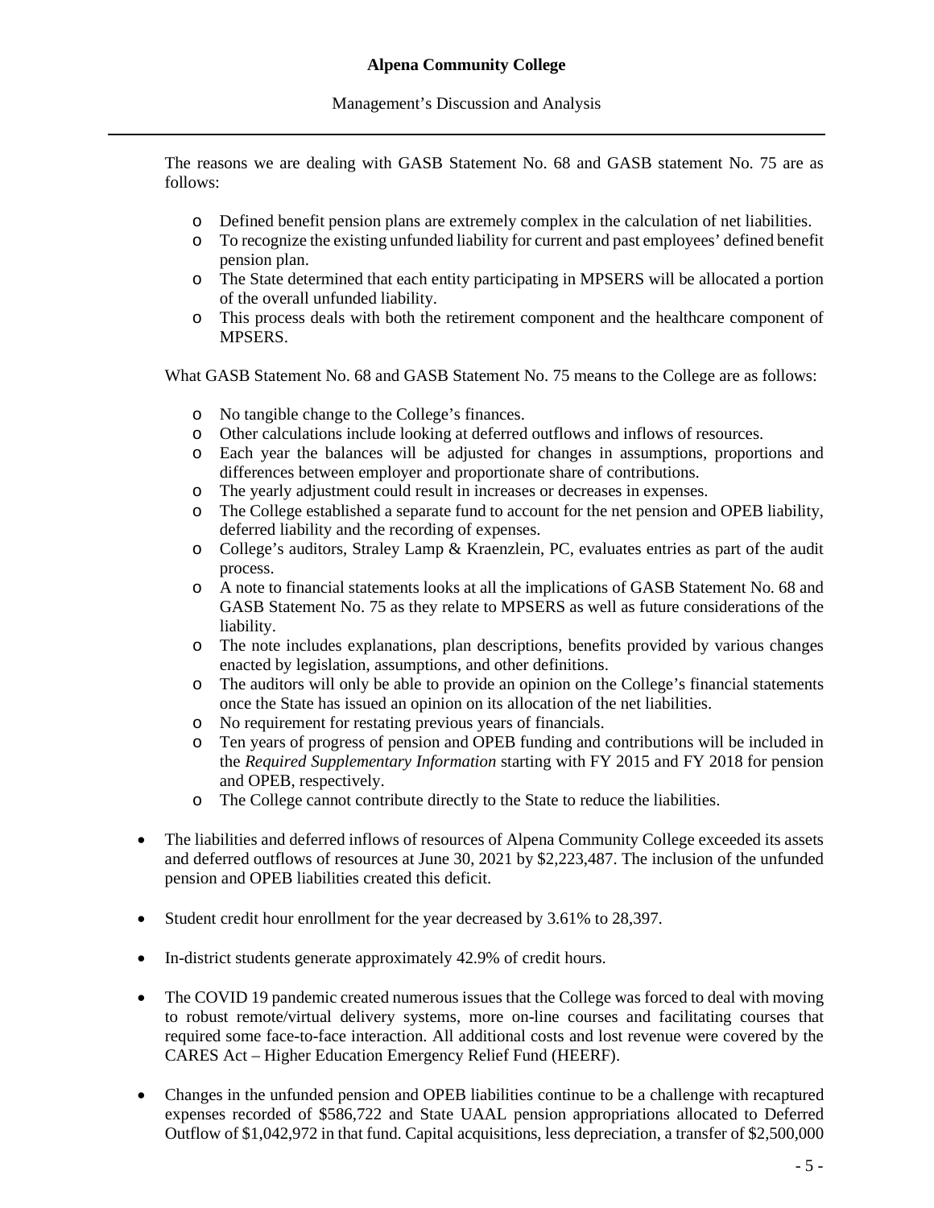The reasons we are dealing with GASB Statement No. 68 and GASB statement No. 75 are as follows:

- Defined benefit pension plans are extremely complex in the calculation of net liabilities.
- To recognize the existing unfunded liability for current and past employees' defined benefit pension plan.
- The State determined that each entity participating in MPSERS will be allocated a portion of the overall unfunded liability.
- This process deals with both the retirement component and the healthcare component of MPSERS.

What GASB Statement No. 68 and GASB Statement No. 75 means to the College are as follows:

- No tangible change to the College's finances.
- Other calculations include looking at deferred outflows and inflows of resources.
- Each year the balances will be adjusted for changes in assumptions, proportions and differences between employer and proportionate share of contributions.
- The yearly adjustment could result in increases or decreases in expenses.
- The College established a separate fund to account for the net pension and OPEB liability, deferred liability and the recording of expenses.
- College's auditors, Straley Lamp & Kraenzlein, PC, evaluates entries as part of the audit process.
- A note to financial statements looks at all the implications of GASB Statement No. 68 and GASB Statement No. 75 as they relate to MPSERS as well as future considerations of the liability.
- The note includes explanations, plan descriptions, benefits provided by various changes enacted by legislation, assumptions, and other definitions.
- The auditors will only be able to provide an opinion on the College's financial statements once the State has issued an opinion on its allocation of the net liabilities.
- No requirement for restating previous years of financials.
- Ten years of progress of pension and OPEB funding and contributions will be included in the *Required Supplementary Information* starting with FY 2015 and FY 2018 for pension and OPEB, respectively.
- The College cannot contribute directly to the State to reduce the liabilities.

- The liabilities and deferred inflows of resources of Alpena Community College exceeded its assets and deferred outflows of resources at June 30, 2021 by $2,223,487. The inclusion of the unfunded pension and OPEB liabilities created this deficit.

- Student credit hour enrollment for the year decreased by 3.61% to 28,397.

- In-district students generate approximately 42.9% of credit hours.

- The COVID 19 pandemic created numerous issues that the College was forced to deal with moving to robust remote/virtual delivery systems, more on-line courses and facilitating courses that required some face-to-face interaction. All additional costs and lost revenue were covered by the CARES Act – Higher Education Emergency Relief Fund (HEERF).

- Changes in the unfunded pension and OPEB liabilities continue to be a challenge with recaptured expenses recorded of $586,722 and State UAAL pension appropriations allocated to Deferred Outflow of $1,042,972 in that fund. Capital acquisitions, less depreciation, a transfer of $2,500,000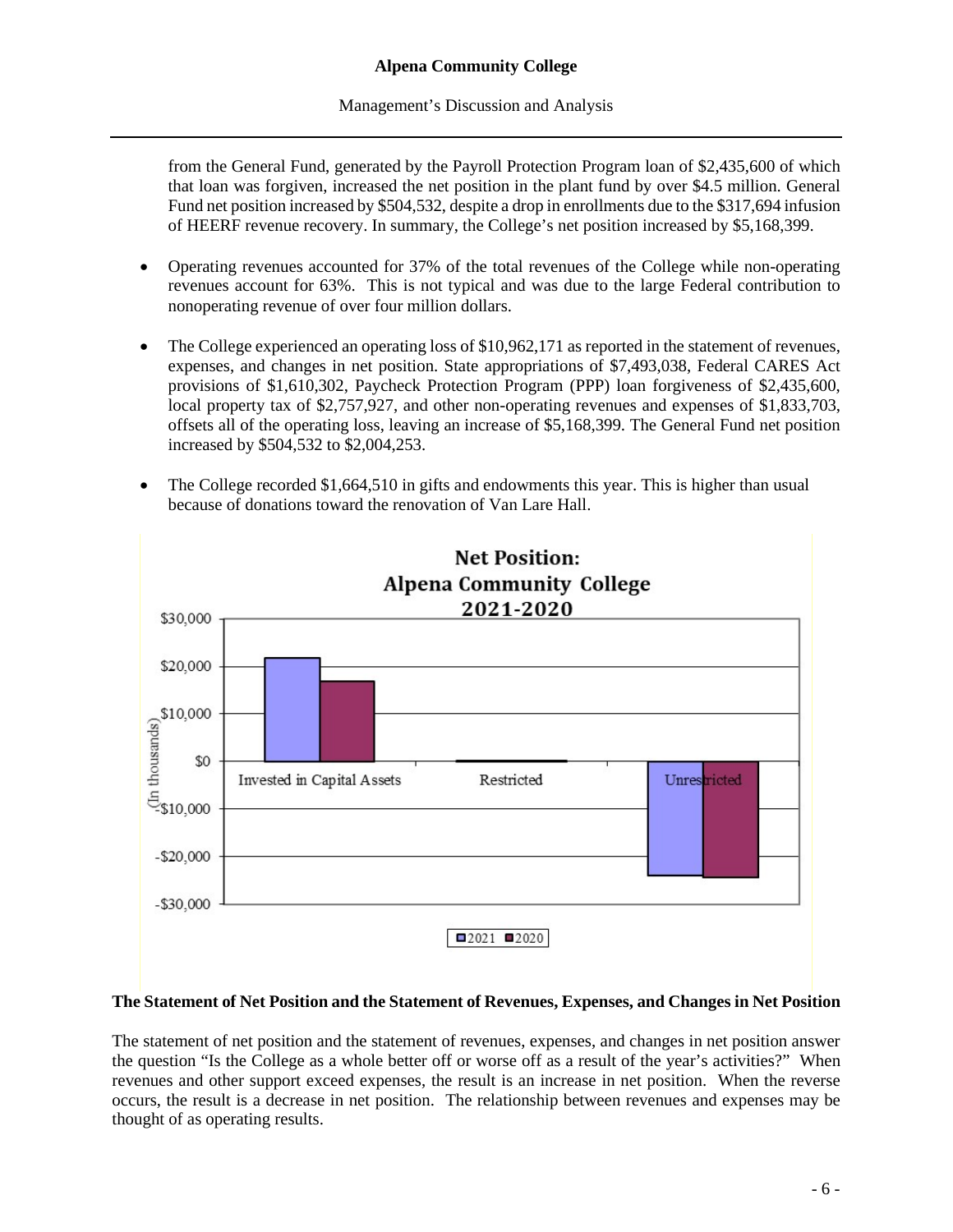from the General Fund, generated by the Payroll Protection Program loan of $2,435,600 of which that loan was forgiven, increased the net position in the plant fund by over $4.5 million. General Fund net position increased by $504,532, despite a drop in enrollments due to the $317,694 infusion of HEERF revenue recovery. In summary, the College's net position increased by $5,168,399.

- Operating revenues accounted for 37% of the total revenues of the College while non-operating revenues account for 63%. This is not typical and was due to the large Federal contribution to nonoperating revenue of over four million dollars.

- The College experienced an operating loss of $10,962,171 as reported in the statement of revenues, expenses, and changes in net position. State appropriations of $7,493,038, Federal CARES Act provisions of $1,610,302, Paycheck Protection Program (PPP) loan forgiveness of $2,435,600, local property tax of $2,757,927, and other non-operating revenues and expenses of $1,833,703, offsets all of the operating loss, leaving an increase of $5,168,399. The General Fund net position increased by $504,532 to $2,004,253.

- The College recorded $1,664,510 in gifts and endowments this year. This is higher than usual because of donations toward the renovation of Van Lare Hall.

Net Position:
Alpena Community College
2021-2020

$30,000
$20,000
$10,000
$0
-$10,000
-$20,000
-$30,000
(In thousands)

Invested in Capital Assets
Restricted
Unrestricted

2021 2020

## The Statement of Net Position and the Statement of Revenues, Expenses, and Changes in Net Position

The statement of net position and the statement of revenues, expenses, and changes in net position answer the question "Is the College as a whole better off or worse off as a result of the year's activities?" When revenues and other support exceed expenses, the result is an increase in net position. When the reverse occurs, the result is a decrease in net position. The relationship between revenues and expenses may be thought of as operating results.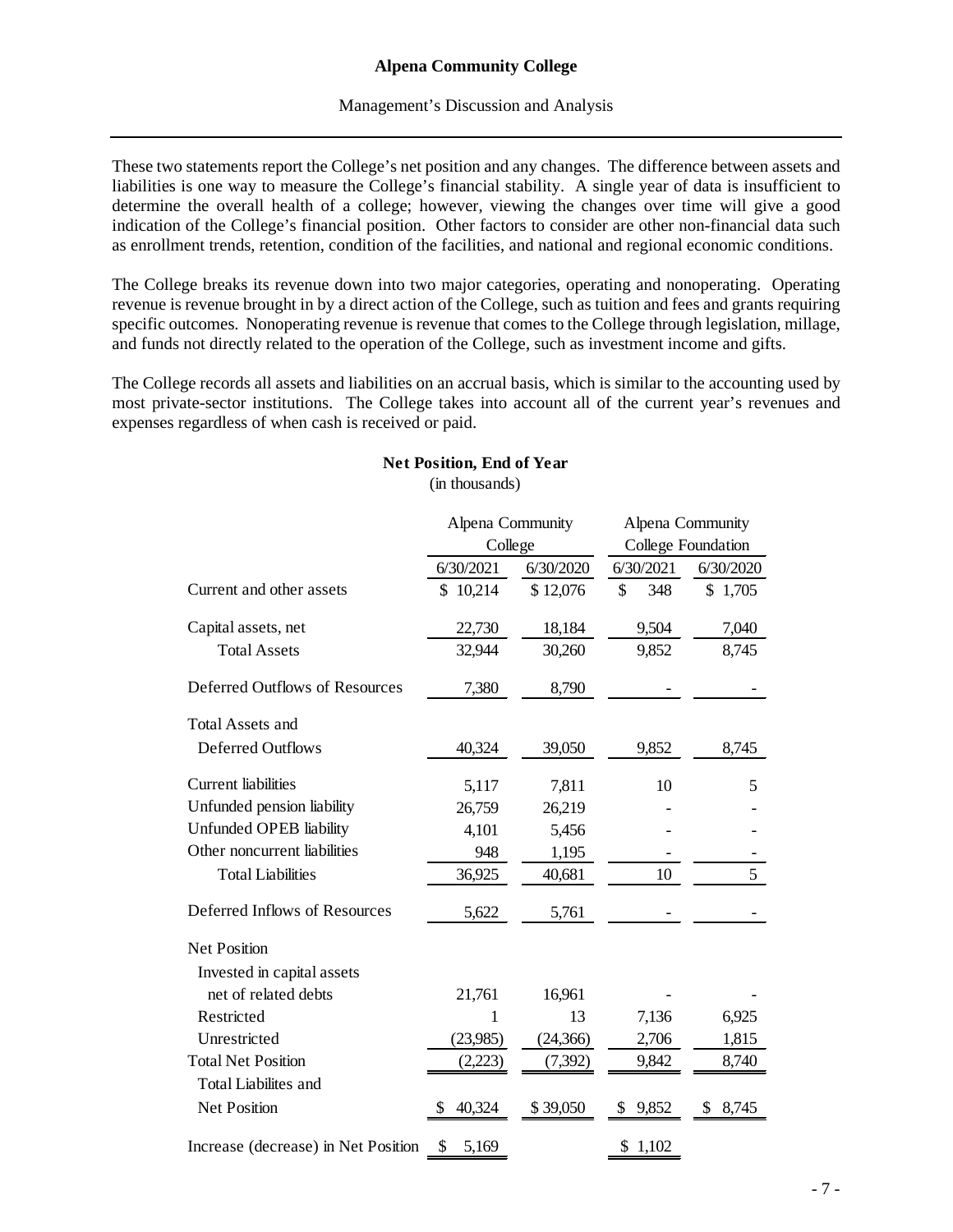These two statements report the College's net position and any changes. The difference between assets and liabilities is one way to measure the College's financial stability. A single year of data is insufficient to determine the overall health of a college; however, viewing the changes over time will give a good indication of the College's financial position. Other factors to consider are other non-financial data such as enrollment trends, retention, condition of the facilities, and national and regional economic conditions.

The College breaks its revenue down into two major categories, operating and nonoperating. Operating revenue is revenue brought in by a direct action of the College, such as tuition and fees and grants requiring specific outcomes. Nonoperating revenue is revenue that comes to the College through legislation, millage, and funds not directly related to the operation of the College, such as investment income and gifts.

The College records all assets and liabilities on an accrual basis, which is similar to the accounting used by most private-sector institutions. The College takes into account all of the current year's revenues and expenses regardless of when cash is received or paid.

**Net Position, End of Year**
(in thousands)

| | Alpena Community College | | Alpena Community College Foundation | |
|---|---|---|---|---|
| | 6/30/2021 | 6/30/2020 | 6/30/2021 | 6/30/2020 |
| Current and other assets | $ 10,214 | $ 12,076 | $ 348 | $ 1,705 |
| Capital assets, net | 22,730 | 18,184 | 9,504 | 7,040 |
| Total Assets | 32,944 | 30,260 | 9,852 | 8,745 |
| Deferred Outflows of Resources | 7,380 | 8,790 | - | - |
| Total Assets and Deferred Outflows | 40,324 | 39,050 | 9,852 | 8,745 |
| Current liabilities | 5,117 | 7,811 | 10 | 5 |
| Unfunded pension liability | 26,759 | 26,219 | - | - |
| Unfunded OPEB liability | 4,101 | 5,456 | - | - |
| Other noncurrent liabilities | 948 | 1,195 | - | - |
| Total Liabilities | 36,925 | 40,681 | 10 | 5 |
| Deferred Inflows of Resources | 5,622 | 5,761 | - | - |
| Net Position | | | | |
| Invested in capital assets net of related debts | 21,761 | 16,961 | - | - |
| Restricted | 1 | 13 | 7,136 | 6,925 |
| Unrestricted | (23,985) | (24,366) | 2,706 | 1,815 |
| Total Net Position | (2,223) | (7,392) | 9,842 | 8,740 |
| Total Liabilites and Net Position | $ 40,324 | $ 39,050 | $ 9,852 | $ 8,745 |
| Increase (decrease) in Net Position | $ 5,169 | | $ 1,102 | |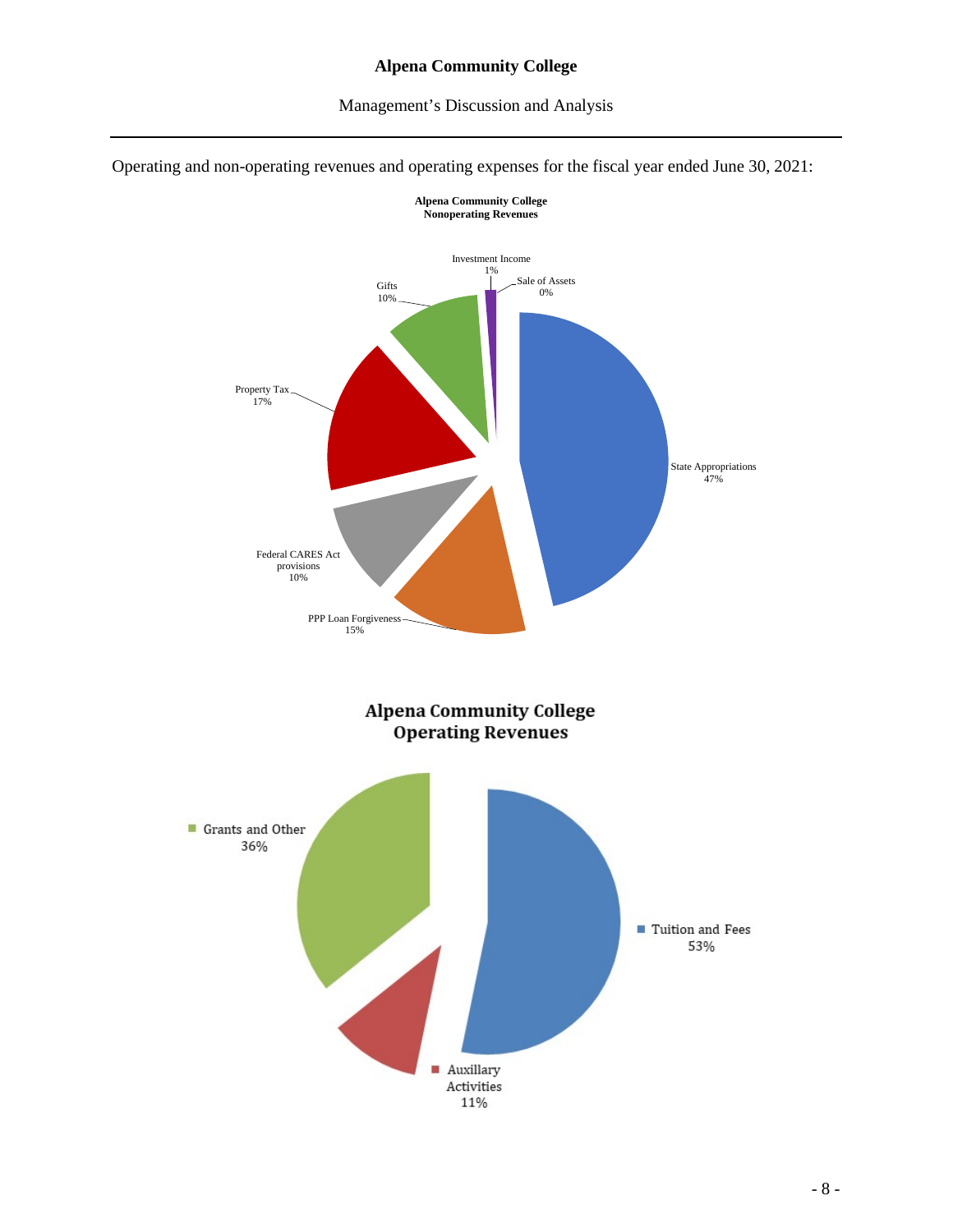Operating and non-operating revenues and operating expenses for the fiscal year ended June 30, 2021:

**Alpena Community College**
**Nonoperating Revenues**

Investment Income
1%

Sale of Assets
0%

Gifts
10%

Property Tax
17%

State Appropriations
47%

Federal CARES Act provisions
10%

PPP Loan Forgiveness
15%

**Alpena Community College**
**Operating Revenues**

Grants and Other
36%

Tuition and Fees
53%

Auxillary Activities
11%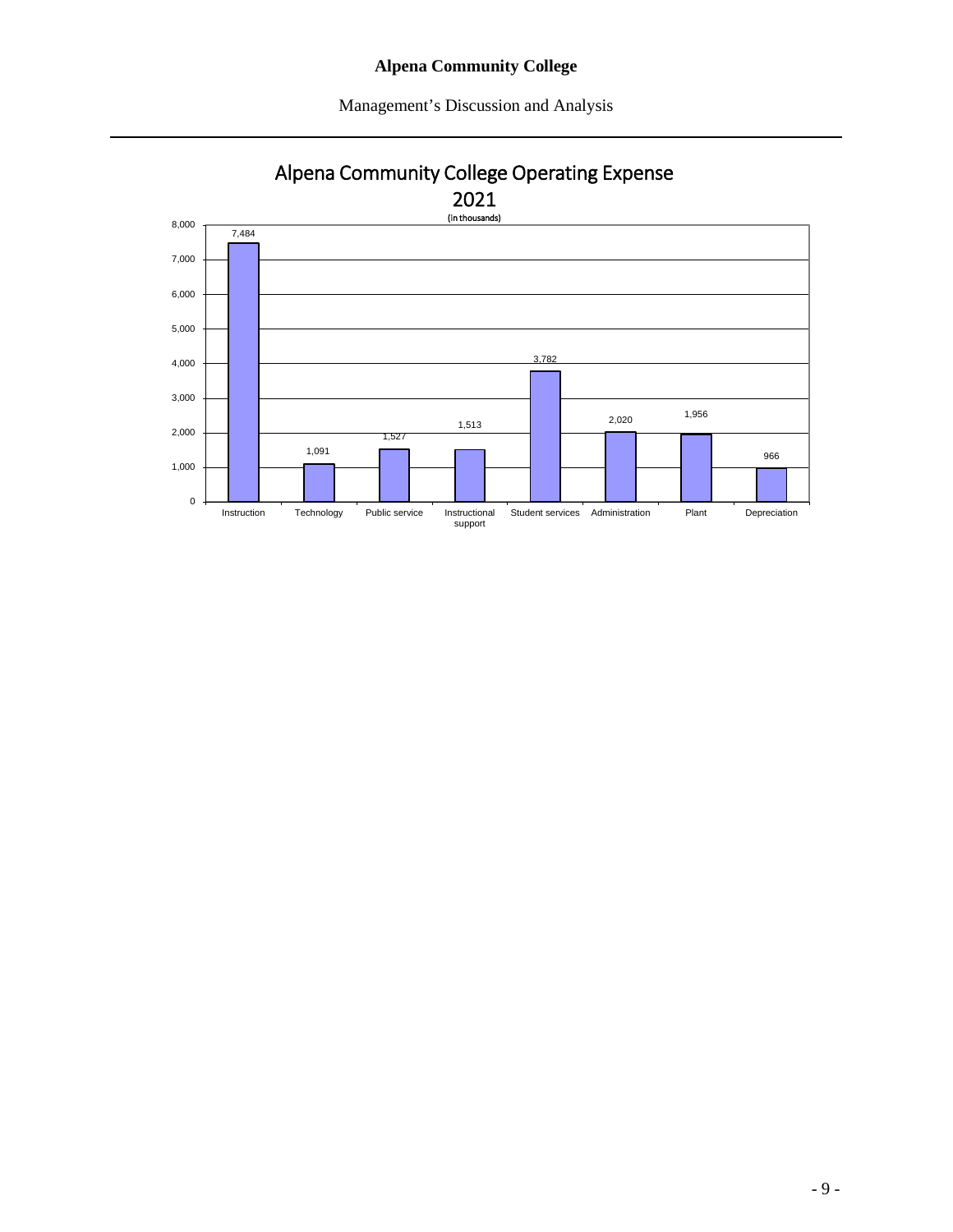# Alpena Community College

Management's Discussion and Analysis

Alpena Community College Operating Expense
2021
(in thousands)

8,000
7,000
6,000
5,000
4,000
3,000
2,000
1,000
0

7,484
1,091
1,527
1,513
3,782
2,020
1,956
966

Instruction
Technology
Public service
Instructional support
Student services
Administration
Plant
Depreciation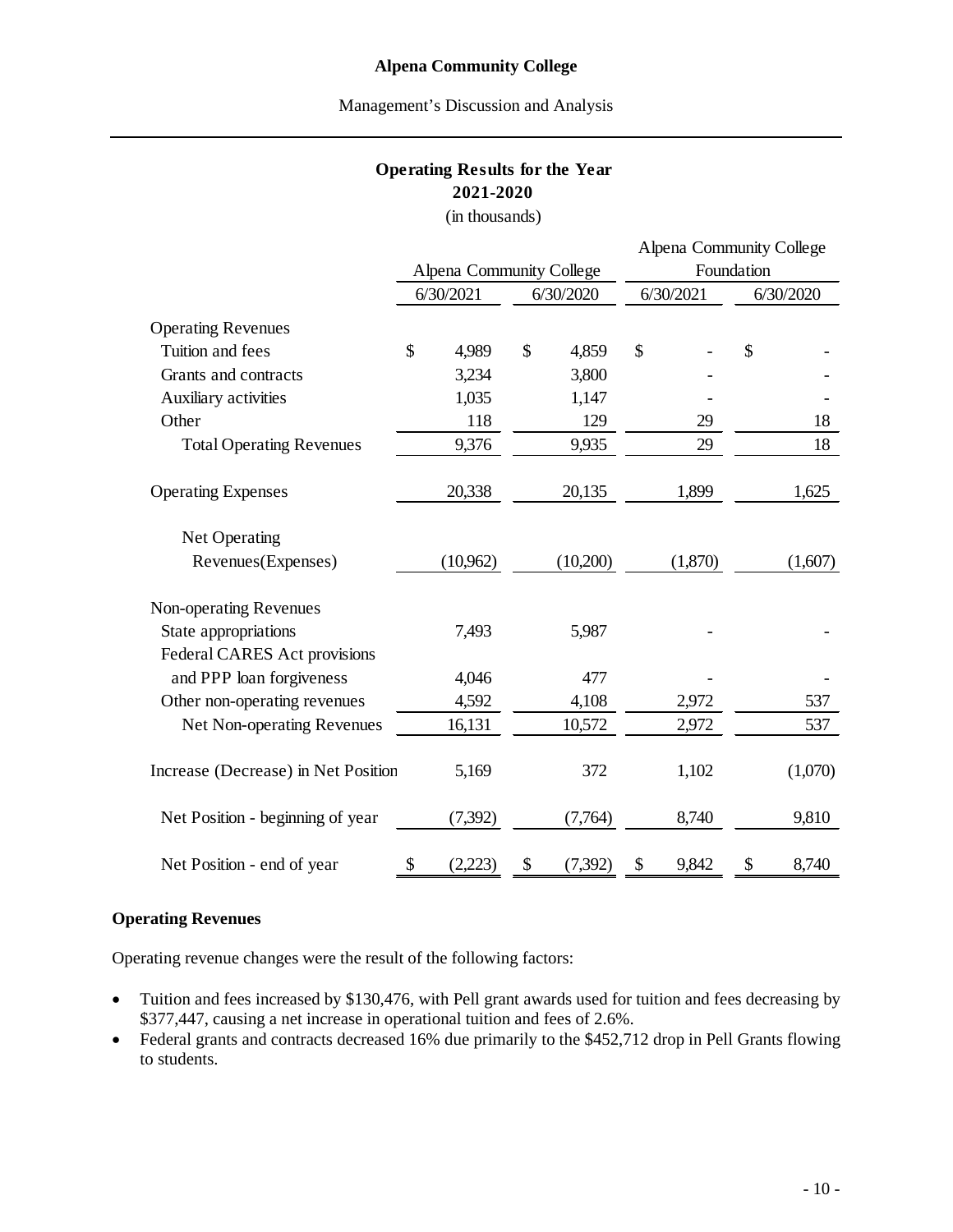**Alpena Community College**

Management's Discussion and Analysis

**Operating Results for the Year**
**2021-2020**
(in thousands)

| | Alpena Community College | | Alpena Community College Foundation | |
|---|---|---|---|---|
| | 6/30/2021 | 6/30/2020 | 6/30/2021 | 6/30/2020 |
| Operating Revenues | | | | |
| Tuition and fees | $ 4,989 | $ 4,859 | $ - | $ - |
| Grants and contracts | 3,234 | 3,800 | - | - |
| Auxiliary activities | 1,035 | 1,147 | - | - |
| Other | 118 | 129 | 29 | 18 |
| Total Operating Revenues | 9,376 | 9,935 | 29 | 18 |
| Operating Expenses | 20,338 | 20,135 | 1,899 | 1,625 |
| Net Operating Revenues(Expenses) | (10,962) | (10,200) | (1,870) | (1,607) |
| Non-operating Revenues | | | | |
| State appropriations | 7,493 | 5,987 | - | - |
| Federal CARES Act provisions and PPP loan forgiveness | 4,046 | 477 | - | - |
| Other non-operating revenues | 4,592 | 4,108 | 2,972 | 537 |
| Net Non-operating Revenues | 16,131 | 10,572 | 2,972 | 537 |
| Increase (Decrease) in Net Position | 5,169 | 372 | 1,102 | (1,070) |
| Net Position - beginning of year | (7,392) | (7,764) | 8,740 | 9,810 |
| Net Position - end of year | $ (2,223) | $ (7,392) | $ 9,842 | $ 8,740 |

**Operating Revenues**

Operating revenue changes were the result of the following factors:

- Tuition and fees increased by $130,476, with Pell grant awards used for tuition and fees decreasing by $377,447, causing a net increase in operational tuition and fees of 2.6%.
- Federal grants and contracts decreased 16% due primarily to the $452,712 drop in Pell Grants flowing to students.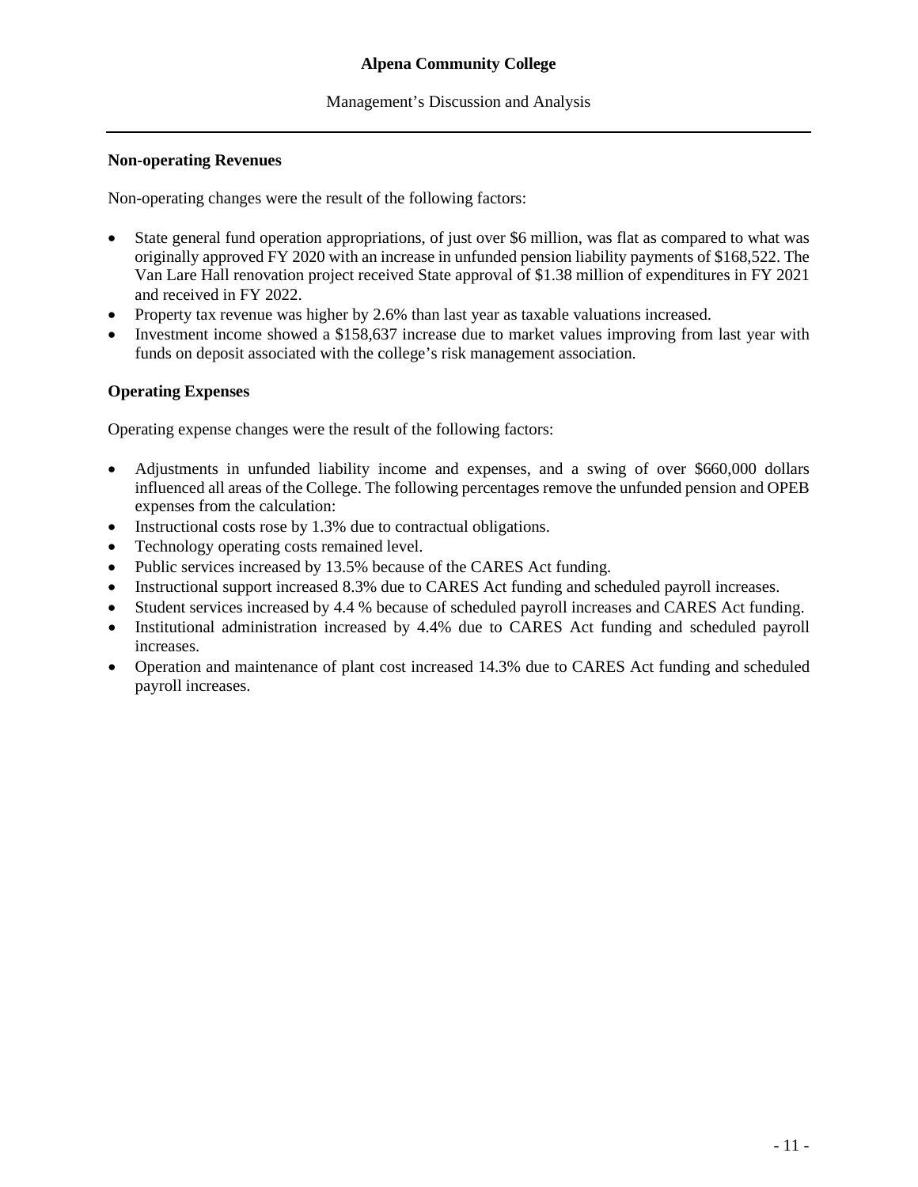#### Non-operating Revenues

Non-operating changes were the result of the following factors:

- State general fund operation appropriations, of just over $6 million, was flat as compared to what was originally approved FY 2020 with an increase in unfunded pension liability payments of $168,522. The Van Lare Hall renovation project received State approval of $1.38 million of expenditures in FY 2021 and received in FY 2022.
- Property tax revenue was higher by 2.6% than last year as taxable valuations increased.
- Investment income showed a $158,637 increase due to market values improving from last year with funds on deposit associated with the college's risk management association.

#### Operating Expenses

Operating expense changes were the result of the following factors:

- Adjustments in unfunded liability income and expenses, and a swing of over $660,000 dollars influenced all areas of the College. The following percentages remove the unfunded pension and OPEB expenses from the calculation:
- Instructional costs rose by 1.3% due to contractual obligations.
- Technology operating costs remained level.
- Public services increased by 13.5% because of the CARES Act funding.
- Instructional support increased 8.3% due to CARES Act funding and scheduled payroll increases.
- Student services increased by 4.4 % because of scheduled payroll increases and CARES Act funding.
- Institutional administration increased by 4.4% due to CARES Act funding and scheduled payroll increases.
- Operation and maintenance of plant cost increased 14.3% due to CARES Act funding and scheduled payroll increases.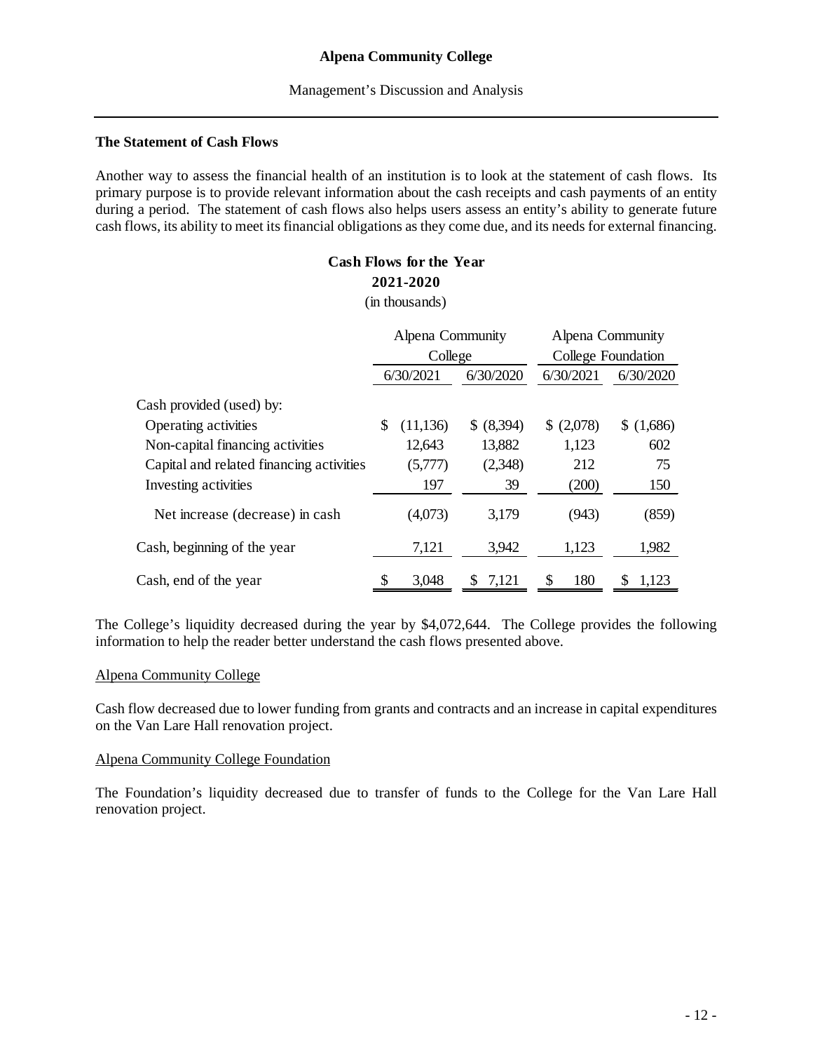## The Statement of Cash Flows

Another way to assess the financial health of an institution is to look at the statement of cash flows. Its primary purpose is to provide relevant information about the cash receipts and cash payments of an entity during a period. The statement of cash flows also helps users assess an entity's ability to generate future cash flows, its ability to meet its financial obligations as they come due, and its needs for external financing.

**Cash Flows for the Year**
**2021-2020**
(in thousands)

| | Alpena Community College | | Alpena Community College Foundation | |
|---|---|---|---|---|
| | 6/30/2021 | 6/30/2020 | 6/30/2021 | 6/30/2020 |
| Cash provided (used) by: | | | | |
| Operating activities | $ (11,136) | $ (8,394) | $ (2,078) | $ (1,686) |
| Non-capital financing activities | 12,643 | 13,882 | 1,123 | 602 |
| Capital and related financing activities | (5,777) | (2,348) | 212 | 75 |
| Investing activities | 197 | 39 | (200) | 150 |
| Net increase (decrease) in cash | (4,073) | 3,179 | (943) | (859) |
| Cash, beginning of the year | 7,121 | 3,942 | 1,123 | 1,982 |
| Cash, end of the year | $ 3,048 | $ 7,121 | $ 180 | $ 1,123 |

The College's liquidity decreased during the year by $4,072,644. The College provides the following information to help the reader better understand the cash flows presented above.

Alpena Community College

Cash flow decreased due to lower funding from grants and contracts and an increase in capital expenditures on the Van Lare Hall renovation project.

Alpena Community College Foundation

The Foundation's liquidity decreased due to transfer of funds to the College for the Van Lare Hall renovation project.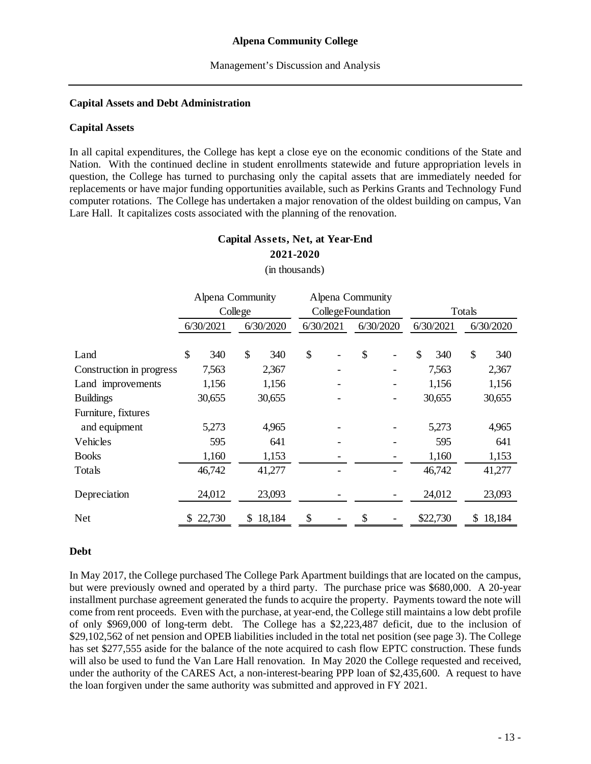**Alpena Community College**

Management's Discussion and Analysis

## Capital Assets and Debt Administration

### Capital Assets

In all capital expenditures, the College has kept a close eye on the economic conditions of the State and Nation. With the continued decline in student enrollments statewide and future appropriation levels in question, the College has turned to purchasing only the capital assets that are immediately needed for replacements or have major funding opportunities available, such as Perkins Grants and Technology Fund computer rotations. The College has undertaken a major renovation of the oldest building on campus, Van Lare Hall. It capitalizes costs associated with the planning of the renovation.

**Capital Assets, Net, at Year-End**
**2021-2020**
(in thousands)

| | Alpena Community College | | Alpena Community College Foundation | | Totals | |
|---|---|---|---|---|---|---|
| | 6/30/2021 | 6/30/2020 | 6/30/2021 | 6/30/2020 | 6/30/2021 | 6/30/2020 |
| Land | $ 340 | $ 340 | $ - | $ - | $ 340 | $ 340 |
| Construction in progress | 7,563 | 2,367 | - | - | 7,563 | 2,367 |
| Land improvements | 1,156 | 1,156 | - | - | 1,156 | 1,156 |
| Buildings | 30,655 | 30,655 | - | - | 30,655 | 30,655 |
| Furniture, fixtures and equipment | 5,273 | 4,965 | - | - | 5,273 | 4,965 |
| Vehicles | 595 | 641 | - | - | 595 | 641 |
| Books | 1,160 | 1,153 | - | - | 1,160 | 1,153 |
| Totals | 46,742 | 41,277 | - | - | 46,742 | 41,277 |
| Depreciation | 24,012 | 23,093 | - | - | 24,012 | 23,093 |
| Net | $ 22,730 | $ 18,184 | $ - | $ - | $22,730 | $ 18,184 |

### Debt

In May 2017, the College purchased The College Park Apartment buildings that are located on the campus, but were previously owned and operated by a third party. The purchase price was $680,000. A 20-year installment purchase agreement generated the funds to acquire the property. Payments toward the note will come from rent proceeds. Even with the purchase, at year-end, the College still maintains a low debt profile of only $969,000 of long-term debt. The College has a $2,223,487 deficit, due to the inclusion of $29,102,562 of net pension and OPEB liabilities included in the total net position (see page 3). The College has set $277,555 aside for the balance of the note acquired to cash flow EPTC construction. These funds will also be used to fund the Van Lare Hall renovation. In May 2020 the College requested and received, under the authority of the CARES Act, a non-interest-bearing PPP loan of $2,435,600. A request to have the loan forgiven under the same authority was submitted and approved in FY 2021.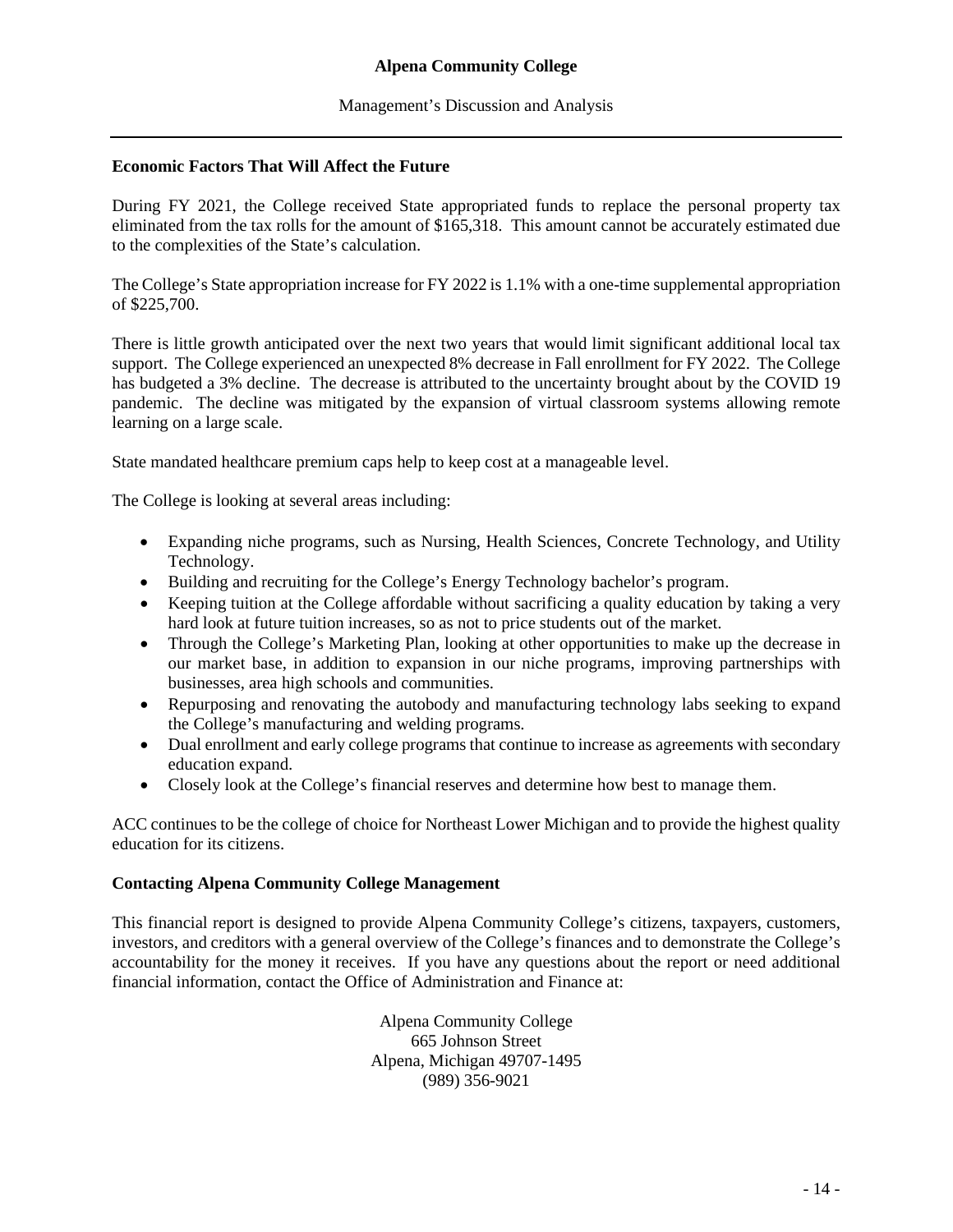## Economic Factors That Will Affect the Future

During FY 2021, the College received State appropriated funds to replace the personal property tax eliminated from the tax rolls for the amount of $165,318. This amount cannot be accurately estimated due to the complexities of the State's calculation.

The College's State appropriation increase for FY 2022 is 1.1% with a one-time supplemental appropriation of $225,700.

There is little growth anticipated over the next two years that would limit significant additional local tax support. The College experienced an unexpected 8% decrease in Fall enrollment for FY 2022. The College has budgeted a 3% decline. The decrease is attributed to the uncertainty brought about by the COVID 19 pandemic. The decline was mitigated by the expansion of virtual classroom systems allowing remote learning on a large scale.

State mandated healthcare premium caps help to keep cost at a manageable level.

The College is looking at several areas including:

- Expanding niche programs, such as Nursing, Health Sciences, Concrete Technology, and Utility Technology.
- Building and recruiting for the College's Energy Technology bachelor's program.
- Keeping tuition at the College affordable without sacrificing a quality education by taking a very hard look at future tuition increases, so as not to price students out of the market.
- Through the College's Marketing Plan, looking at other opportunities to make up the decrease in our market base, in addition to expansion in our niche programs, improving partnerships with businesses, area high schools and communities.
- Repurposing and renovating the autobody and manufacturing technology labs seeking to expand the College's manufacturing and welding programs.
- Dual enrollment and early college programs that continue to increase as agreements with secondary education expand.
- Closely look at the College's financial reserves and determine how best to manage them.

ACC continues to be the college of choice for Northeast Lower Michigan and to provide the highest quality education for its citizens.

## Contacting Alpena Community College Management

This financial report is designed to provide Alpena Community College's citizens, taxpayers, customers, investors, and creditors with a general overview of the College's finances and to demonstrate the College's accountability for the money it receives. If you have any questions about the report or need additional financial information, contact the Office of Administration and Finance at:

Alpena Community College
665 Johnson Street
Alpena, Michigan 49707-1495
(989) 356-9021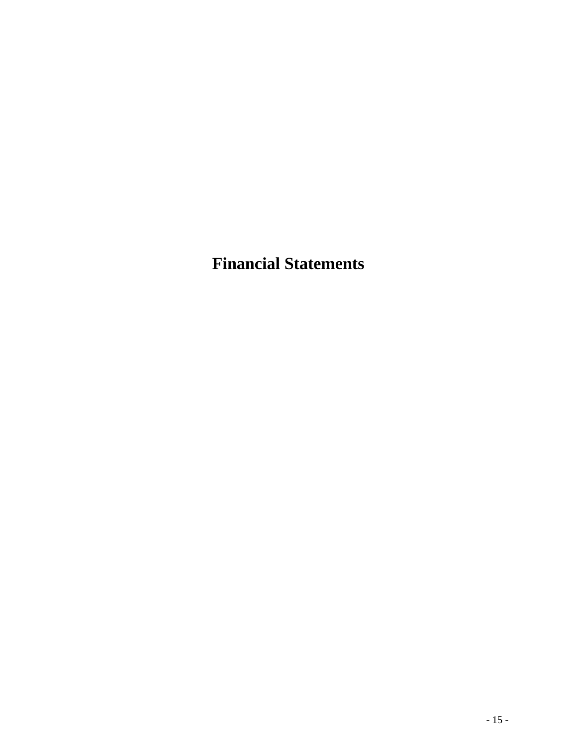# Financial Statements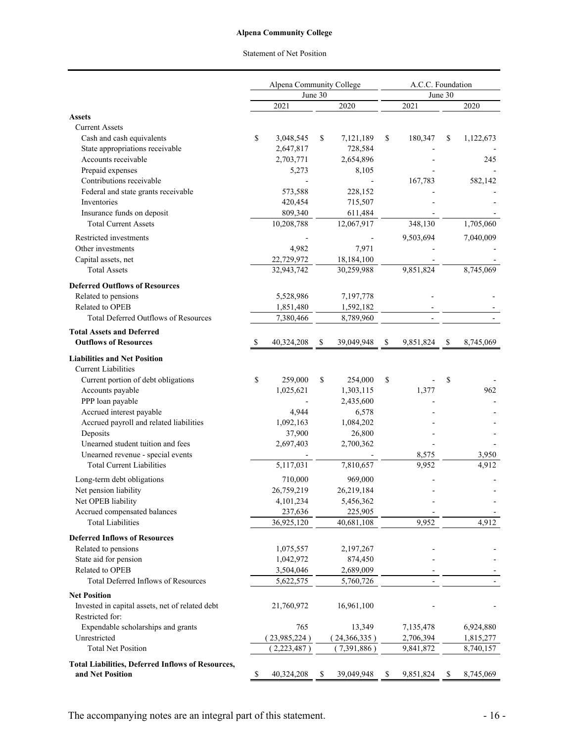**Alpena Community College**

Statement of Net Position

| | Alpena Community College | | A.C.C. Foundation | |
|---|---|---|---|---|
| | June 30 | | June 30 | |
| | 2021 | 2020 | 2021 | 2020 |
| **Assets** | | | | |
| Current Assets | | | | |
| Cash and cash equivalents | $ 3,048,545 | $ 7,121,189 | $ 180,347 | $ 1,122,673 |
| State appropriations receivable | 2,647,817 | 728,584 | - | - |
| Accounts receivable | 2,703,771 | 2,654,896 | - | 245 |
| Prepaid expenses | 5,273 | 8,105 | - | - |
| Contributions receivable | - | - | 167,783 | 582,142 |
| Federal and state grants receivable | 573,588 | 228,152 | - | - |
| Inventories | 420,454 | 715,507 | - | - |
| Insurance funds on deposit | 809,340 | 611,484 | - | - |
| Total Current Assets | 10,208,788 | 12,067,917 | 348,130 | 1,705,060 |
| Restricted investments | - | - | 9,503,694 | 7,040,009 |
| Other investments | 4,982 | 7,971 | - | - |
| Capital assets, net | 22,729,972 | 18,184,100 | - | - |
| Total Assets | 32,943,742 | 30,259,988 | 9,851,824 | 8,745,069 |
| **Deferred Outflows of Resources** | | | | |
| Related to pensions | 5,528,986 | 7,197,778 | - | - |
| Related to OPEB | 1,851,480 | 1,592,182 | - | - |
| Total Deferred Outflows of Resources | 7,380,466 | 8,789,960 | - | - |
| **Total Assets and Deferred Outflows of Resources** | $ 40,324,208 | $ 39,049,948 | $ 9,851,824 | $ 8,745,069 |
| **Liabilities and Net Position** | | | | |
| Current Liabilities | | | | |
| Current portion of debt obligations | $ 259,000 | $ 254,000 | $ - | $ - |
| Accounts payable | 1,025,621 | 1,303,115 | 1,377 | 962 |
| PPP loan payable | - | 2,435,600 | - | - |
| Accrued interest payable | 4,944 | 6,578 | - | - |
| Accrued payroll and related liabilities | 1,092,163 | 1,084,202 | - | - |
| Deposits | 37,900 | 26,800 | - | - |
| Unearned student tuition and fees | 2,697,403 | 2,700,362 | - | - |
| Unearned revenue - special events | - | - | 8,575 | 3,950 |
| Total Current Liabilities | 5,117,031 | 7,810,657 | 9,952 | 4,912 |
| Long-term debt obligations | 710,000 | 969,000 | - | - |
| Net pension liability | 26,759,219 | 26,219,184 | - | - |
| Net OPEB liability | 4,101,234 | 5,456,362 | - | - |
| Accrued compensated balances | 237,636 | 225,905 | - | - |
| Total Liabilities | 36,925,120 | 40,681,108 | 9,952 | 4,912 |
| **Deferred Inflows of Resources** | | | | |
| Related to pensions | 1,075,557 | 2,197,267 | - | - |
| State aid for pension | 1,042,972 | 874,450 | - | - |
| Related to OPEB | 3,504,046 | 2,689,009 | - | - |
| Total Deferred Inflows of Resources | 5,622,575 | 5,760,726 | - | - |
| **Net Position** | | | | |
| Invested in capital assets, net of related debt | 21,760,972 | 16,961,100 | - | - |
| Restricted for: | | | | |
| Expendable scholarships and grants | 765 | 13,349 | 7,135,478 | 6,924,880 |
| Unrestricted | (23,985,224) | (24,366,335) | 2,706,394 | 1,815,277 |
| Total Net Position | (2,223,487) | (7,391,886) | 9,841,872 | 8,740,157 |
| **Total Liabilities, Deferred Inflows of Resources, and Net Position** | $ 40,324,208 | $ 39,049,948 | $ 9,851,824 | $ 8,745,069 |

The accompanying notes are an integral part of this statement.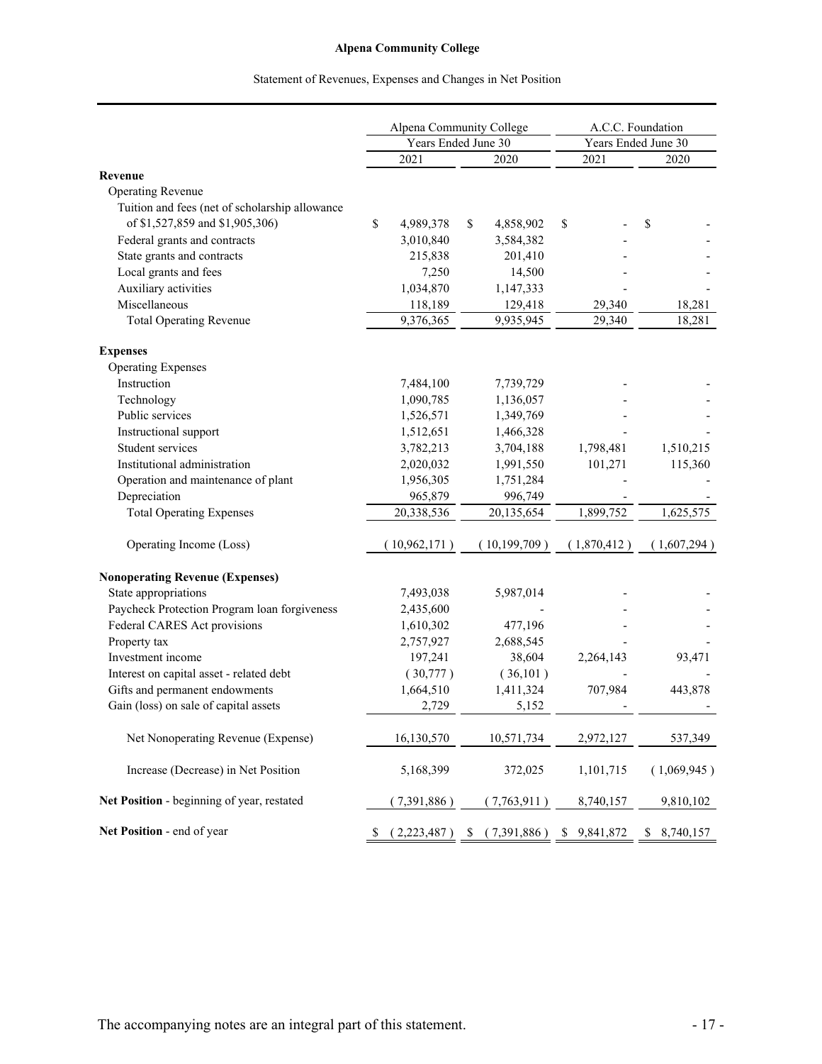**Alpena Community College**

Statement of Revenues, Expenses and Changes in Net Position

| | Alpena Community College | | A.C.C. Foundation | |
|---|---|---|---|---|
| | Years Ended June 30 | | Years Ended June 30 | |
| | 2021 | 2020 | 2021 | 2020 |
| **Revenue** | | | | |
| Operating Revenue | | | | |
| Tuition and fees (net of scholarship allowance of $1,527,859 and $1,905,306) | $ 4,989,378 | $ 4,858,902 | $ - | $ - |
| Federal grants and contracts | 3,010,840 | 3,584,382 | - | - |
| State grants and contracts | 215,838 | 201,410 | - | - |
| Local grants and fees | 7,250 | 14,500 | - | - |
| Auxiliary activities | 1,034,870 | 1,147,333 | - | - |
| Miscellaneous | 118,189 | 129,418 | 29,340 | 18,281 |
| Total Operating Revenue | 9,376,365 | 9,935,945 | 29,340 | 18,281 |
| **Expenses** | | | | |
| Operating Expenses | | | | |
| Instruction | 7,484,100 | 7,739,729 | - | - |
| Technology | 1,090,785 | 1,136,057 | - | - |
| Public services | 1,526,571 | 1,349,769 | - | - |
| Instructional support | 1,512,651 | 1,466,328 | - | - |
| Student services | 3,782,213 | 3,704,188 | 1,798,481 | 1,510,215 |
| Institutional administration | 2,020,032 | 1,991,550 | 101,271 | 115,360 |
| Operation and maintenance of plant | 1,956,305 | 1,751,284 | - | - |
| Depreciation | 965,879 | 996,749 | - | - |
| Total Operating Expenses | 20,338,536 | 20,135,654 | 1,899,752 | 1,625,575 |
| Operating Income (Loss) | ( 10,962,171 ) | ( 10,199,709 ) | ( 1,870,412 ) | ( 1,607,294 ) |
| **Nonoperating Revenue (Expenses)** | | | | |
| State appropriations | 7,493,038 | 5,987,014 | - | - |
| Paycheck Protection Program loan forgiveness | 2,435,600 | - | - | - |
| Federal CARES Act provisions | 1,610,302 | 477,196 | - | - |
| Property tax | 2,757,927 | 2,688,545 | - | - |
| Investment income | 197,241 | 38,604 | 2,264,143 | 93,471 |
| Interest on capital asset - related debt | ( 30,777 ) | ( 36,101 ) | - | - |
| Gifts and permanent endowments | 1,664,510 | 1,411,324 | 707,984 | 443,878 |
| Gain (loss) on sale of capital assets | 2,729 | 5,152 | - | - |
| Net Nonoperating Revenue (Expense) | 16,130,570 | 10,571,734 | 2,972,127 | 537,349 |
| Increase (Decrease) in Net Position | 5,168,399 | 372,025 | 1,101,715 | ( 1,069,945 ) |
| **Net Position** - beginning of year, restated | ( 7,391,886 ) | ( 7,763,911 ) | 8,740,157 | 9,810,102 |
| **Net Position** - end of year | $ ( 2,223,487 ) | $ ( 7,391,886 ) | $ 9,841,872 | $ 8,740,157 |

The accompanying notes are an integral part of this statement.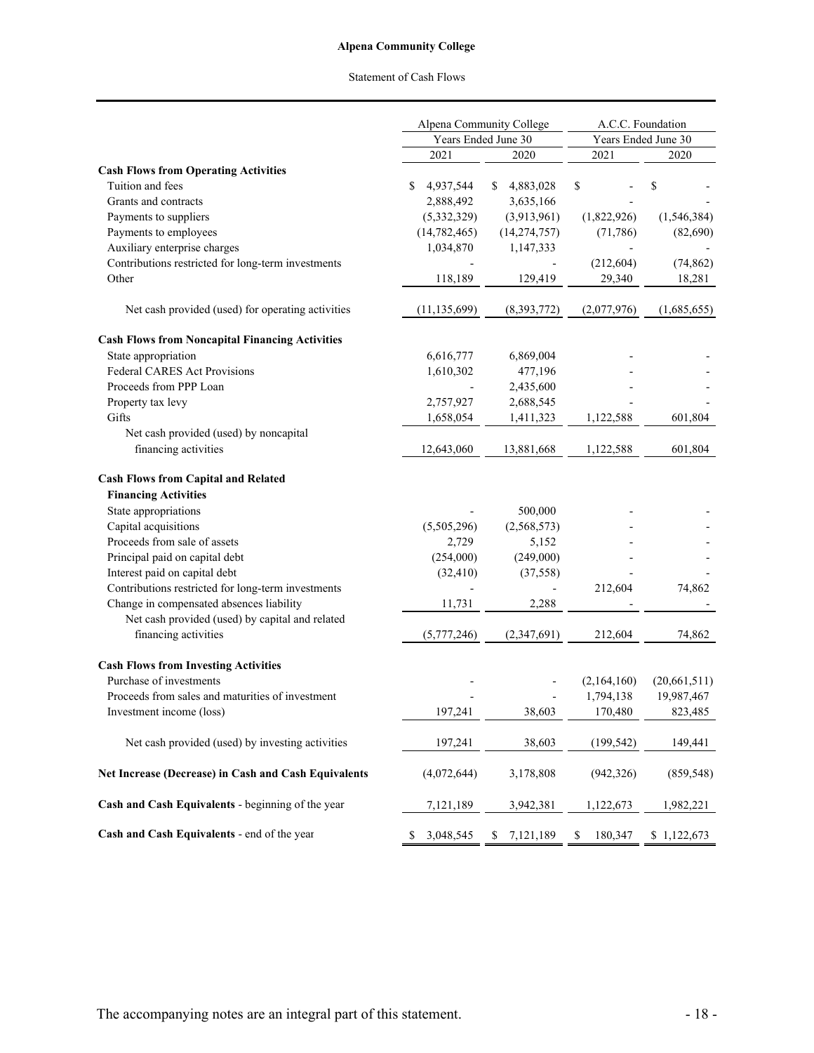**Alpena Community College**

Statement of Cash Flows

| | Alpena Community College | | A.C.C. Foundation | |
|---|---|---|---|---|
| | Years Ended June 30 | | Years Ended June 30 | |
| | 2021 | 2020 | 2021 | 2020 |
| **Cash Flows from Operating Activities** | | | | |
| Tuition and fees | $ 4,937,544 | $ 4,883,028 | $ - | $ - |
| Grants and contracts | 2,888,492 | 3,635,166 | - | - |
| Payments to suppliers | (5,332,329) | (3,913,961) | (1,822,926) | (1,546,384) |
| Payments to employees | (14,782,465) | (14,274,757) | (71,786) | (82,690) |
| Auxiliary enterprise charges | 1,034,870 | 1,147,333 | - | - |
| Contributions restricted for long-term investments | - | - | (212,604) | (74,862) |
| Other | 118,189 | 129,419 | 29,340 | 18,281 |
| Net cash provided (used) for operating activities | (11,135,699) | (8,393,772) | (2,077,976) | (1,685,655) |
| **Cash Flows from Noncapital Financing Activities** | | | | |
| State appropriation | 6,616,777 | 6,869,004 | - | - |
| Federal CARES Act Provisions | 1,610,302 | 477,196 | - | - |
| Proceeds from PPP Loan | - | 2,435,600 | - | - |
| Property tax levy | 2,757,927 | 2,688,545 | - | - |
| Gifts | 1,658,054 | 1,411,323 | 1,122,588 | 601,804 |
| Net cash provided (used) by noncapital financing activities | 12,643,060 | 13,881,668 | 1,122,588 | 601,804 |
| **Cash Flows from Capital and Related Financing Activities** | | | | |
| State appropriations | - | 500,000 | - | - |
| Capital acquisitions | (5,505,296) | (2,568,573) | - | - |
| Proceeds from sale of assets | 2,729 | 5,152 | - | - |
| Principal paid on capital debt | (254,000) | (249,000) | - | - |
| Interest paid on capital debt | (32,410) | (37,558) | - | - |
| Contributions restricted for long-term investments | - | - | 212,604 | 74,862 |
| Change in compensated absences liability | 11,731 | 2,288 | - | - |
| Net cash provided (used) by capital and related financing activities | (5,777,246) | (2,347,691) | 212,604 | 74,862 |
| **Cash Flows from Investing Activities** | | | | |
| Purchase of investments | - | - | (2,164,160) | (20,661,511) |
| Proceeds from sales and maturities of investment | - | - | 1,794,138 | 19,987,467 |
| Investment income (loss) | 197,241 | 38,603 | 170,480 | 823,485 |
| Net cash provided (used) by investing activities | 197,241 | 38,603 | (199,542) | 149,441 |
| **Net Increase (Decrease) in Cash and Cash Equivalents** | (4,072,644) | 3,178,808 | (942,326) | (859,548) |
| **Cash and Cash Equivalents** - beginning of the year | 7,121,189 | 3,942,381 | 1,122,673 | 1,982,221 |
| **Cash and Cash Equivalents** - end of the year | $ 3,048,545 | $ 7,121,189 | $ 180,347 | $ 1,122,673 |

The accompanying notes are an integral part of this statement.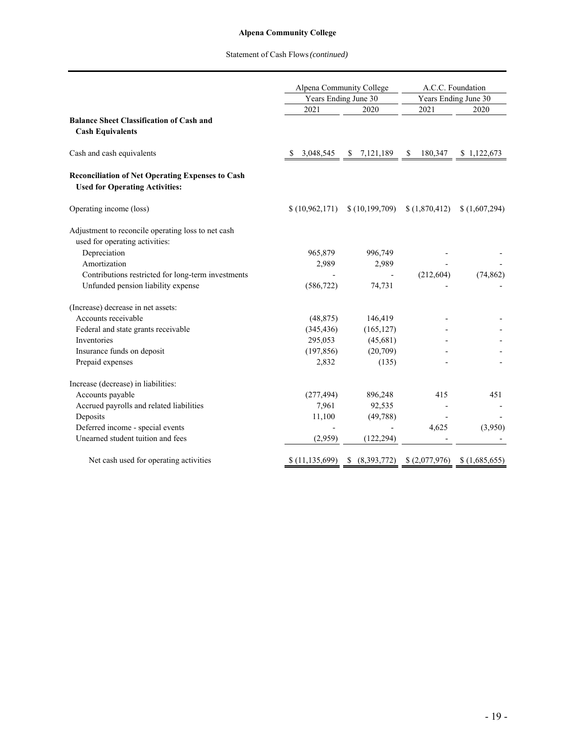**Alpena Community College**

Statement of Cash Flows *(continued)*

| | Alpena Community College | | A.C.C. Foundation | |
|---|---|---|---|---|
| | Years Ending June 30 | | Years Ending June 30 | |
| | 2021 | 2020 | 2021 | 2020 |
| **Balance Sheet Classification of Cash and Cash Equivalents** | | | | |
| Cash and cash equivalents | $ 3,048,545 | $ 7,121,189 | $ 180,347 | $ 1,122,673 |
| **Reconciliation of Net Operating Expenses to Cash Used for Operating Activities:** | | | | |
| Operating income (loss) | $ (10,962,171) | $ (10,199,709) | $ (1,870,412) | $ (1,607,294) |
| Adjustment to reconcile operating loss to net cash used for operating activities: | | | | |
| Depreciation | 965,879 | 996,749 | - | - |
| Amortization | 2,989 | 2,989 | - | - |
| Contributions restricted for long-term investments | - | - | (212,604) | (74,862) |
| Unfunded pension liability expense | (586,722) | 74,731 | - | - |
| (Increase) decrease in net assets: | | | | |
| Accounts receivable | (48,875) | 146,419 | - | - |
| Federal and state grants receivable | (345,436) | (165,127) | - | - |
| Inventories | 295,053 | (45,681) | - | - |
| Insurance funds on deposit | (197,856) | (20,709) | - | - |
| Prepaid expenses | 2,832 | (135) | - | - |
| Increase (decrease) in liabilities: | | | | |
| Accounts payable | (277,494) | 896,248 | 415 | 451 |
| Accrued payrolls and related liabilities | 7,961 | 92,535 | - | - |
| Deposits | 11,100 | (49,788) | - | - |
| Deferred income - special events | - | - | 4,625 | (3,950) |
| Unearned student tuition and fees | (2,959) | (122,294) | - | - |
| Net cash used for operating activities | $ (11,135,699) | $ (8,393,772) | $ (2,077,976) | $ (1,685,655) |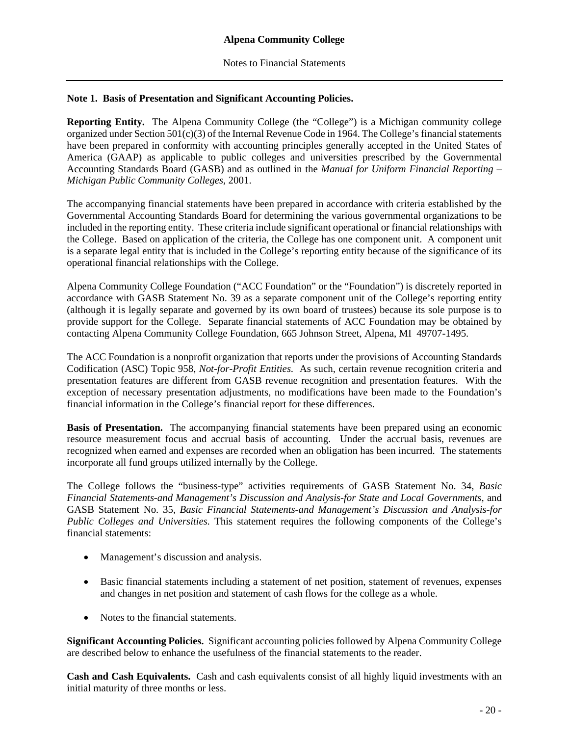# Alpena Community College

Notes to Financial Statements

**Note 1. Basis of Presentation and Significant Accounting Policies.**

**Reporting Entity.** The Alpena Community College (the "College") is a Michigan community college organized under Section 501(c)(3) of the Internal Revenue Code in 1964. The College's financial statements have been prepared in conformity with accounting principles generally accepted in the United States of America (GAAP) as applicable to public colleges and universities prescribed by the Governmental Accounting Standards Board (GASB) and as outlined in the *Manual for Uniform Financial Reporting – Michigan Public Community Colleges,* 2001.

The accompanying financial statements have been prepared in accordance with criteria established by the Governmental Accounting Standards Board for determining the various governmental organizations to be included in the reporting entity. These criteria include significant operational or financial relationships with the College. Based on application of the criteria, the College has one component unit. A component unit is a separate legal entity that is included in the College's reporting entity because of the significance of its operational financial relationships with the College.

Alpena Community College Foundation ("ACC Foundation" or the "Foundation") is discretely reported in accordance with GASB Statement No. 39 as a separate component unit of the College's reporting entity (although it is legally separate and governed by its own board of trustees) because its sole purpose is to provide support for the College. Separate financial statements of ACC Foundation may be obtained by contacting Alpena Community College Foundation, 665 Johnson Street, Alpena, MI 49707-1495.

The ACC Foundation is a nonprofit organization that reports under the provisions of Accounting Standards Codification (ASC) Topic 958, *Not-for-Profit Entities*. As such, certain revenue recognition criteria and presentation features are different from GASB revenue recognition and presentation features. With the exception of necessary presentation adjustments, no modifications have been made to the Foundation's financial information in the College's financial report for these differences.

**Basis of Presentation.** The accompanying financial statements have been prepared using an economic resource measurement focus and accrual basis of accounting. Under the accrual basis, revenues are recognized when earned and expenses are recorded when an obligation has been incurred. The statements incorporate all fund groups utilized internally by the College.

The College follows the "business-type" activities requirements of GASB Statement No. 34, *Basic Financial Statements-and Management's Discussion and Analysis-for State and Local Governments*, and GASB Statement No. 35, *Basic Financial Statements-and Management's Discussion and Analysis-for Public Colleges and Universities.* This statement requires the following components of the College's financial statements:

- Management's discussion and analysis.
- Basic financial statements including a statement of net position, statement of revenues, expenses and changes in net position and statement of cash flows for the college as a whole.
- Notes to the financial statements.

**Significant Accounting Policies.** Significant accounting policies followed by Alpena Community College are described below to enhance the usefulness of the financial statements to the reader.

**Cash and Cash Equivalents.** Cash and cash equivalents consist of all highly liquid investments with an initial maturity of three months or less.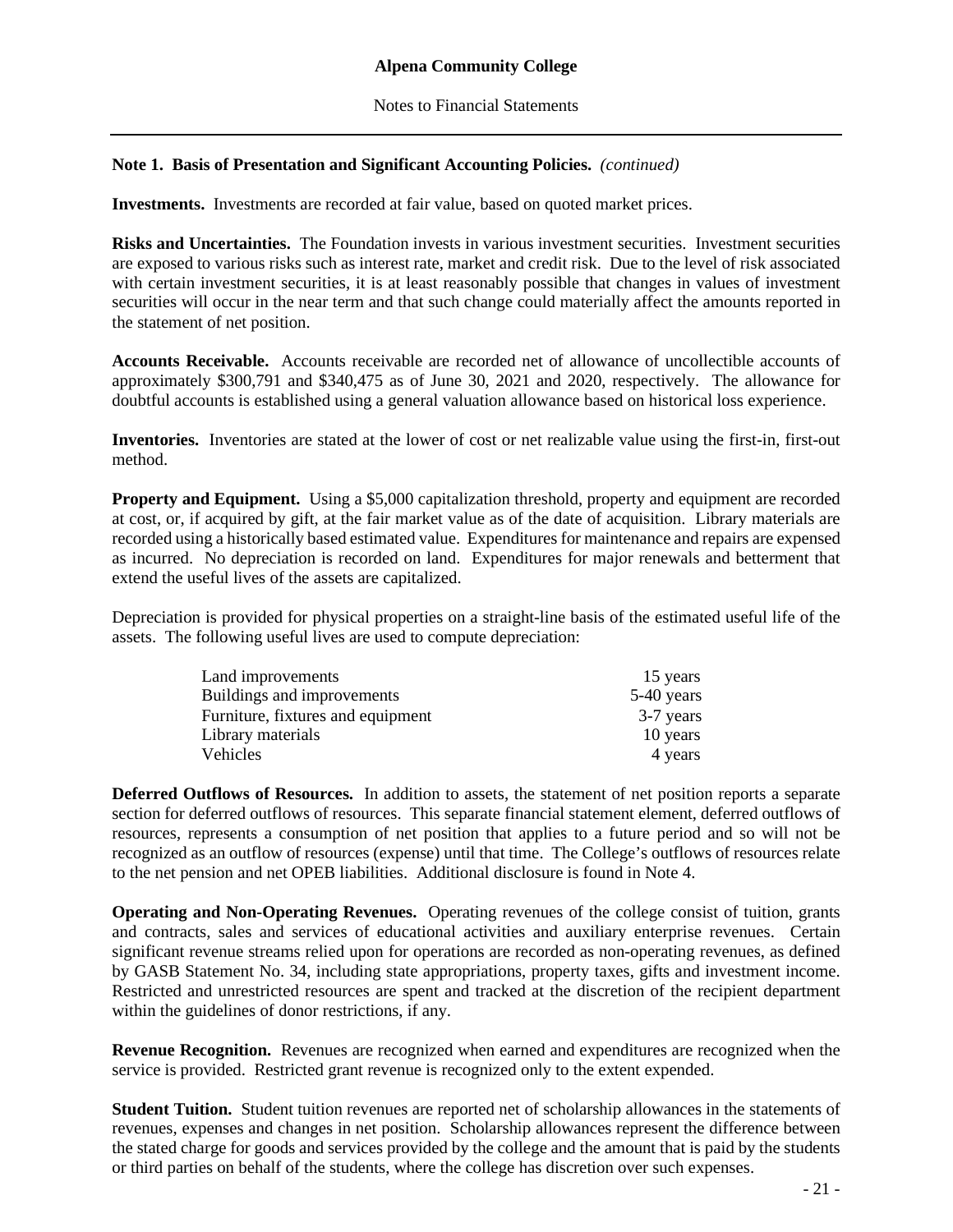**Note 1. Basis of Presentation and Significant Accounting Policies.** *(continued)*

**Investments.** Investments are recorded at fair value, based on quoted market prices.

**Risks and Uncertainties.** The Foundation invests in various investment securities. Investment securities are exposed to various risks such as interest rate, market and credit risk. Due to the level of risk associated with certain investment securities, it is at least reasonably possible that changes in values of investment securities will occur in the near term and that such change could materially affect the amounts reported in the statement of net position.

**Accounts Receivable.** Accounts receivable are recorded net of allowance of uncollectible accounts of approximately $300,791 and $340,475 as of June 30, 2021 and 2020, respectively. The allowance for doubtful accounts is established using a general valuation allowance based on historical loss experience.

**Inventories.** Inventories are stated at the lower of cost or net realizable value using the first-in, first-out method.

**Property and Equipment.** Using a $5,000 capitalization threshold, property and equipment are recorded at cost, or, if acquired by gift, at the fair market value as of the date of acquisition. Library materials are recorded using a historically based estimated value. Expenditures for maintenance and repairs are expensed as incurred. No depreciation is recorded on land. Expenditures for major renewals and betterment that extend the useful lives of the assets are capitalized.

Depreciation is provided for physical properties on a straight-line basis of the estimated useful life of the assets. The following useful lives are used to compute depreciation:

| | |
|---|---|
| Land improvements | 15 years |
| Buildings and improvements | 5-40 years |
| Furniture, fixtures and equipment | 3-7 years |
| Library materials | 10 years |
| Vehicles | 4 years |

**Deferred Outflows of Resources.** In addition to assets, the statement of net position reports a separate section for deferred outflows of resources. This separate financial statement element, deferred outflows of resources, represents a consumption of net position that applies to a future period and so will not be recognized as an outflow of resources (expense) until that time. The College's outflows of resources relate to the net pension and net OPEB liabilities. Additional disclosure is found in Note 4.

**Operating and Non-Operating Revenues.** Operating revenues of the college consist of tuition, grants and contracts, sales and services of educational activities and auxiliary enterprise revenues. Certain significant revenue streams relied upon for operations are recorded as non-operating revenues, as defined by GASB Statement No. 34, including state appropriations, property taxes, gifts and investment income. Restricted and unrestricted resources are spent and tracked at the discretion of the recipient department within the guidelines of donor restrictions, if any.

**Revenue Recognition.** Revenues are recognized when earned and expenditures are recognized when the service is provided. Restricted grant revenue is recognized only to the extent expended.

**Student Tuition.** Student tuition revenues are reported net of scholarship allowances in the statements of revenues, expenses and changes in net position. Scholarship allowances represent the difference between the stated charge for goods and services provided by the college and the amount that is paid by the students or third parties on behalf of the students, where the college has discretion over such expenses.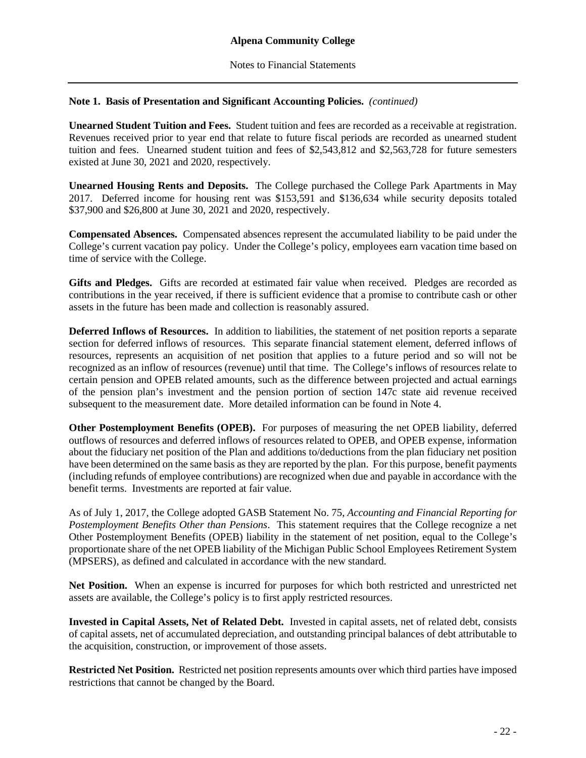**Note 1. Basis of Presentation and Significant Accounting Policies.** *(continued)*

**Unearned Student Tuition and Fees.** Student tuition and fees are recorded as a receivable at registration. Revenues received prior to year end that relate to future fiscal periods are recorded as unearned student tuition and fees. Unearned student tuition and fees of $2,543,812 and $2,563,728 for future semesters existed at June 30, 2021 and 2020, respectively.

**Unearned Housing Rents and Deposits.** The College purchased the College Park Apartments in May 2017. Deferred income for housing rent was $153,591 and $136,634 while security deposits totaled $37,900 and $26,800 at June 30, 2021 and 2020, respectively.

**Compensated Absences.** Compensated absences represent the accumulated liability to be paid under the College's current vacation pay policy. Under the College's policy, employees earn vacation time based on time of service with the College.

**Gifts and Pledges.** Gifts are recorded at estimated fair value when received. Pledges are recorded as contributions in the year received, if there is sufficient evidence that a promise to contribute cash or other assets in the future has been made and collection is reasonably assured.

**Deferred Inflows of Resources.** In addition to liabilities, the statement of net position reports a separate section for deferred inflows of resources. This separate financial statement element, deferred inflows of resources, represents an acquisition of net position that applies to a future period and so will not be recognized as an inflow of resources (revenue) until that time. The College's inflows of resources relate to certain pension and OPEB related amounts, such as the difference between projected and actual earnings of the pension plan's investment and the pension portion of section 147c state aid revenue received subsequent to the measurement date. More detailed information can be found in Note 4.

**Other Postemployment Benefits (OPEB).** For purposes of measuring the net OPEB liability, deferred outflows of resources and deferred inflows of resources related to OPEB, and OPEB expense, information about the fiduciary net position of the Plan and additions to/deductions from the plan fiduciary net position have been determined on the same basis as they are reported by the plan. For this purpose, benefit payments (including refunds of employee contributions) are recognized when due and payable in accordance with the benefit terms. Investments are reported at fair value.

As of July 1, 2017, the College adopted GASB Statement No. 75, *Accounting and Financial Reporting for Postemployment Benefits Other than Pensions*. This statement requires that the College recognize a net Other Postemployment Benefits (OPEB) liability in the statement of net position, equal to the College's proportionate share of the net OPEB liability of the Michigan Public School Employees Retirement System (MPSERS), as defined and calculated in accordance with the new standard.

**Net Position.** When an expense is incurred for purposes for which both restricted and unrestricted net assets are available, the College's policy is to first apply restricted resources.

**Invested in Capital Assets, Net of Related Debt.** Invested in capital assets, net of related debt, consists of capital assets, net of accumulated depreciation, and outstanding principal balances of debt attributable to the acquisition, construction, or improvement of those assets.

**Restricted Net Position.** Restricted net position represents amounts over which third parties have imposed restrictions that cannot be changed by the Board.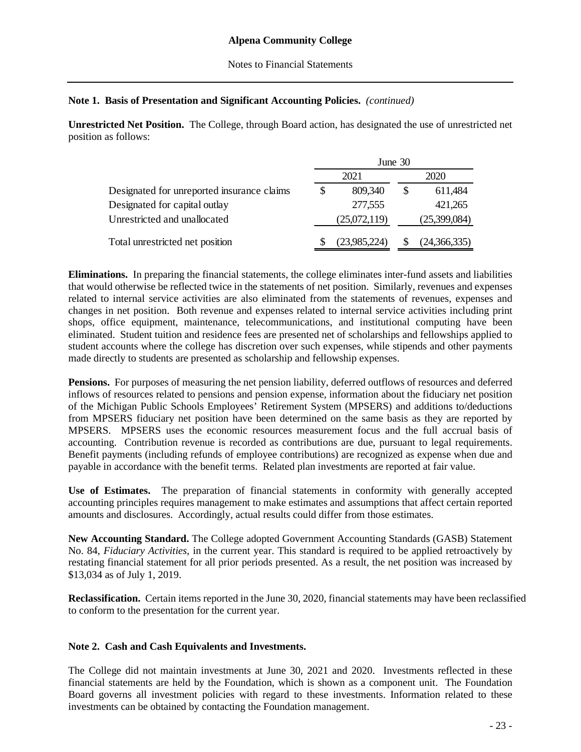**Note 1. Basis of Presentation and Significant Accounting Policies.** *(continued)*

**Unrestricted Net Position.** The College, through Board action, has designated the use of unrestricted net position as follows:

| | June 30 | |
|---|---|---|
| | 2021 | 2020 |
| Designated for unreported insurance claims | $ 809,340 | $ 611,484 |
| Designated for capital outlay | 277,555 | 421,265 |
| Unrestricted and unallocated | (25,072,119) | (25,399,084) |
| Total unrestricted net position | $ (23,985,224) | $ (24,366,335) |

**Eliminations.** In preparing the financial statements, the college eliminates inter-fund assets and liabilities that would otherwise be reflected twice in the statements of net position. Similarly, revenues and expenses related to internal service activities are also eliminated from the statements of revenues, expenses and changes in net position. Both revenue and expenses related to internal service activities including print shops, office equipment, maintenance, telecommunications, and institutional computing have been eliminated. Student tuition and residence fees are presented net of scholarships and fellowships applied to student accounts where the college has discretion over such expenses, while stipends and other payments made directly to students are presented as scholarship and fellowship expenses.

**Pensions.** For purposes of measuring the net pension liability, deferred outflows of resources and deferred inflows of resources related to pensions and pension expense, information about the fiduciary net position of the Michigan Public Schools Employees' Retirement System (MPSERS) and additions to/deductions from MPSERS fiduciary net position have been determined on the same basis as they are reported by MPSERS. MPSERS uses the economic resources measurement focus and the full accrual basis of accounting. Contribution revenue is recorded as contributions are due, pursuant to legal requirements. Benefit payments (including refunds of employee contributions) are recognized as expense when due and payable in accordance with the benefit terms. Related plan investments are reported at fair value.

**Use of Estimates.** The preparation of financial statements in conformity with generally accepted accounting principles requires management to make estimates and assumptions that affect certain reported amounts and disclosures. Accordingly, actual results could differ from those estimates.

**New Accounting Standard.** The College adopted Government Accounting Standards (GASB) Statement No. 84, *Fiduciary Activities*, in the current year. This standard is required to be applied retroactively by restating financial statement for all prior periods presented. As a result, the net position was increased by $13,034 as of July 1, 2019.

**Reclassification.** Certain items reported in the June 30, 2020, financial statements may have been reclassified to conform to the presentation for the current year.

**Note 2. Cash and Cash Equivalents and Investments.**

The College did not maintain investments at June 30, 2021 and 2020. Investments reflected in these financial statements are held by the Foundation, which is shown as a component unit. The Foundation Board governs all investment policies with regard to these investments. Information related to these investments can be obtained by contacting the Foundation management.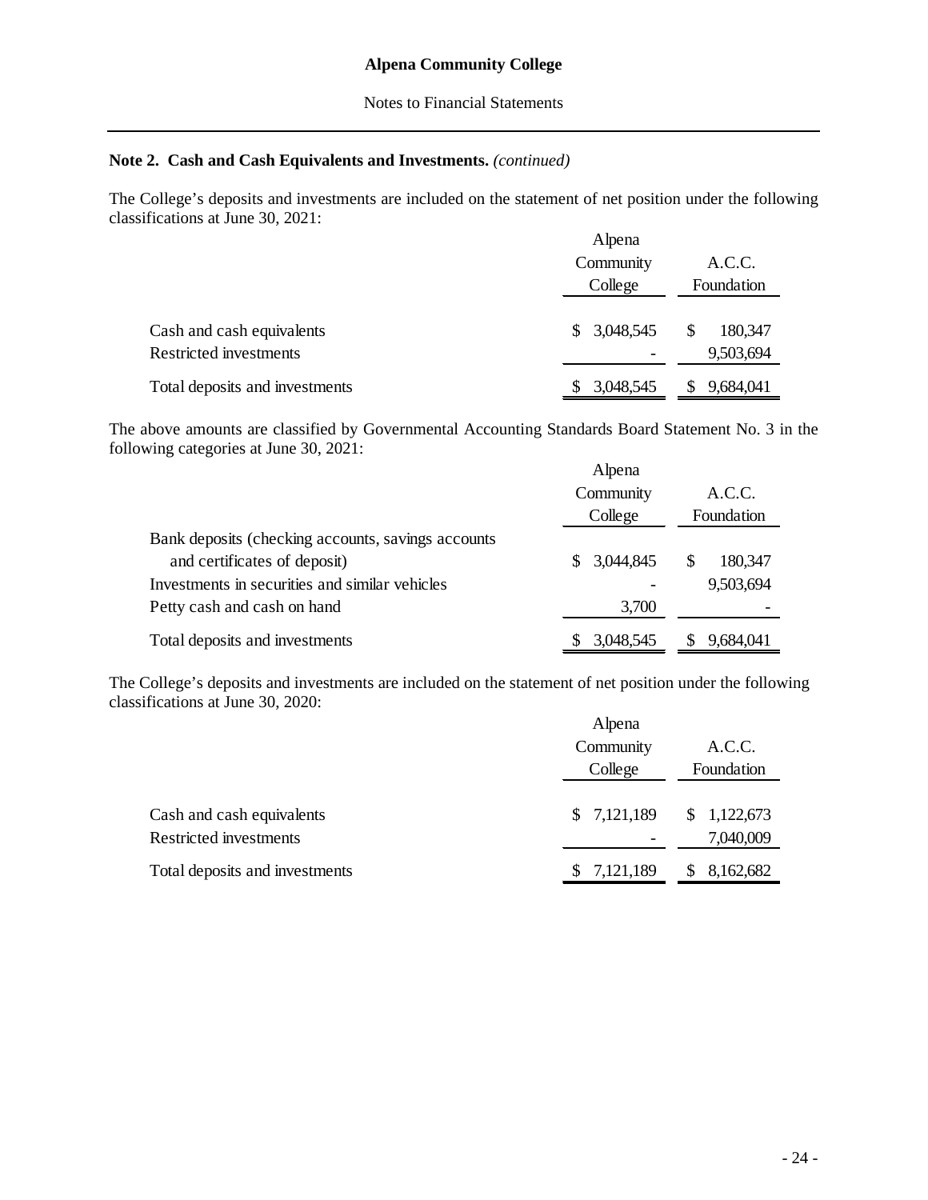**Alpena Community College**

Notes to Financial Statements

### Note 2. Cash and Cash Equivalents and Investments. *(continued)*

The College's deposits and investments are included on the statement of net position under the following classifications at June 30, 2021:

| | Alpena Community College | A.C.C. Foundation |
|---|---|---|
| Cash and cash equivalents | $ 3,048,545 | $ 180,347 |
| Restricted investments | - | 9,503,694 |
| Total deposits and investments | $ 3,048,545 | $ 9,684,041 |

The above amounts are classified by Governmental Accounting Standards Board Statement No. 3 in the following categories at June 30, 2021:

| | Alpena Community College | A.C.C. Foundation |
|---|---|---|
| Bank deposits (checking accounts, savings accounts and certificates of deposit) | $ 3,044,845 | $ 180,347 |
| Investments in securities and similar vehicles | - | 9,503,694 |
| Petty cash and cash on hand | 3,700 | - |
| Total deposits and investments | $ 3,048,545 | $ 9,684,041 |

The College's deposits and investments are included on the statement of net position under the following classifications at June 30, 2020:

| | Alpena Community College | A.C.C. Foundation |
|---|---|---|
| Cash and cash equivalents | $ 7,121,189 | $ 1,122,673 |
| Restricted investments | - | 7,040,009 |
| Total deposits and investments | $ 7,121,189 | $ 8,162,682 |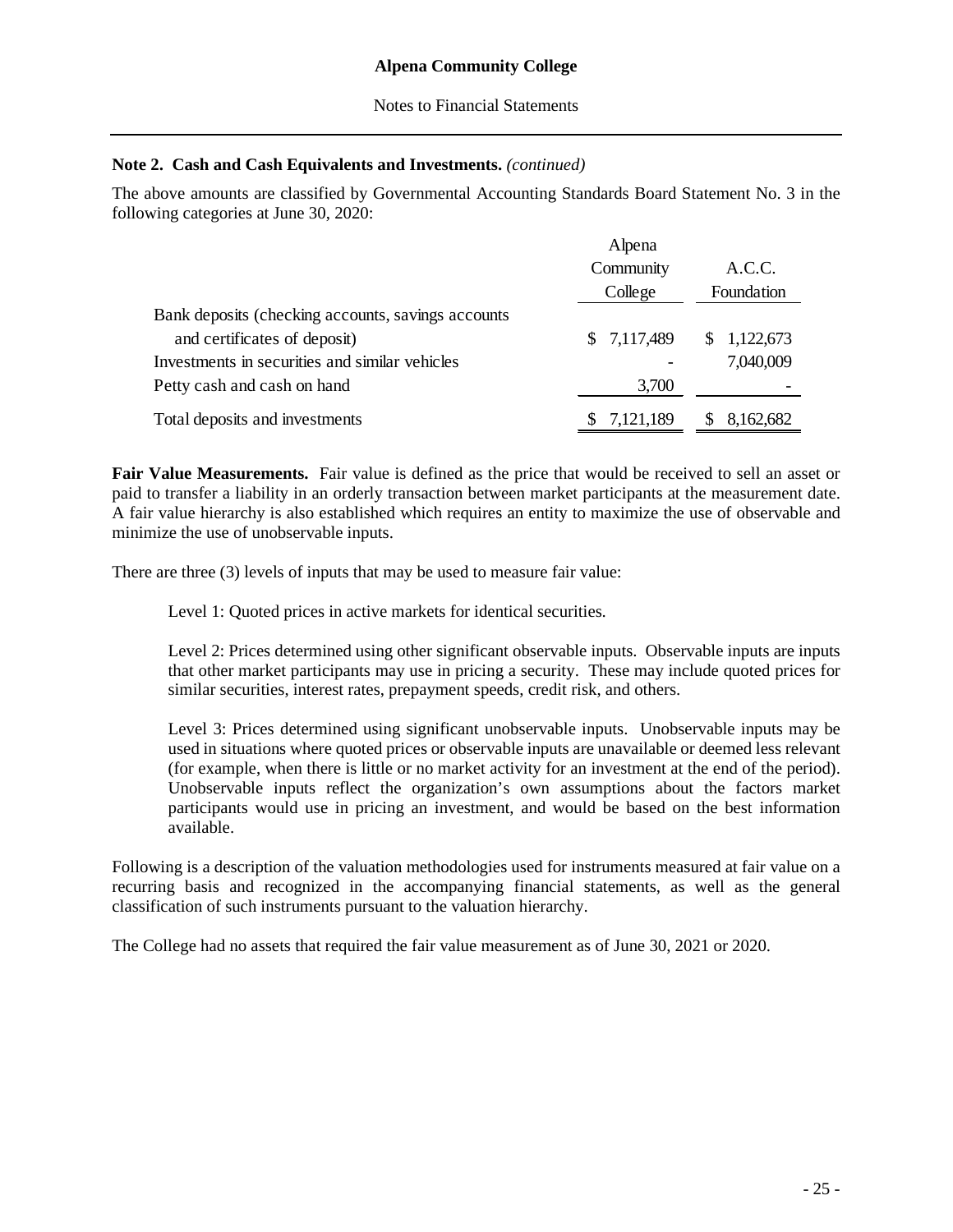**Alpena Community College**

Notes to Financial Statements

### Note 2. Cash and Cash Equivalents and Investments. *(continued)*

The above amounts are classified by Governmental Accounting Standards Board Statement No. 3 in the following categories at June 30, 2020:

| | Alpena Community College | A.C.C. Foundation |
|---|---|---|
| Bank deposits (checking accounts, savings accounts and certificates of deposit) | $ 7,117,489 | $ 1,122,673 |
| Investments in securities and similar vehicles | - | 7,040,009 |
| Petty cash and cash on hand | 3,700 | - |
| Total deposits and investments | $ 7,121,189 | $ 8,162,682 |

**Fair Value Measurements.** Fair value is defined as the price that would be received to sell an asset or paid to transfer a liability in an orderly transaction between market participants at the measurement date. A fair value hierarchy is also established which requires an entity to maximize the use of observable and minimize the use of unobservable inputs.

There are three (3) levels of inputs that may be used to measure fair value:

Level 1: Quoted prices in active markets for identical securities.

Level 2: Prices determined using other significant observable inputs. Observable inputs are inputs that other market participants may use in pricing a security. These may include quoted prices for similar securities, interest rates, prepayment speeds, credit risk, and others.

Level 3: Prices determined using significant unobservable inputs. Unobservable inputs may be used in situations where quoted prices or observable inputs are unavailable or deemed less relevant (for example, when there is little or no market activity for an investment at the end of the period). Unobservable inputs reflect the organization's own assumptions about the factors market participants would use in pricing an investment, and would be based on the best information available.

Following is a description of the valuation methodologies used for instruments measured at fair value on a recurring basis and recognized in the accompanying financial statements, as well as the general classification of such instruments pursuant to the valuation hierarchy.

The College had no assets that required the fair value measurement as of June 30, 2021 or 2020.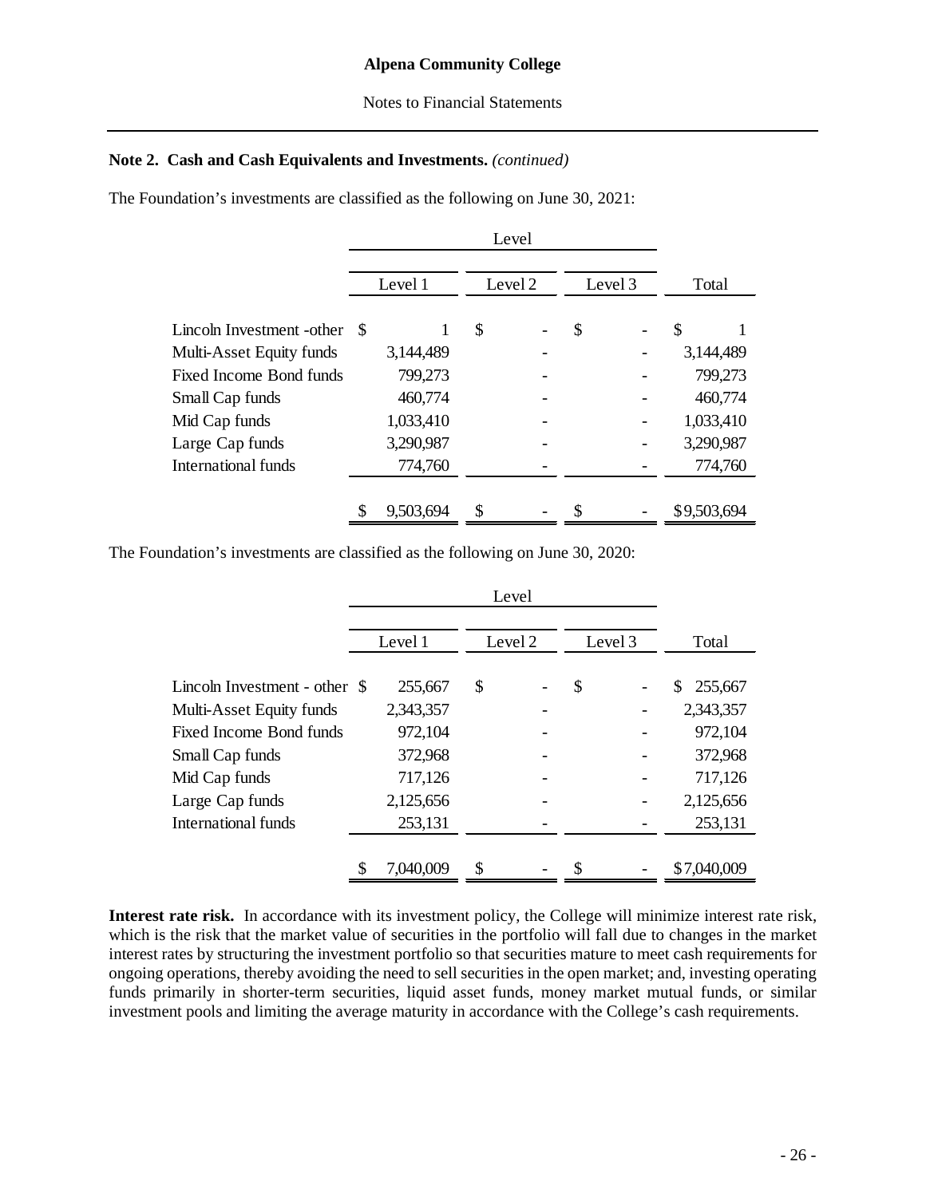**Alpena Community College**

Notes to Financial Statements

**Note 2. Cash and Cash Equivalents and Investments.** *(continued)*

The Foundation's investments are classified as the following on June 30, 2021:

| | Level | | | |
|---|---|---|---|---|
| | Level 1 | Level 2 | Level 3 | Total |
| Lincoln Investment -other | $ 1 | $ - | $ - | $ 1 |
| Multi-Asset Equity funds | 3,144,489 | - | - | 3,144,489 |
| Fixed Income Bond funds | 799,273 | - | - | 799,273 |
| Small Cap funds | 460,774 | - | - | 460,774 |
| Mid Cap funds | 1,033,410 | - | - | 1,033,410 |
| Large Cap funds | 3,290,987 | - | - | 3,290,987 |
| International funds | 774,760 | - | - | 774,760 |
| | $ 9,503,694 | $ - | $ - | $9,503,694 |

The Foundation's investments are classified as the following on June 30, 2020:

| | Level | | | |
|---|---|---|---|---|
| | Level 1 | Level 2 | Level 3 | Total |
| Lincoln Investment - other | $ 255,667 | $ - | $ - | $ 255,667 |
| Multi-Asset Equity funds | 2,343,357 | - | - | 2,343,357 |
| Fixed Income Bond funds | 972,104 | - | - | 972,104 |
| Small Cap funds | 372,968 | - | - | 372,968 |
| Mid Cap funds | 717,126 | - | - | 717,126 |
| Large Cap funds | 2,125,656 | - | - | 2,125,656 |
| International funds | 253,131 | - | - | 253,131 |
| | $ 7,040,009 | $ - | $ - | $7,040,009 |

**Interest rate risk.** In accordance with its investment policy, the College will minimize interest rate risk, which is the risk that the market value of securities in the portfolio will fall due to changes in the market interest rates by structuring the investment portfolio so that securities mature to meet cash requirements for ongoing operations, thereby avoiding the need to sell securities in the open market; and, investing operating funds primarily in shorter-term securities, liquid asset funds, money market mutual funds, or similar investment pools and limiting the average maturity in accordance with the College's cash requirements.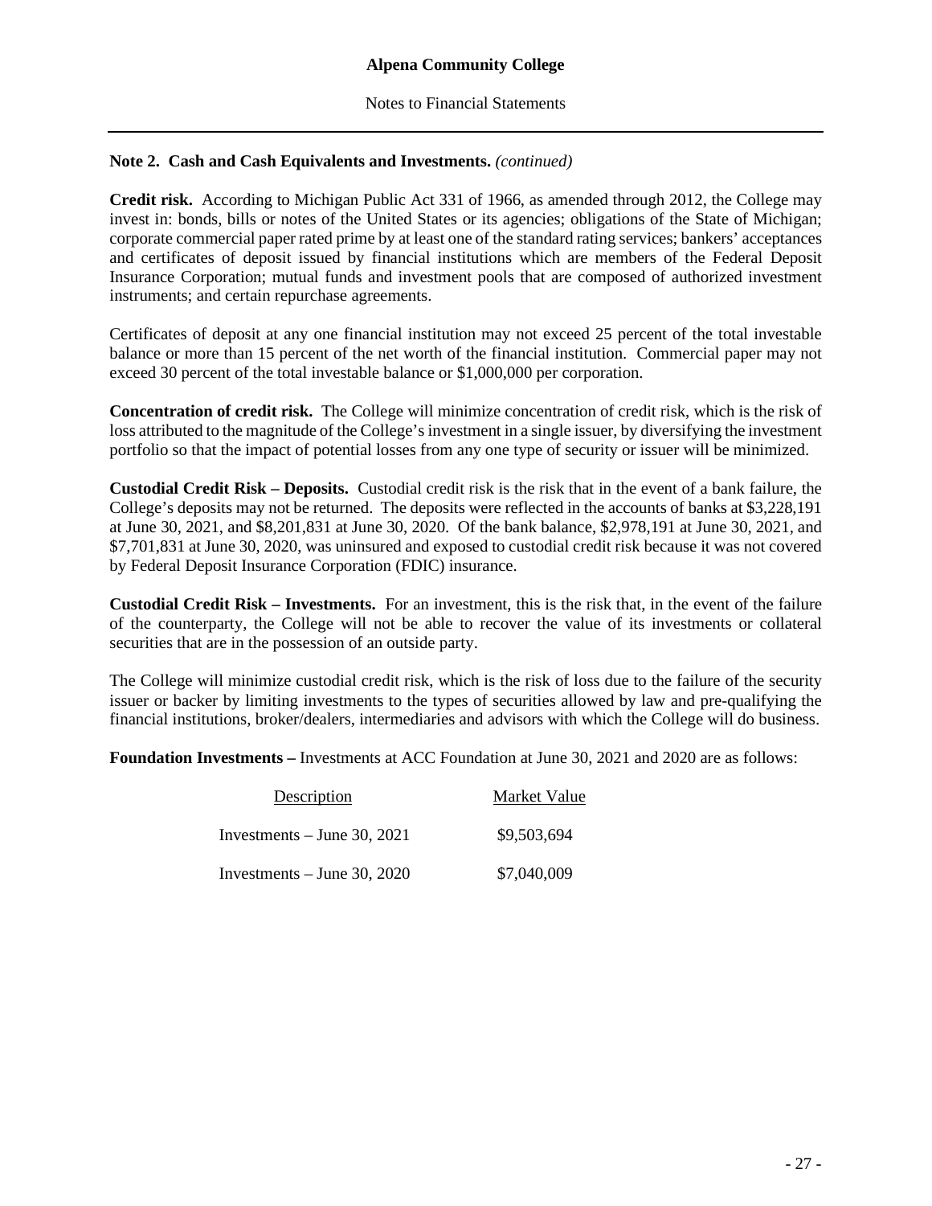**Note 2. Cash and Cash Equivalents and Investments.** *(continued)*

**Credit risk.** According to Michigan Public Act 331 of 1966, as amended through 2012, the College may invest in: bonds, bills or notes of the United States or its agencies; obligations of the State of Michigan; corporate commercial paper rated prime by at least one of the standard rating services; bankers' acceptances and certificates of deposit issued by financial institutions which are members of the Federal Deposit Insurance Corporation; mutual funds and investment pools that are composed of authorized investment instruments; and certain repurchase agreements.

Certificates of deposit at any one financial institution may not exceed 25 percent of the total investable balance or more than 15 percent of the net worth of the financial institution. Commercial paper may not exceed 30 percent of the total investable balance or $1,000,000 per corporation.

**Concentration of credit risk.** The College will minimize concentration of credit risk, which is the risk of loss attributed to the magnitude of the College's investment in a single issuer, by diversifying the investment portfolio so that the impact of potential losses from any one type of security or issuer will be minimized.

**Custodial Credit Risk – Deposits.** Custodial credit risk is the risk that in the event of a bank failure, the College's deposits may not be returned. The deposits were reflected in the accounts of banks at $3,228,191 at June 30, 2021, and $8,201,831 at June 30, 2020. Of the bank balance, $2,978,191 at June 30, 2021, and $7,701,831 at June 30, 2020, was uninsured and exposed to custodial credit risk because it was not covered by Federal Deposit Insurance Corporation (FDIC) insurance.

**Custodial Credit Risk – Investments.** For an investment, this is the risk that, in the event of the failure of the counterparty, the College will not be able to recover the value of its investments or collateral securities that are in the possession of an outside party.

The College will minimize custodial credit risk, which is the risk of loss due to the failure of the security issuer or backer by limiting investments to the types of securities allowed by law and pre-qualifying the financial institutions, broker/dealers, intermediaries and advisors with which the College will do business.

**Foundation Investments –** Investments at ACC Foundation at June 30, 2021 and 2020 are as follows:

| Description | Market Value |
|---|---|
| Investments – June 30, 2021 | $9,503,694 |
| Investments – June 30, 2020 | $7,040,009 |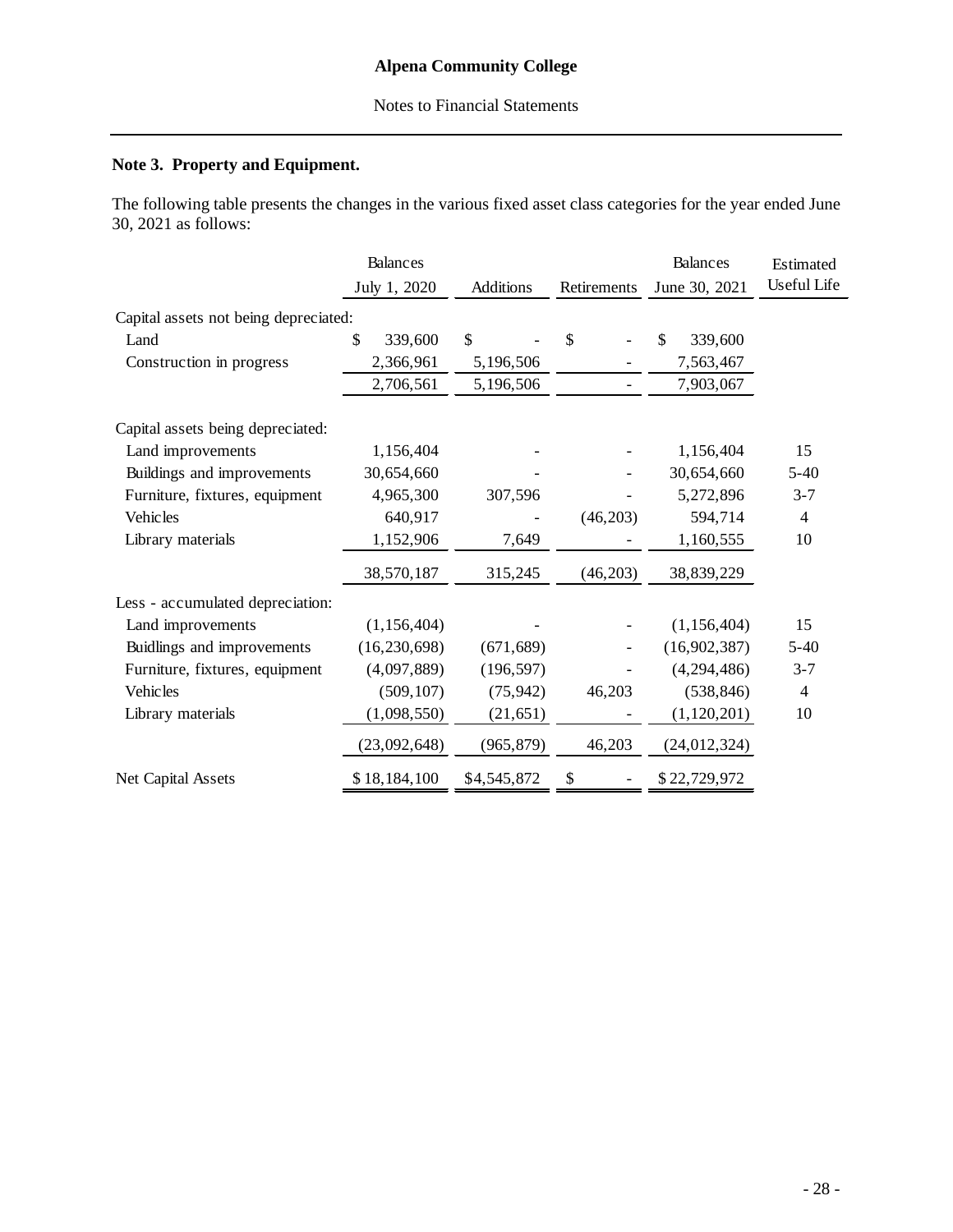**Alpena Community College**

Notes to Financial Statements

### Note 3. Property and Equipment.

The following table presents the changes in the various fixed asset class categories for the year ended June 30, 2021 as follows:

| | Balances July 1, 2020 | Additions | Retirements | Balances June 30, 2021 | Estimated Useful Life |
|---|---|---|---|---|---|
| Capital assets not being depreciated: | | | | | |
| Land | $ 339,600 | $ - | $ - | $ 339,600 | |
| Construction in progress | 2,366,961 | 5,196,506 | - | 7,563,467 | |
| | 2,706,561 | 5,196,506 | - | 7,903,067 | |
| Capital assets being depreciated: | | | | | |
| Land improvements | 1,156,404 | - | - | 1,156,404 | 15 |
| Buildings and improvements | 30,654,660 | - | - | 30,654,660 | 5-40 |
| Furniture, fixtures, equipment | 4,965,300 | 307,596 | - | 5,272,896 | 3-7 |
| Vehicles | 640,917 | - | (46,203) | 594,714 | 4 |
| Library materials | 1,152,906 | 7,649 | - | 1,160,555 | 10 |
| | 38,570,187 | 315,245 | (46,203) | 38,839,229 | |
| Less - accumulated depreciation: | | | | | |
| Land improvements | (1,156,404) | - | - | (1,156,404) | 15 |
| Buidlings and improvements | (16,230,698) | (671,689) | - | (16,902,387) | 5-40 |
| Furniture, fixtures, equipment | (4,097,889) | (196,597) | - | (4,294,486) | 3-7 |
| Vehicles | (509,107) | (75,942) | 46,203 | (538,846) | 4 |
| Library materials | (1,098,550) | (21,651) | - | (1,120,201) | 10 |
| | (23,092,648) | (965,879) | 46,203 | (24,012,324) | |
| Net Capital Assets | $ 18,184,100 | $4,545,872 | $ - | $ 22,729,972 | |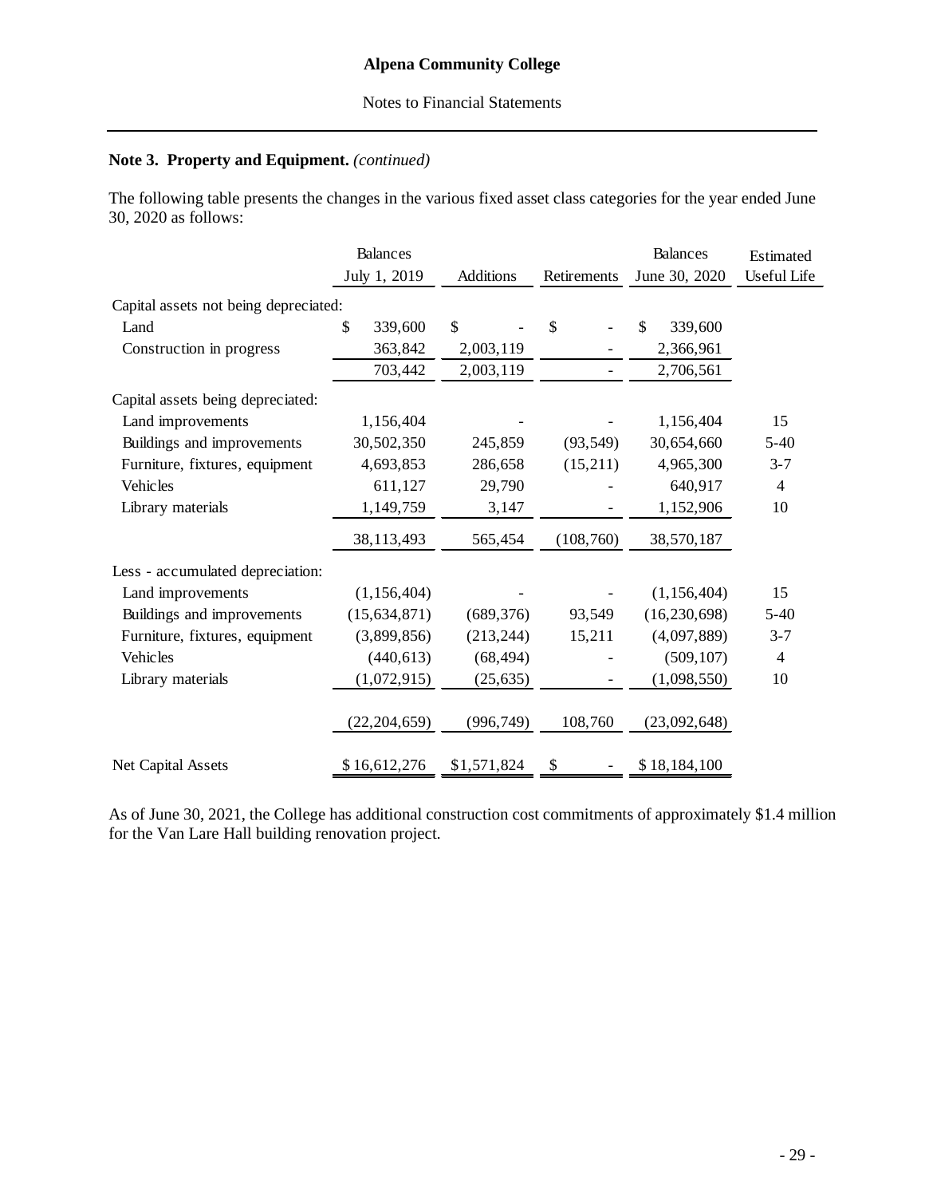**Alpena Community College**

Notes to Financial Statements

### Note 3. Property and Equipment. *(continued)*

The following table presents the changes in the various fixed asset class categories for the year ended June 30, 2020 as follows:

| | Balances July 1, 2019 | Additions | Retirements | Balances June 30, 2020 | Estimated Useful Life |
|---|---|---|---|---|---|
| Capital assets not being depreciated: | | | | | |
| Land | $ 339,600 | $ - | $ - | $ 339,600 | |
| Construction in progress | 363,842 | 2,003,119 | - | 2,366,961 | |
| | 703,442 | 2,003,119 | - | 2,706,561 | |
| Capital assets being depreciated: | | | | | |
| Land improvements | 1,156,404 | - | - | 1,156,404 | 15 |
| Buildings and improvements | 30,502,350 | 245,859 | (93,549) | 30,654,660 | 5-40 |
| Furniture, fixtures, equipment | 4,693,853 | 286,658 | (15,211) | 4,965,300 | 3-7 |
| Vehicles | 611,127 | 29,790 | - | 640,917 | 4 |
| Library materials | 1,149,759 | 3,147 | - | 1,152,906 | 10 |
| | 38,113,493 | 565,454 | (108,760) | 38,570,187 | |
| Less - accumulated depreciation: | | | | | |
| Land improvements | (1,156,404) | - | - | (1,156,404) | 15 |
| Buildings and improvements | (15,634,871) | (689,376) | 93,549 | (16,230,698) | 5-40 |
| Furniture, fixtures, equipment | (3,899,856) | (213,244) | 15,211 | (4,097,889) | 3-7 |
| Vehicles | (440,613) | (68,494) | - | (509,107) | 4 |
| Library materials | (1,072,915) | (25,635) | - | (1,098,550) | 10 |
| | (22,204,659) | (996,749) | 108,760 | (23,092,648) | |
| Net Capital Assets | $ 16,612,276 | $1,571,824 | $ - | $ 18,184,100 | |

As of June 30, 2021, the College has additional construction cost commitments of approximately $1.4 million for the Van Lare Hall building renovation project.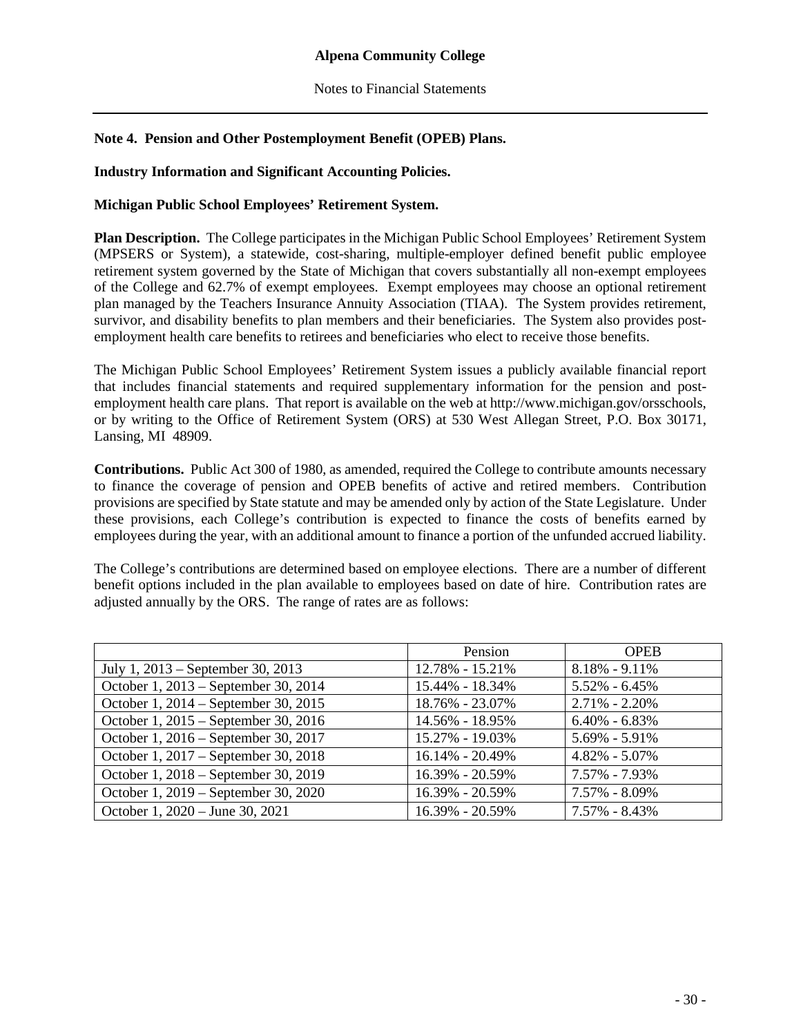**Note 4. Pension and Other Postemployment Benefit (OPEB) Plans.**

**Industry Information and Significant Accounting Policies.**

**Michigan Public School Employees' Retirement System.**

**Plan Description.** The College participates in the Michigan Public School Employees' Retirement System (MPSERS or System), a statewide, cost-sharing, multiple-employer defined benefit public employee retirement system governed by the State of Michigan that covers substantially all non-exempt employees of the College and 62.7% of exempt employees. Exempt employees may choose an optional retirement plan managed by the Teachers Insurance Annuity Association (TIAA). The System provides retirement, survivor, and disability benefits to plan members and their beneficiaries. The System also provides post-employment health care benefits to retirees and beneficiaries who elect to receive those benefits.

The Michigan Public School Employees' Retirement System issues a publicly available financial report that includes financial statements and required supplementary information for the pension and post-employment health care plans. That report is available on the web at http://www.michigan.gov/orsschools, or by writing to the Office of Retirement System (ORS) at 530 West Allegan Street, P.O. Box 30171, Lansing, MI 48909.

**Contributions.** Public Act 300 of 1980, as amended, required the College to contribute amounts necessary to finance the coverage of pension and OPEB benefits of active and retired members. Contribution provisions are specified by State statute and may be amended only by action of the State Legislature. Under these provisions, each College's contribution is expected to finance the costs of benefits earned by employees during the year, with an additional amount to finance a portion of the unfunded accrued liability.

The College's contributions are determined based on employee elections. There are a number of different benefit options included in the plan available to employees based on date of hire. Contribution rates are adjusted annually by the ORS. The range of rates are as follows:

| | Pension | OPEB |
|---|---|---|
| July 1, 2013 – September 30, 2013 | 12.78% - 15.21% | 8.18% - 9.11% |
| October 1, 2013 – September 30, 2014 | 15.44% - 18.34% | 5.52% - 6.45% |
| October 1, 2014 – September 30, 2015 | 18.76% - 23.07% | 2.71% - 2.20% |
| October 1, 2015 – September 30, 2016 | 14.56% - 18.95% | 6.40% - 6.83% |
| October 1, 2016 – September 30, 2017 | 15.27% - 19.03% | 5.69% - 5.91% |
| October 1, 2017 – September 30, 2018 | 16.14% - 20.49% | 4.82% - 5.07% |
| October 1, 2018 – September 30, 2019 | 16.39% - 20.59% | 7.57% - 7.93% |
| October 1, 2019 – September 30, 2020 | 16.39% - 20.59% | 7.57% - 8.09% |
| October 1, 2020 – June 30, 2021 | 16.39% - 20.59% | 7.57% - 8.43% |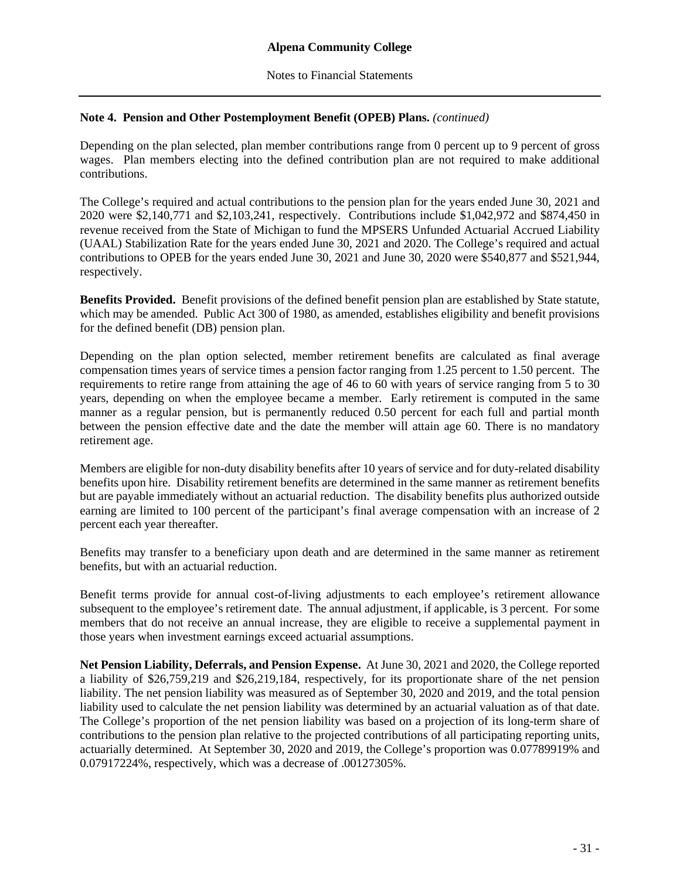**Note 4. Pension and Other Postemployment Benefit (OPEB) Plans.** *(continued)*

Depending on the plan selected, plan member contributions range from 0 percent up to 9 percent of gross wages. Plan members electing into the defined contribution plan are not required to make additional contributions.

The College's required and actual contributions to the pension plan for the years ended June 30, 2021 and 2020 were $2,140,771 and $2,103,241, respectively. Contributions include $1,042,972 and $874,450 in revenue received from the State of Michigan to fund the MPSERS Unfunded Actuarial Accrued Liability (UAAL) Stabilization Rate for the years ended June 30, 2021 and 2020. The College's required and actual contributions to OPEB for the years ended June 30, 2021 and June 30, 2020 were $540,877 and $521,944, respectively.

**Benefits Provided.** Benefit provisions of the defined benefit pension plan are established by State statute, which may be amended. Public Act 300 of 1980, as amended, establishes eligibility and benefit provisions for the defined benefit (DB) pension plan.

Depending on the plan option selected, member retirement benefits are calculated as final average compensation times years of service times a pension factor ranging from 1.25 percent to 1.50 percent. The requirements to retire range from attaining the age of 46 to 60 with years of service ranging from 5 to 30 years, depending on when the employee became a member. Early retirement is computed in the same manner as a regular pension, but is permanently reduced 0.50 percent for each full and partial month between the pension effective date and the date the member will attain age 60. There is no mandatory retirement age.

Members are eligible for non-duty disability benefits after 10 years of service and for duty-related disability benefits upon hire. Disability retirement benefits are determined in the same manner as retirement benefits but are payable immediately without an actuarial reduction. The disability benefits plus authorized outside earning are limited to 100 percent of the participant's final average compensation with an increase of 2 percent each year thereafter.

Benefits may transfer to a beneficiary upon death and are determined in the same manner as retirement benefits, but with an actuarial reduction.

Benefit terms provide for annual cost-of-living adjustments to each employee's retirement allowance subsequent to the employee's retirement date. The annual adjustment, if applicable, is 3 percent. For some members that do not receive an annual increase, they are eligible to receive a supplemental payment in those years when investment earnings exceed actuarial assumptions.

**Net Pension Liability, Deferrals, and Pension Expense.** At June 30, 2021 and 2020, the College reported a liability of $26,759,219 and $26,219,184, respectively, for its proportionate share of the net pension liability. The net pension liability was measured as of September 30, 2020 and 2019, and the total pension liability used to calculate the net pension liability was determined by an actuarial valuation as of that date. The College's proportion of the net pension liability was based on a projection of its long-term share of contributions to the pension plan relative to the projected contributions of all participating reporting units, actuarially determined. At September 30, 2020 and 2019, the College's proportion was 0.07789919% and 0.07917224%, respectively, which was a decrease of .00127305%.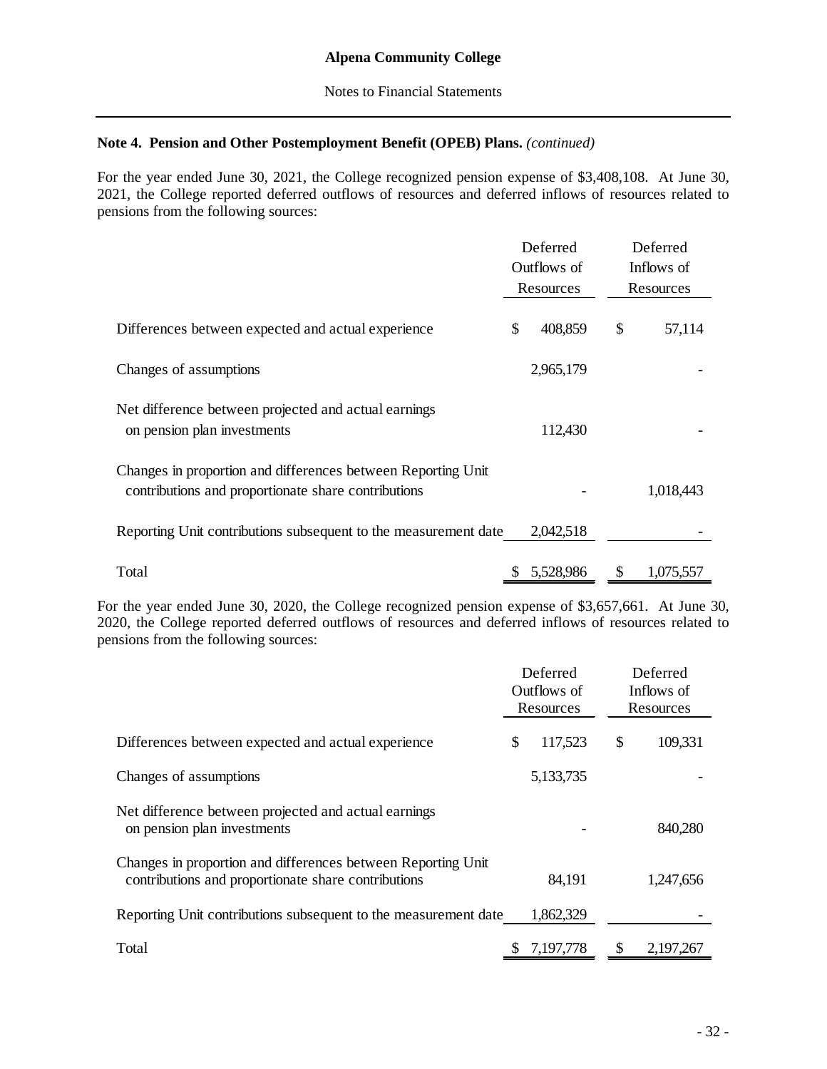**Alpena Community College**

Notes to Financial Statements

**Note 4. Pension and Other Postemployment Benefit (OPEB) Plans.** *(continued)*

For the year ended June 30, 2021, the College recognized pension expense of $3,408,108. At June 30, 2021, the College reported deferred outflows of resources and deferred inflows of resources related to pensions from the following sources:

| | Deferred Outflows of Resources | Deferred Inflows of Resources |
|---|---|---|
| Differences between expected and actual experience | $ 408,859 | $ 57,114 |
| Changes of assumptions | 2,965,179 | - |
| Net difference between projected and actual earnings on pension plan investments | 112,430 | - |
| Changes in proportion and differences between Reporting Unit contributions and proportionate share contributions | - | 1,018,443 |
| Reporting Unit contributions subsequent to the measurement date | 2,042,518 | - |
| Total | $ 5,528,986 | $ 1,075,557 |

For the year ended June 30, 2020, the College recognized pension expense of $3,657,661. At June 30, 2020, the College reported deferred outflows of resources and deferred inflows of resources related to pensions from the following sources:

| | Deferred Outflows of Resources | Deferred Inflows of Resources |
|---|---|---|
| Differences between expected and actual experience | $ 117,523 | $ 109,331 |
| Changes of assumptions | 5,133,735 | - |
| Net difference between projected and actual earnings on pension plan investments | - | 840,280 |
| Changes in proportion and differences between Reporting Unit contributions and proportionate share contributions | 84,191 | 1,247,656 |
| Reporting Unit contributions subsequent to the measurement date | 1,862,329 | - |
| Total | $ 7,197,778 | $ 2,197,267 |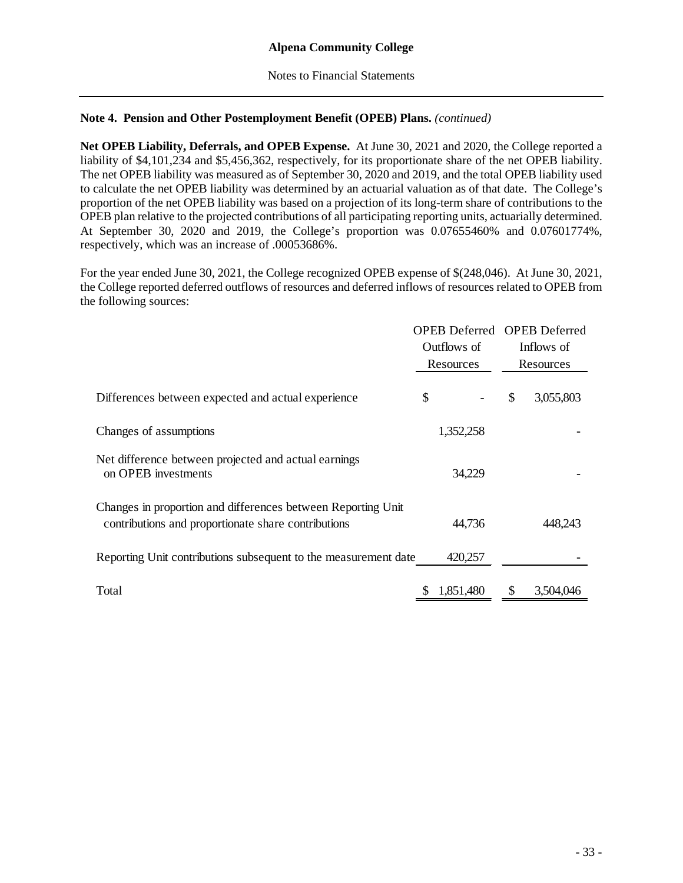## Note 4. Pension and Other Postemployment Benefit (OPEB) Plans. *(continued)*

**Net OPEB Liability, Deferrals, and OPEB Expense.** At June 30, 2021 and 2020, the College reported a liability of $4,101,234 and $5,456,362, respectively, for its proportionate share of the net OPEB liability. The net OPEB liability was measured as of September 30, 2020 and 2019, and the total OPEB liability used to calculate the net OPEB liability was determined by an actuarial valuation as of that date. The College's proportion of the net OPEB liability was based on a projection of its long-term share of contributions to the OPEB plan relative to the projected contributions of all participating reporting units, actuarially determined. At September 30, 2020 and 2019, the College's proportion was 0.07655460% and 0.07601774%, respectively, which was an increase of .00053686%.

For the year ended June 30, 2021, the College recognized OPEB expense of $(248,046). At June 30, 2021, the College reported deferred outflows of resources and deferred inflows of resources related to OPEB from the following sources:

| | OPEB Deferred Outflows of Resources | OPEB Deferred Inflows of Resources |
|---|---|---|
| Differences between expected and actual experience | $ - | $ 3,055,803 |
| Changes of assumptions | 1,352,258 | - |
| Net difference between projected and actual earnings on OPEB investments | 34,229 | - |
| Changes in proportion and differences between Reporting Unit contributions and proportionate share contributions | 44,736 | 448,243 |
| Reporting Unit contributions subsequent to the measurement date | 420,257 | - |
| Total | $ 1,851,480 | $ 3,504,046 |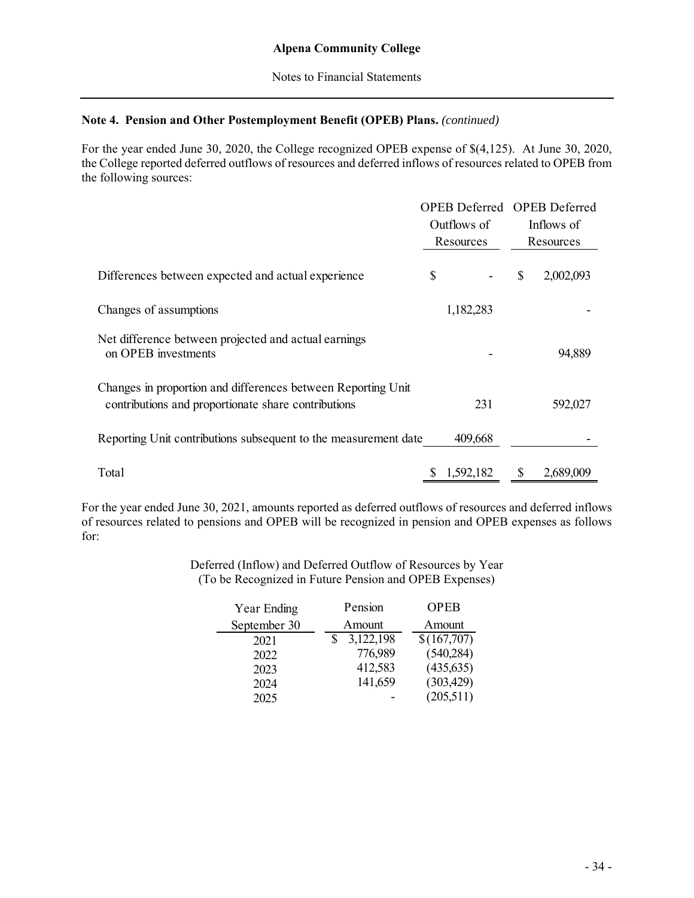**Note 4. Pension and Other Postemployment Benefit (OPEB) Plans.** *(continued)*

For the year ended June 30, 2020, the College recognized OPEB expense of $(4,125). At June 30, 2020, the College reported deferred outflows of resources and deferred inflows of resources related to OPEB from the following sources:

| | OPEB Deferred Outflows of Resources | OPEB Deferred Inflows of Resources |
|---|---|---|
| Differences between expected and actual experience | $ - | $ 2,002,093 |
| Changes of assumptions | 1,182,283 | - |
| Net difference between projected and actual earnings on OPEB investments | - | 94,889 |
| Changes in proportion and differences between Reporting Unit contributions and proportionate share contributions | 231 | 592,027 |
| Reporting Unit contributions subsequent to the measurement date | 409,668 | - |
| Total | $ 1,592,182 | $ 2,689,009 |

For the year ended June 30, 2021, amounts reported as deferred outflows of resources and deferred inflows of resources related to pensions and OPEB will be recognized in pension and OPEB expenses as follows for:

Deferred (Inflow) and Deferred Outflow of Resources by Year
(To be Recognized in Future Pension and OPEB Expenses)

| Year Ending September 30 | Pension Amount | OPEB Amount |
|---|---|---|
| 2021 | $ 3,122,198 | $ (167,707) |
| 2022 | 776,989 | (540,284) |
| 2023 | 412,583 | (435,635) |
| 2024 | 141,659 | (303,429) |
| 2025 | - | (205,511) |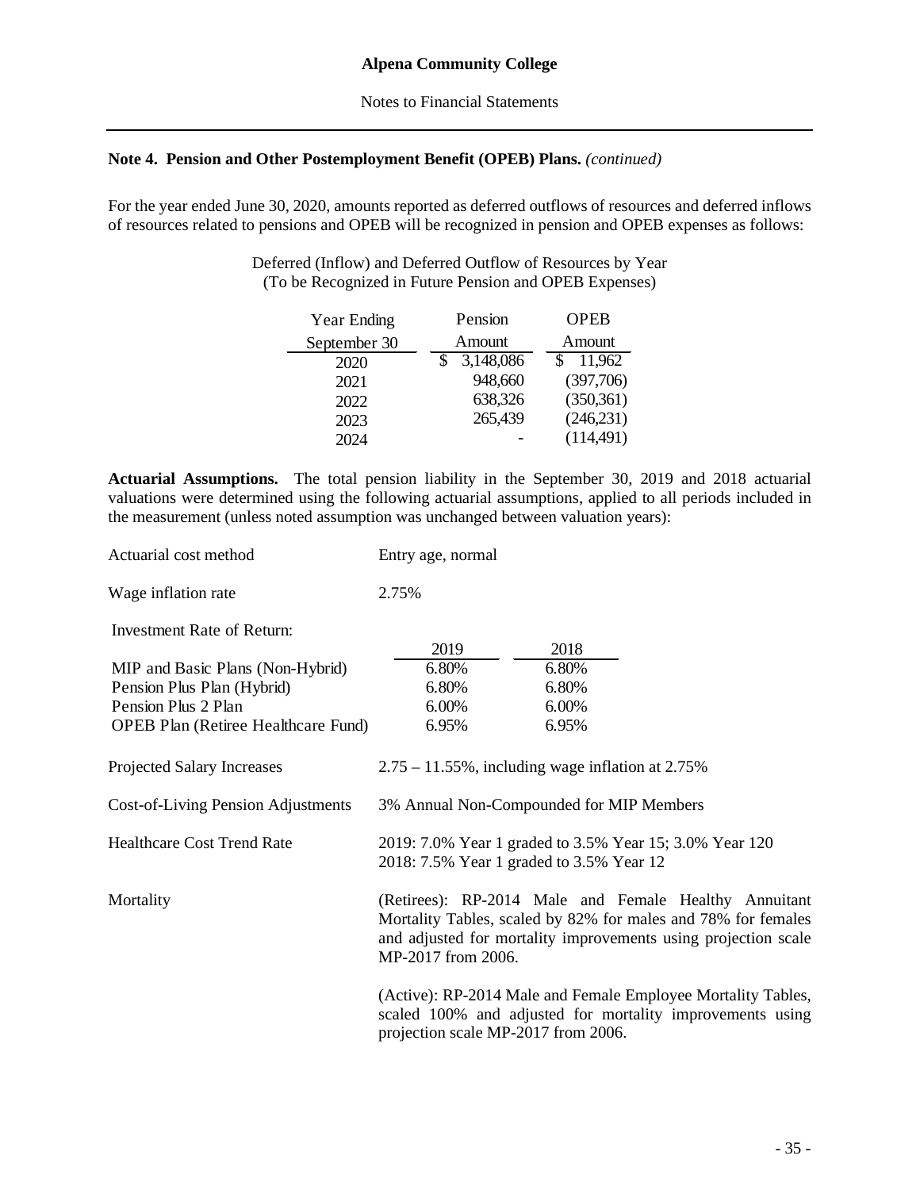**Note 4. Pension and Other Postemployment Benefit (OPEB) Plans.** *(continued)*

For the year ended June 30, 2020, amounts reported as deferred outflows of resources and deferred inflows of resources related to pensions and OPEB will be recognized in pension and OPEB expenses as follows:

Deferred (Inflow) and Deferred Outflow of Resources by Year
(To be Recognized in Future Pension and OPEB Expenses)

| Year Ending September 30 | Pension Amount | OPEB Amount |
|---|---|---|
| 2020 | $ 3,148,086 | $ 11,962 |
| 2021 | 948,660 | (397,706) |
| 2022 | 638,326 | (350,361) |
| 2023 | 265,439 | (246,231) |
| 2024 | - | (114,491) |

**Actuarial Assumptions.** The total pension liability in the September 30, 2019 and 2018 actuarial valuations were determined using the following actuarial assumptions, applied to all periods included in the measurement (unless noted assumption was unchanged between valuation years):

Actuarial cost method: Entry age, normal

Wage inflation rate: 2.75%

Investment Rate of Return:

| | 2019 | 2018 |
|---|---|---|
| MIP and Basic Plans (Non-Hybrid) | 6.80% | 6.80% |
| Pension Plus Plan (Hybrid) | 6.80% | 6.80% |
| Pension Plus 2 Plan | 6.00% | 6.00% |
| OPEB Plan (Retiree Healthcare Fund) | 6.95% | 6.95% |

Projected Salary Increases: 2.75 – 11.55%, including wage inflation at 2.75%

Cost-of-Living Pension Adjustments: 3% Annual Non-Compounded for MIP Members

Healthcare Cost Trend Rate: 2019: 7.0% Year 1 graded to 3.5% Year 15; 3.0% Year 120
2018: 7.5% Year 1 graded to 3.5% Year 12

Mortality: (Retirees): RP-2014 Male and Female Healthy Annuitant Mortality Tables, scaled by 82% for males and 78% for females and adjusted for mortality improvements using projection scale MP-2017 from 2006.

(Active): RP-2014 Male and Female Employee Mortality Tables, scaled 100% and adjusted for mortality improvements using projection scale MP-2017 from 2006.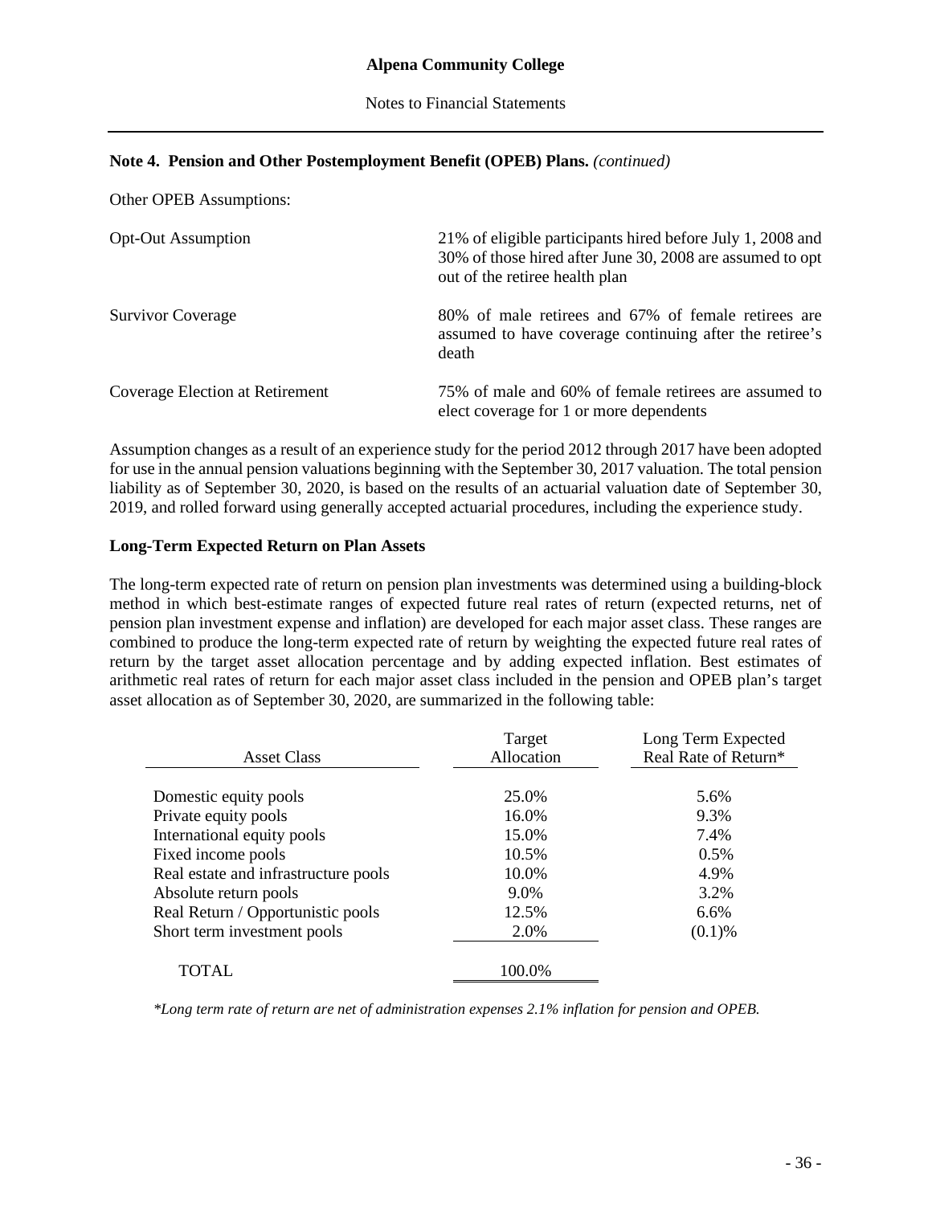**Note 4. Pension and Other Postemployment Benefit (OPEB) Plans.** *(continued)*

Other OPEB Assumptions:

| | |
|---|---|
| Opt-Out Assumption | 21% of eligible participants hired before July 1, 2008 and 30% of those hired after June 30, 2008 are assumed to opt out of the retiree health plan |
| Survivor Coverage | 80% of male retirees and 67% of female retirees are assumed to have coverage continuing after the retiree's death |
| Coverage Election at Retirement | 75% of male and 60% of female retirees are assumed to elect coverage for 1 or more dependents |

Assumption changes as a result of an experience study for the period 2012 through 2017 have been adopted for use in the annual pension valuations beginning with the September 30, 2017 valuation. The total pension liability as of September 30, 2020, is based on the results of an actuarial valuation date of September 30, 2019, and rolled forward using generally accepted actuarial procedures, including the experience study.

**Long-Term Expected Return on Plan Assets**

The long-term expected rate of return on pension plan investments was determined using a building-block method in which best-estimate ranges of expected future real rates of return (expected returns, net of pension plan investment expense and inflation) are developed for each major asset class. These ranges are combined to produce the long-term expected rate of return by weighting the expected future real rates of return by the target asset allocation percentage and by adding expected inflation. Best estimates of arithmetic real rates of return for each major asset class included in the pension and OPEB plan's target asset allocation as of September 30, 2020, are summarized in the following table:

| Asset Class | Target Allocation | Long Term Expected Real Rate of Return* |
|---|---|---|
| Domestic equity pools | 25.0% | 5.6% |
| Private equity pools | 16.0% | 9.3% |
| International equity pools | 15.0% | 7.4% |
| Fixed income pools | 10.5% | 0.5% |
| Real estate and infrastructure pools | 10.0% | 4.9% |
| Absolute return pools | 9.0% | 3.2% |
| Real Return / Opportunistic pools | 12.5% | 6.6% |
| Short term investment pools | 2.0% | (0.1)% |
| TOTAL | 100.0% | |

*\*Long term rate of return are net of administration expenses 2.1% inflation for pension and OPEB.*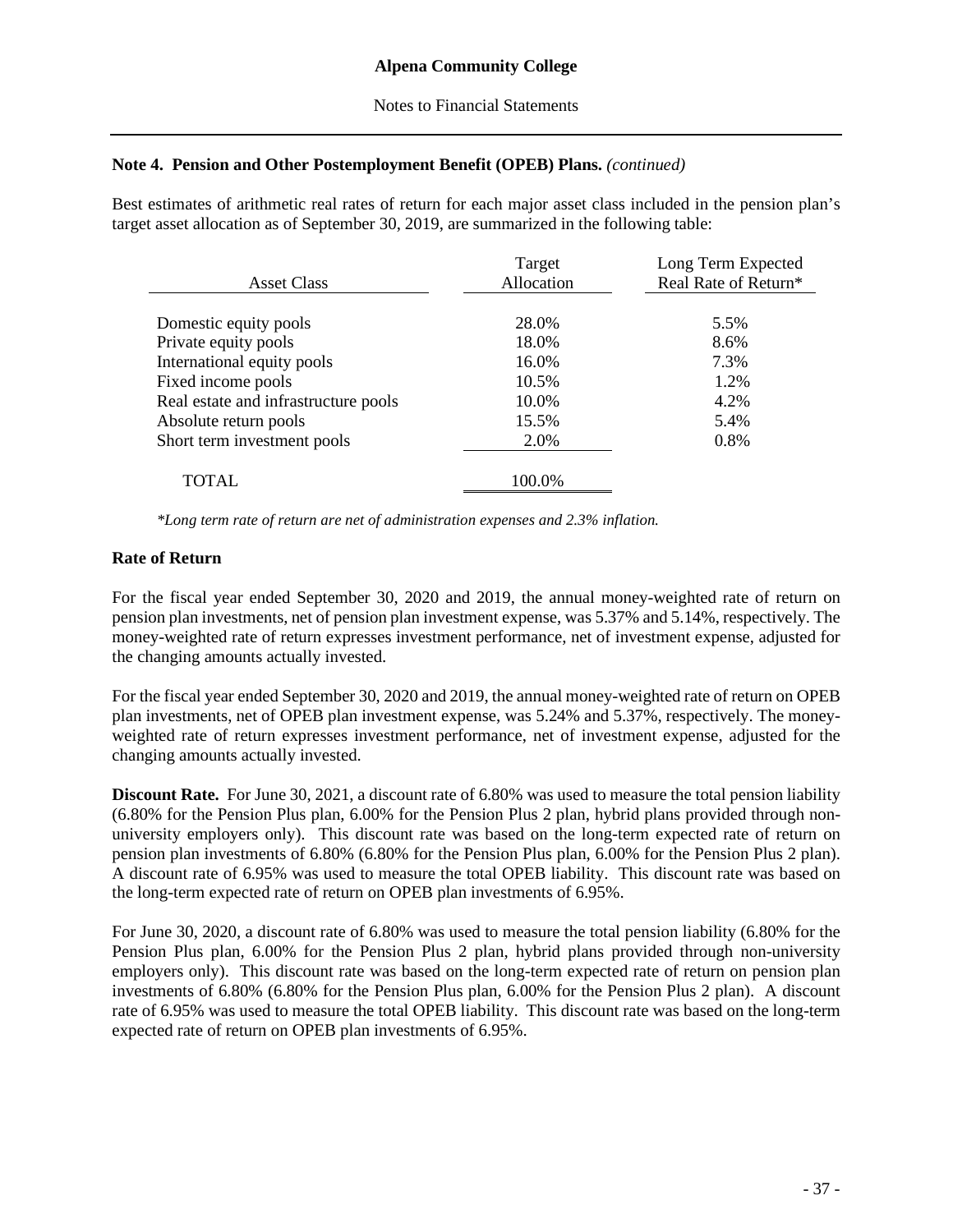**Note 4. Pension and Other Postemployment Benefit (OPEB) Plans.** *(continued)*

Best estimates of arithmetic real rates of return for each major asset class included in the pension plan's target asset allocation as of September 30, 2019, are summarized in the following table:

| Asset Class | Target Allocation | Long Term Expected Real Rate of Return* |
|---|---|---|
| Domestic equity pools | 28.0% | 5.5% |
| Private equity pools | 18.0% | 8.6% |
| International equity pools | 16.0% | 7.3% |
| Fixed income pools | 10.5% | 1.2% |
| Real estate and infrastructure pools | 10.0% | 4.2% |
| Absolute return pools | 15.5% | 5.4% |
| Short term investment pools | 2.0% | 0.8% |
| TOTAL | 100.0% | |

*\*Long term rate of return are net of administration expenses and 2.3% inflation.*

### Rate of Return

For the fiscal year ended September 30, 2020 and 2019, the annual money-weighted rate of return on pension plan investments, net of pension plan investment expense, was 5.37% and 5.14%, respectively. The money-weighted rate of return expresses investment performance, net of investment expense, adjusted for the changing amounts actually invested.

For the fiscal year ended September 30, 2020 and 2019, the annual money-weighted rate of return on OPEB plan investments, net of OPEB plan investment expense, was 5.24% and 5.37%, respectively. The money-weighted rate of return expresses investment performance, net of investment expense, adjusted for the changing amounts actually invested.

**Discount Rate.** For June 30, 2021, a discount rate of 6.80% was used to measure the total pension liability (6.80% for the Pension Plus plan, 6.00% for the Pension Plus 2 plan, hybrid plans provided through non-university employers only). This discount rate was based on the long-term expected rate of return on pension plan investments of 6.80% (6.80% for the Pension Plus plan, 6.00% for the Pension Plus 2 plan). A discount rate of 6.95% was used to measure the total OPEB liability. This discount rate was based on the long-term expected rate of return on OPEB plan investments of 6.95%.

For June 30, 2020, a discount rate of 6.80% was used to measure the total pension liability (6.80% for the Pension Plus plan, 6.00% for the Pension Plus 2 plan, hybrid plans provided through non-university employers only). This discount rate was based on the long-term expected rate of return on pension plan investments of 6.80% (6.80% for the Pension Plus plan, 6.00% for the Pension Plus 2 plan). A discount rate of 6.95% was used to measure the total OPEB liability. This discount rate was based on the long-term expected rate of return on OPEB plan investments of 6.95%.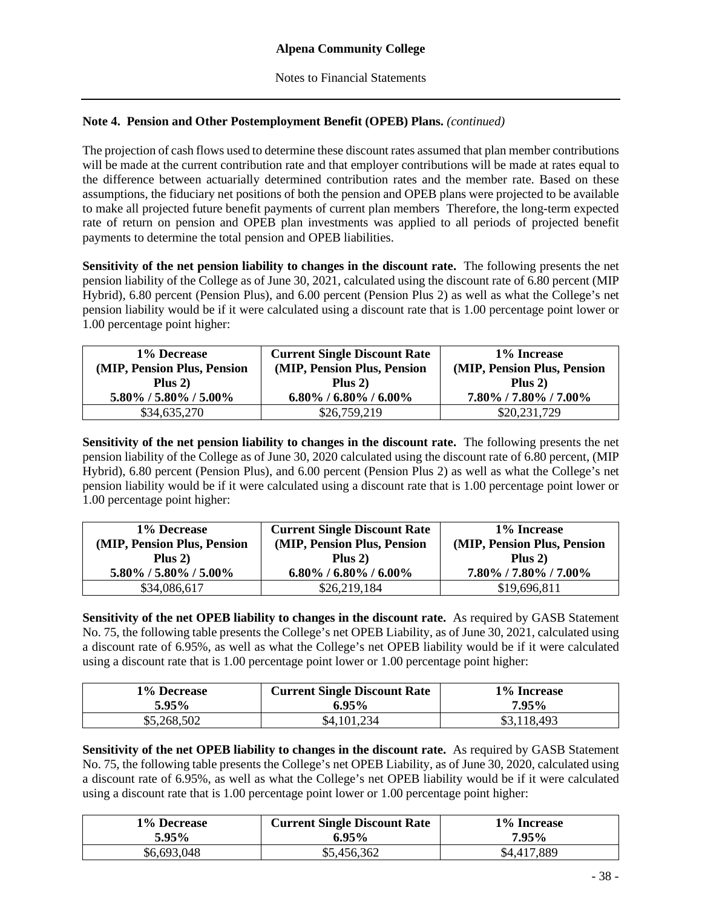**Note 4. Pension and Other Postemployment Benefit (OPEB) Plans.** *(continued)*

The projection of cash flows used to determine these discount rates assumed that plan member contributions will be made at the current contribution rate and that employer contributions will be made at rates equal to the difference between actuarially determined contribution rates and the member rate. Based on these assumptions, the fiduciary net positions of both the pension and OPEB plans were projected to be available to make all projected future benefit payments of current plan members Therefore, the long-term expected rate of return on pension and OPEB plan investments was applied to all periods of projected benefit payments to determine the total pension and OPEB liabilities.

**Sensitivity of the net pension liability to changes in the discount rate.** The following presents the net pension liability of the College as of June 30, 2021, calculated using the discount rate of 6.80 percent (MIP Hybrid), 6.80 percent (Pension Plus), and 6.00 percent (Pension Plus 2) as well as what the College's net pension liability would be if it were calculated using a discount rate that is 1.00 percentage point lower or 1.00 percentage point higher:

| 1% Decrease (MIP, Pension Plus, Pension Plus 2) 5.80% / 5.80% / 5.00% | Current Single Discount Rate (MIP, Pension Plus, Pension Plus 2) 6.80% / 6.80% / 6.00% | 1% Increase (MIP, Pension Plus, Pension Plus 2) 7.80% / 7.80% / 7.00% |
|---|---|---|
| $34,635,270 | $26,759,219 | $20,231,729 |

**Sensitivity of the net pension liability to changes in the discount rate.** The following presents the net pension liability of the College as of June 30, 2020 calculated using the discount rate of 6.80 percent, (MIP Hybrid), 6.80 percent (Pension Plus), and 6.00 percent (Pension Plus 2) as well as what the College's net pension liability would be if it were calculated using a discount rate that is 1.00 percentage point lower or 1.00 percentage point higher:

| 1% Decrease (MIP, Pension Plus, Pension Plus 2) 5.80% / 5.80% / 5.00% | Current Single Discount Rate (MIP, Pension Plus, Pension Plus 2) 6.80% / 6.80% / 6.00% | 1% Increase (MIP, Pension Plus, Pension Plus 2) 7.80% / 7.80% / 7.00% |
|---|---|---|
| $34,086,617 | $26,219,184 | $19,696,811 |

**Sensitivity of the net OPEB liability to changes in the discount rate.** As required by GASB Statement No. 75, the following table presents the College's net OPEB Liability, as of June 30, 2021, calculated using a discount rate of 6.95%, as well as what the College's net OPEB liability would be if it were calculated using a discount rate that is 1.00 percentage point lower or 1.00 percentage point higher:

| 1% Decrease 5.95% | Current Single Discount Rate 6.95% | 1% Increase 7.95% |
|---|---|---|
| $5,268,502 | $4,101,234 | $3,118,493 |

**Sensitivity of the net OPEB liability to changes in the discount rate.** As required by GASB Statement No. 75, the following table presents the College's net OPEB Liability, as of June 30, 2020, calculated using a discount rate of 6.95%, as well as what the College's net OPEB liability would be if it were calculated using a discount rate that is 1.00 percentage point lower or 1.00 percentage point higher:

| 1% Decrease 5.95% | Current Single Discount Rate 6.95% | 1% Increase 7.95% |
|---|---|---|
| $6,693,048 | $5,456,362 | $4,417,889 |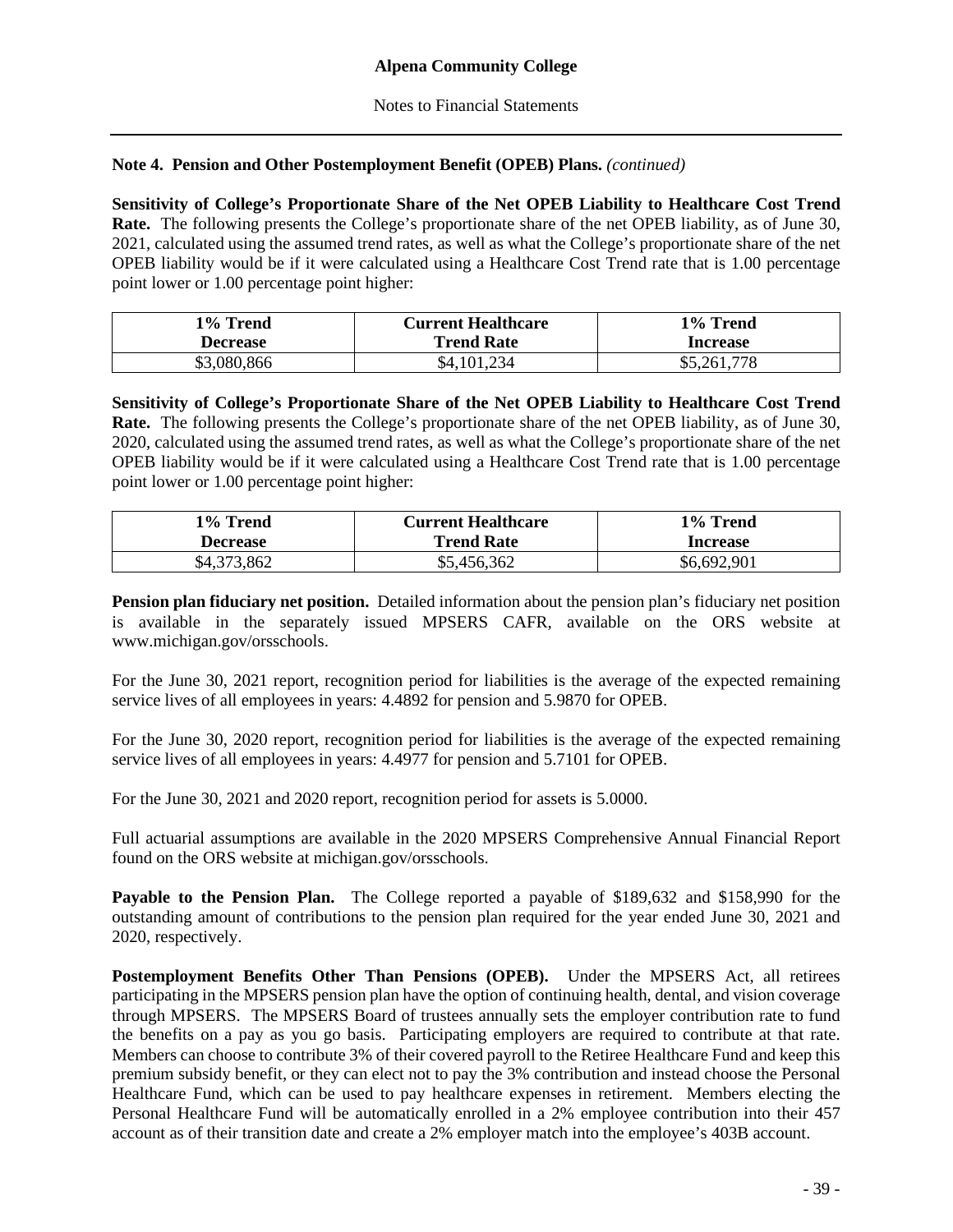**Note 4. Pension and Other Postemployment Benefit (OPEB) Plans.** *(continued)*

**Sensitivity of College's Proportionate Share of the Net OPEB Liability to Healthcare Cost Trend Rate.** The following presents the College's proportionate share of the net OPEB liability, as of June 30, 2021, calculated using the assumed trend rates, as well as what the College's proportionate share of the net OPEB liability would be if it were calculated using a Healthcare Cost Trend rate that is 1.00 percentage point lower or 1.00 percentage point higher:

| 1% Trend Decrease | Current Healthcare Trend Rate | 1% Trend Increase |
|---|---|---|
| $3,080,866 | $4,101,234 | $5,261,778 |

**Sensitivity of College's Proportionate Share of the Net OPEB Liability to Healthcare Cost Trend Rate.** The following presents the College's proportionate share of the net OPEB liability, as of June 30, 2020, calculated using the assumed trend rates, as well as what the College's proportionate share of the net OPEB liability would be if it were calculated using a Healthcare Cost Trend rate that is 1.00 percentage point lower or 1.00 percentage point higher:

| 1% Trend Decrease | Current Healthcare Trend Rate | 1% Trend Increase |
|---|---|---|
| $4,373,862 | $5,456,362 | $6,692,901 |

**Pension plan fiduciary net position.** Detailed information about the pension plan's fiduciary net position is available in the separately issued MPSERS CAFR, available on the ORS website at www.michigan.gov/orsschools.

For the June 30, 2021 report, recognition period for liabilities is the average of the expected remaining service lives of all employees in years: 4.4892 for pension and 5.9870 for OPEB.

For the June 30, 2020 report, recognition period for liabilities is the average of the expected remaining service lives of all employees in years: 4.4977 for pension and 5.7101 for OPEB.

For the June 30, 2021 and 2020 report, recognition period for assets is 5.0000.

Full actuarial assumptions are available in the 2020 MPSERS Comprehensive Annual Financial Report found on the ORS website at michigan.gov/orsschools.

**Payable to the Pension Plan.** The College reported a payable of $189,632 and $158,990 for the outstanding amount of contributions to the pension plan required for the year ended June 30, 2021 and 2020, respectively.

**Postemployment Benefits Other Than Pensions (OPEB).** Under the MPSERS Act, all retirees participating in the MPSERS pension plan have the option of continuing health, dental, and vision coverage through MPSERS. The MPSERS Board of trustees annually sets the employer contribution rate to fund the benefits on a pay as you go basis. Participating employers are required to contribute at that rate. Members can choose to contribute 3% of their covered payroll to the Retiree Healthcare Fund and keep this premium subsidy benefit, or they can elect not to pay the 3% contribution and instead choose the Personal Healthcare Fund, which can be used to pay healthcare expenses in retirement. Members electing the Personal Healthcare Fund will be automatically enrolled in a 2% employee contribution into their 457 account as of their transition date and create a 2% employer match into the employee's 403B account.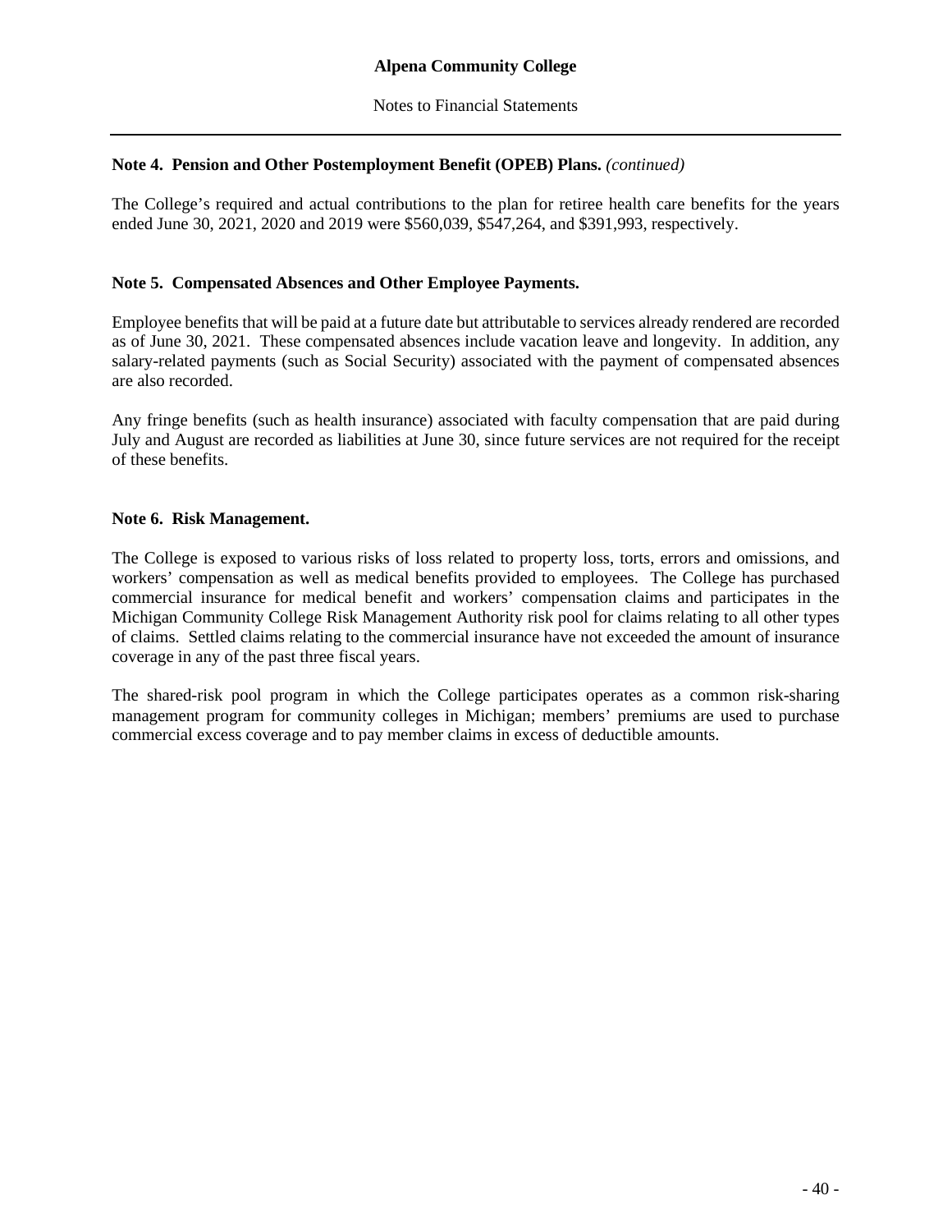### Note 4. Pension and Other Postemployment Benefit (OPEB) Plans. *(continued)*

The College's required and actual contributions to the plan for retiree health care benefits for the years ended June 30, 2021, 2020 and 2019 were $560,039, $547,264, and $391,993, respectively.

### Note 5. Compensated Absences and Other Employee Payments.

Employee benefits that will be paid at a future date but attributable to services already rendered are recorded as of June 30, 2021. These compensated absences include vacation leave and longevity. In addition, any salary-related payments (such as Social Security) associated with the payment of compensated absences are also recorded.

Any fringe benefits (such as health insurance) associated with faculty compensation that are paid during July and August are recorded as liabilities at June 30, since future services are not required for the receipt of these benefits.

### Note 6. Risk Management.

The College is exposed to various risks of loss related to property loss, torts, errors and omissions, and workers' compensation as well as medical benefits provided to employees. The College has purchased commercial insurance for medical benefit and workers' compensation claims and participates in the Michigan Community College Risk Management Authority risk pool for claims relating to all other types of claims. Settled claims relating to the commercial insurance have not exceeded the amount of insurance coverage in any of the past three fiscal years.

The shared-risk pool program in which the College participates operates as a common risk-sharing management program for community colleges in Michigan; members' premiums are used to purchase commercial excess coverage and to pay member claims in excess of deductible amounts.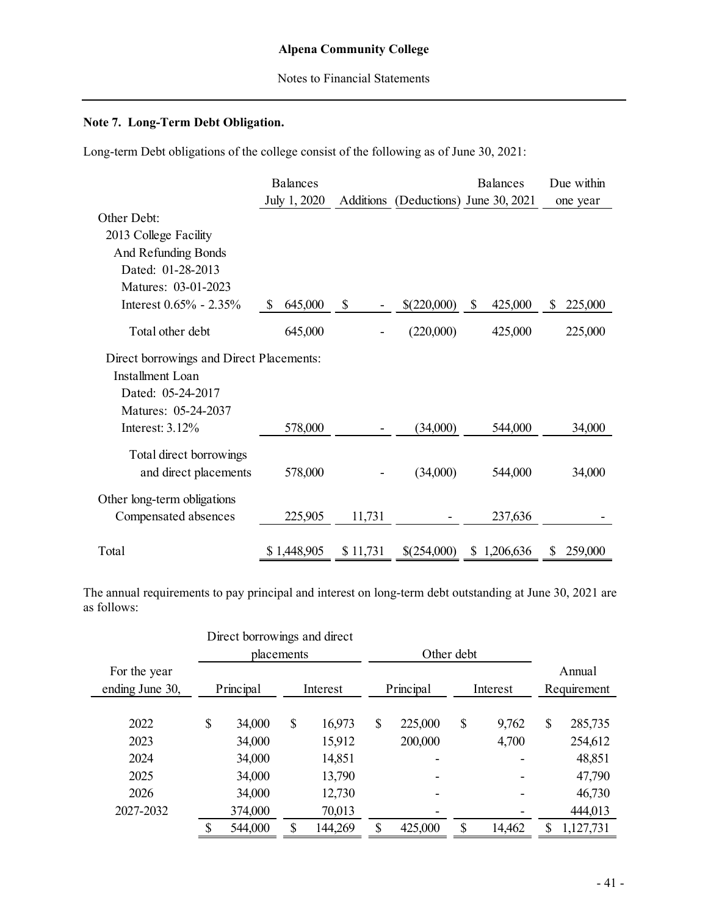**Alpena Community College**

Notes to Financial Statements

### Note 7. Long-Term Debt Obligation.

Long-term Debt obligations of the college consist of the following as of June 30, 2021:

| | Balances July 1, 2020 | Additions | (Deductions) | Balances June 30, 2021 | Due within one year |
|---|---|---|---|---|---|
| Other Debt: | | | | | |
| 2013 College Facility And Refunding Bonds Dated: 01-28-2013 Matures: 03-01-2023 Interest 0.65% - 2.35% | $ 645,000 | $ - | $(220,000) | $ 425,000 | $ 225,000 |
| Total other debt | 645,000 | - | (220,000) | 425,000 | 225,000 |
| Direct borrowings and Direct Placements: | | | | | |
| Installment Loan Dated: 05-24-2017 Matures: 05-24-2037 Interest: 3.12% | 578,000 | - | (34,000) | 544,000 | 34,000 |
| Total direct borrowings and direct placements | 578,000 | - | (34,000) | 544,000 | 34,000 |
| Other long-term obligations | | | | | |
| Compensated absences | 225,905 | 11,731 | - | 237,636 | - |
| Total | $ 1,448,905 | $ 11,731 | $(254,000) | $ 1,206,636 | $ 259,000 |

The annual requirements to pay principal and interest on long-term debt outstanding at June 30, 2021 are as follows:

| | Direct borrowings and direct placements | | Other debt | | |
|---|---|---|---|---|---|
| For the year ending June 30, | Principal | Interest | Principal | Interest | Annual Requirement |
| 2022 | $ 34,000 | $ 16,973 | $ 225,000 | $ 9,762 | $ 285,735 |
| 2023 | 34,000 | 15,912 | 200,000 | 4,700 | 254,612 |
| 2024 | 34,000 | 14,851 | - | - | 48,851 |
| 2025 | 34,000 | 13,790 | - | - | 47,790 |
| 2026 | 34,000 | 12,730 | - | - | 46,730 |
| 2027-2032 | 374,000 | 70,013 | - | - | 444,013 |
| | $ 544,000 | $ 144,269 | $ 425,000 | $ 14,462 | $ 1,127,731 |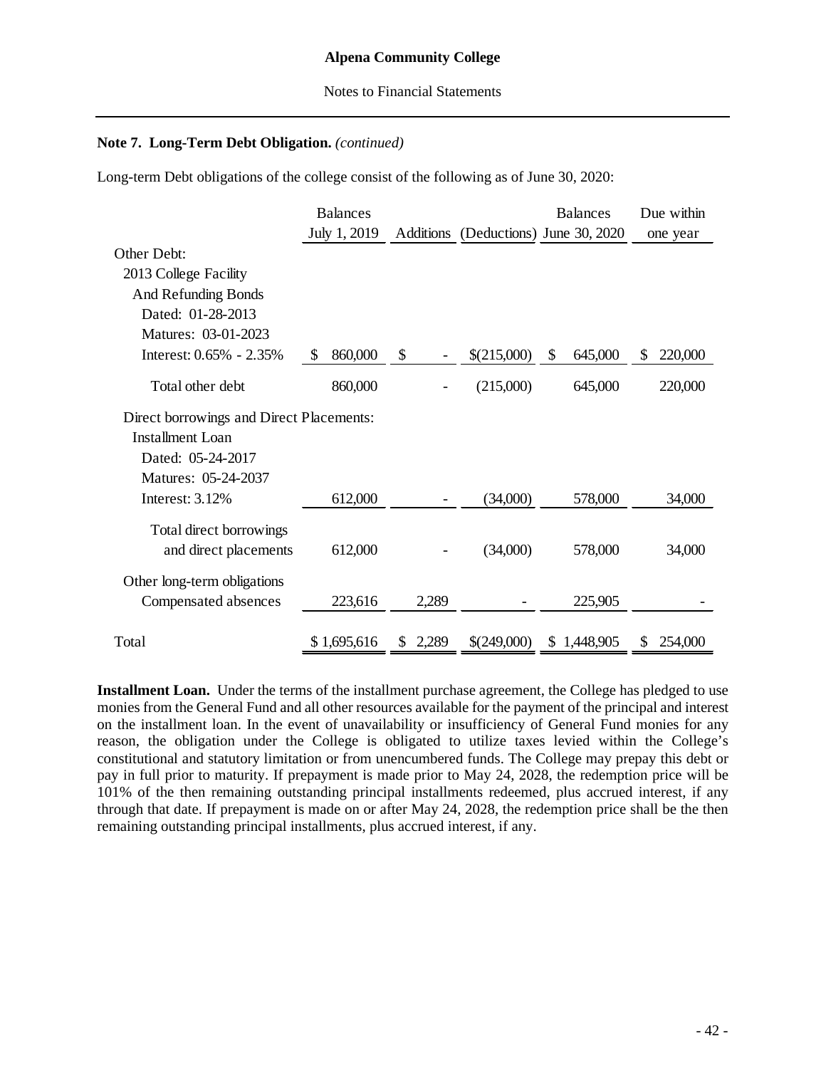**Note 7. Long-Term Debt Obligation.** *(continued)*

Long-term Debt obligations of the college consist of the following as of June 30, 2020:

| | Balances July 1, 2019 | Additions | (Deductions) | Balances June 30, 2020 | Due within one year |
|---|---|---|---|---|---|
| Other Debt: | | | | | |
| 2013 College Facility | | | | | |
| And Refunding Bonds | | | | | |
| Dated: 01-28-2013 | | | | | |
| Matures: 03-01-2023 | | | | | |
| Interest: 0.65% - 2.35% | $ 860,000 | $ - | $(215,000) | $ 645,000 | $ 220,000 |
| Total other debt | 860,000 | - | (215,000) | 645,000 | 220,000 |
| Direct borrowings and Direct Placements: | | | | | |
| Installment Loan | | | | | |
| Dated: 05-24-2017 | | | | | |
| Matures: 05-24-2037 | | | | | |
| Interest: 3.12% | 612,000 | - | (34,000) | 578,000 | 34,000 |
| Total direct borrowings and direct placements | 612,000 | - | (34,000) | 578,000 | 34,000 |
| Other long-term obligations | | | | | |
| Compensated absences | 223,616 | 2,289 | - | 225,905 | - |
| Total | $ 1,695,616 | $ 2,289 | $(249,000) | $ 1,448,905 | $ 254,000 |

**Installment Loan.** Under the terms of the installment purchase agreement, the College has pledged to use monies from the General Fund and all other resources available for the payment of the principal and interest on the installment loan. In the event of unavailability or insufficiency of General Fund monies for any reason, the obligation under the College is obligated to utilize taxes levied within the College's constitutional and statutory limitation or from unencumbered funds. The College may prepay this debt or pay in full prior to maturity. If prepayment is made prior to May 24, 2028, the redemption price will be 101% of the then remaining outstanding principal installments redeemed, plus accrued interest, if any through that date. If prepayment is made on or after May 24, 2028, the redemption price shall be the then remaining outstanding principal installments, plus accrued interest, if any.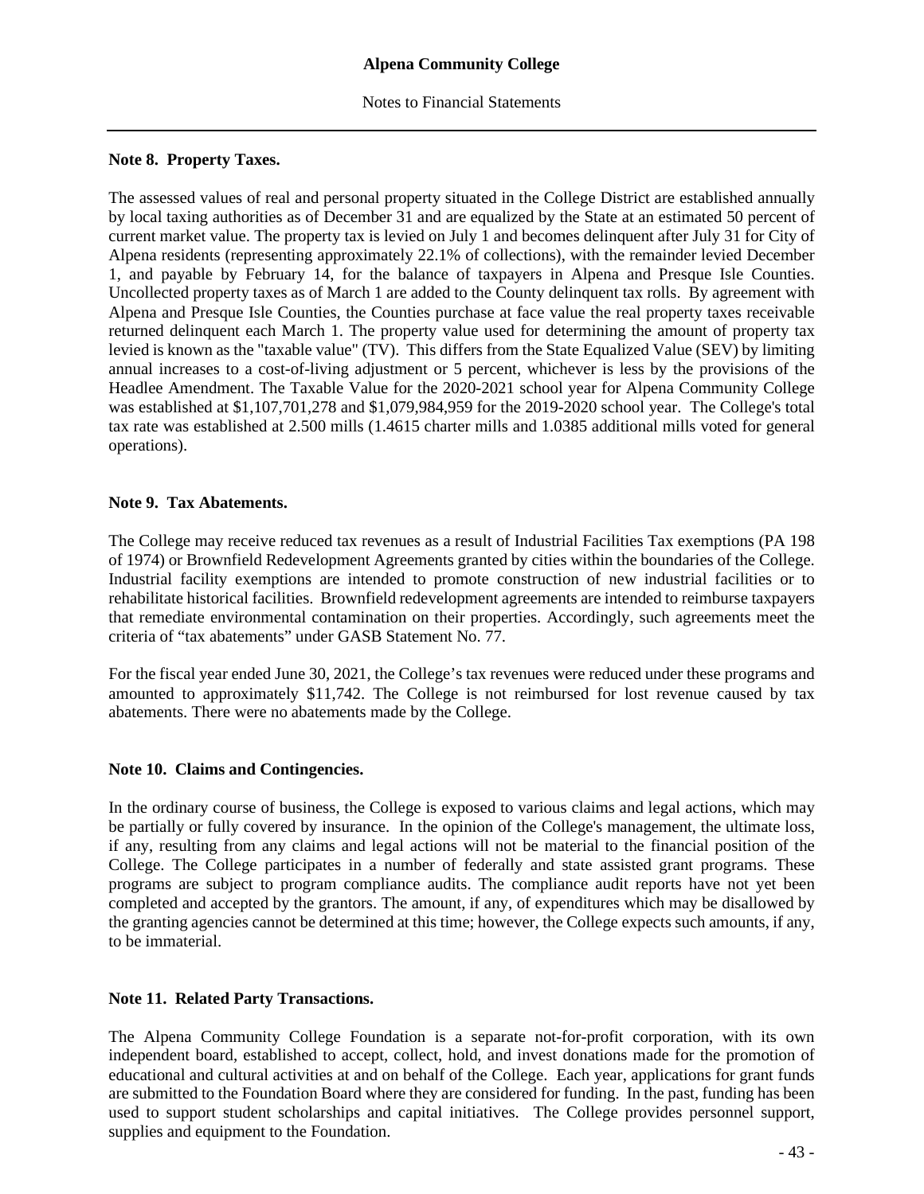## Note 8. Property Taxes.

The assessed values of real and personal property situated in the College District are established annually by local taxing authorities as of December 31 and are equalized by the State at an estimated 50 percent of current market value. The property tax is levied on July 1 and becomes delinquent after July 31 for City of Alpena residents (representing approximately 22.1% of collections), with the remainder levied December 1, and payable by February 14, for the balance of taxpayers in Alpena and Presque Isle Counties. Uncollected property taxes as of March 1 are added to the County delinquent tax rolls. By agreement with Alpena and Presque Isle Counties, the Counties purchase at face value the real property taxes receivable returned delinquent each March 1. The property value used for determining the amount of property tax levied is known as the "taxable value" (TV). This differs from the State Equalized Value (SEV) by limiting annual increases to a cost-of-living adjustment or 5 percent, whichever is less by the provisions of the Headlee Amendment. The Taxable Value for the 2020-2021 school year for Alpena Community College was established at $1,107,701,278 and $1,079,984,959 for the 2019-2020 school year. The College's total tax rate was established at 2.500 mills (1.4615 charter mills and 1.0385 additional mills voted for general operations).

## Note 9. Tax Abatements.

The College may receive reduced tax revenues as a result of Industrial Facilities Tax exemptions (PA 198 of 1974) or Brownfield Redevelopment Agreements granted by cities within the boundaries of the College. Industrial facility exemptions are intended to promote construction of new industrial facilities or to rehabilitate historical facilities. Brownfield redevelopment agreements are intended to reimburse taxpayers that remediate environmental contamination on their properties. Accordingly, such agreements meet the criteria of "tax abatements" under GASB Statement No. 77.

For the fiscal year ended June 30, 2021, the College's tax revenues were reduced under these programs and amounted to approximately $11,742. The College is not reimbursed for lost revenue caused by tax abatements. There were no abatements made by the College.

## Note 10. Claims and Contingencies.

In the ordinary course of business, the College is exposed to various claims and legal actions, which may be partially or fully covered by insurance. In the opinion of the College's management, the ultimate loss, if any, resulting from any claims and legal actions will not be material to the financial position of the College. The College participates in a number of federally and state assisted grant programs. These programs are subject to program compliance audits. The compliance audit reports have not yet been completed and accepted by the grantors. The amount, if any, of expenditures which may be disallowed by the granting agencies cannot be determined at this time; however, the College expects such amounts, if any, to be immaterial.

## Note 11. Related Party Transactions.

The Alpena Community College Foundation is a separate not-for-profit corporation, with its own independent board, established to accept, collect, hold, and invest donations made for the promotion of educational and cultural activities at and on behalf of the College. Each year, applications for grant funds are submitted to the Foundation Board where they are considered for funding. In the past, funding has been used to support student scholarships and capital initiatives. The College provides personnel support, supplies and equipment to the Foundation.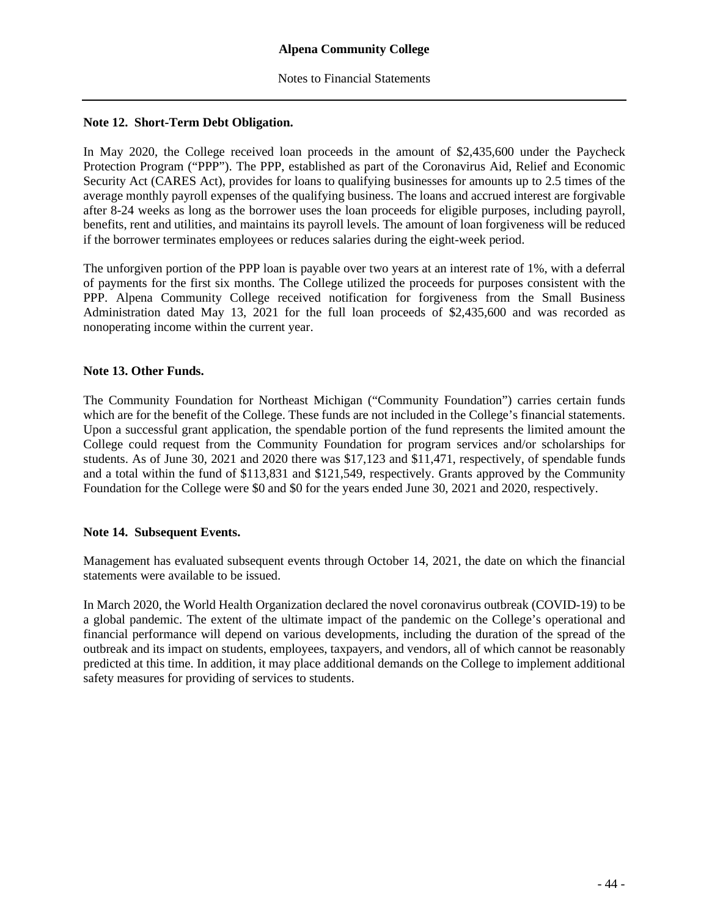## Note 12. Short-Term Debt Obligation.

In May 2020, the College received loan proceeds in the amount of $2,435,600 under the Paycheck Protection Program ("PPP"). The PPP, established as part of the Coronavirus Aid, Relief and Economic Security Act (CARES Act), provides for loans to qualifying businesses for amounts up to 2.5 times of the average monthly payroll expenses of the qualifying business. The loans and accrued interest are forgivable after 8-24 weeks as long as the borrower uses the loan proceeds for eligible purposes, including payroll, benefits, rent and utilities, and maintains its payroll levels. The amount of loan forgiveness will be reduced if the borrower terminates employees or reduces salaries during the eight-week period.

The unforgiven portion of the PPP loan is payable over two years at an interest rate of 1%, with a deferral of payments for the first six months. The College utilized the proceeds for purposes consistent with the PPP. Alpena Community College received notification for forgiveness from the Small Business Administration dated May 13, 2021 for the full loan proceeds of $2,435,600 and was recorded as nonoperating income within the current year.

## Note 13. Other Funds.

The Community Foundation for Northeast Michigan ("Community Foundation") carries certain funds which are for the benefit of the College. These funds are not included in the College's financial statements. Upon a successful grant application, the spendable portion of the fund represents the limited amount the College could request from the Community Foundation for program services and/or scholarships for students. As of June 30, 2021 and 2020 there was $17,123 and $11,471, respectively, of spendable funds and a total within the fund of $113,831 and $121,549, respectively. Grants approved by the Community Foundation for the College were $0 and $0 for the years ended June 30, 2021 and 2020, respectively.

## Note 14. Subsequent Events.

Management has evaluated subsequent events through October 14, 2021, the date on which the financial statements were available to be issued.

In March 2020, the World Health Organization declared the novel coronavirus outbreak (COVID-19) to be a global pandemic. The extent of the ultimate impact of the pandemic on the College's operational and financial performance will depend on various developments, including the duration of the spread of the outbreak and its impact on students, employees, taxpayers, and vendors, all of which cannot be reasonably predicted at this time. In addition, it may place additional demands on the College to implement additional safety measures for providing of services to students.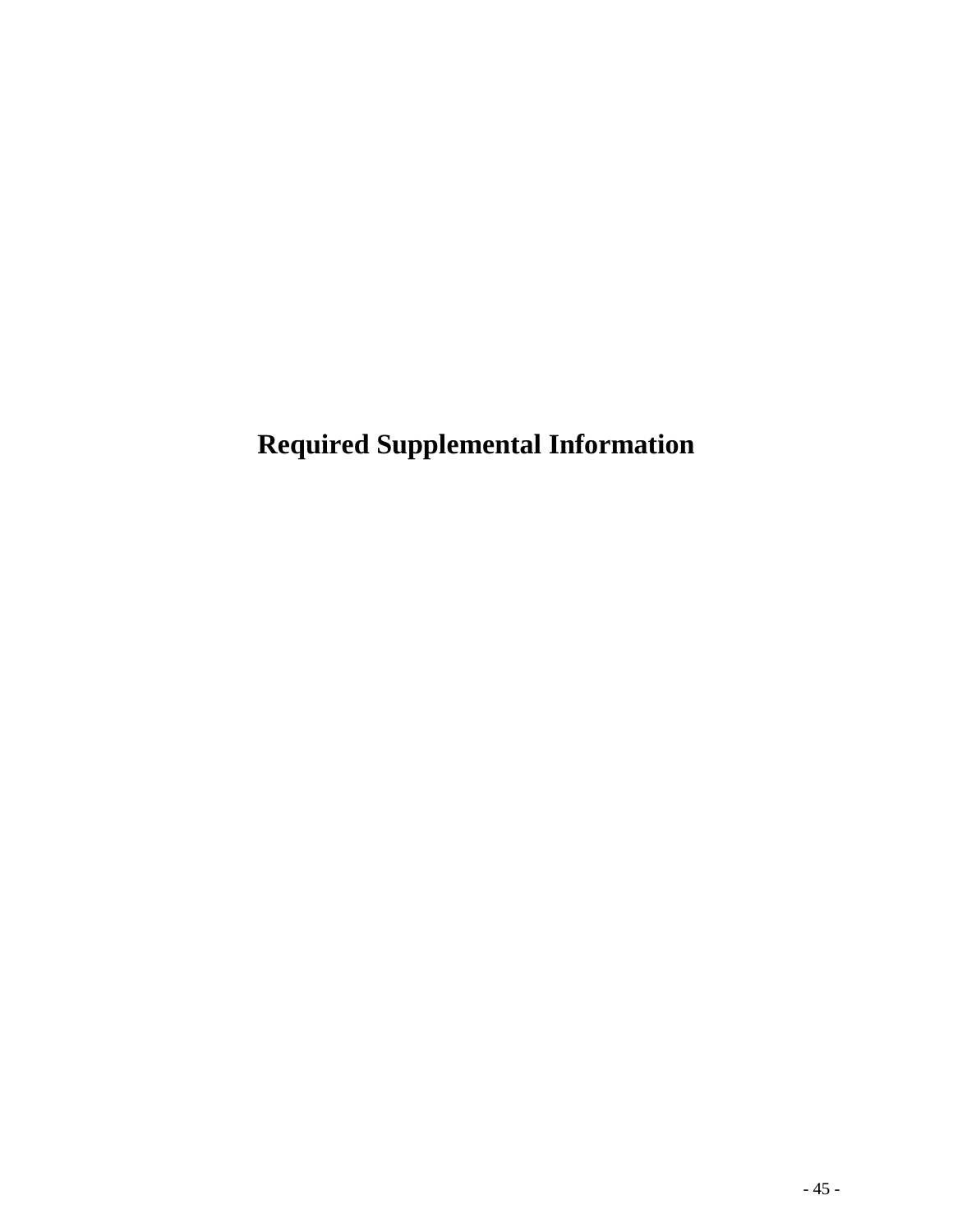# Required Supplemental Information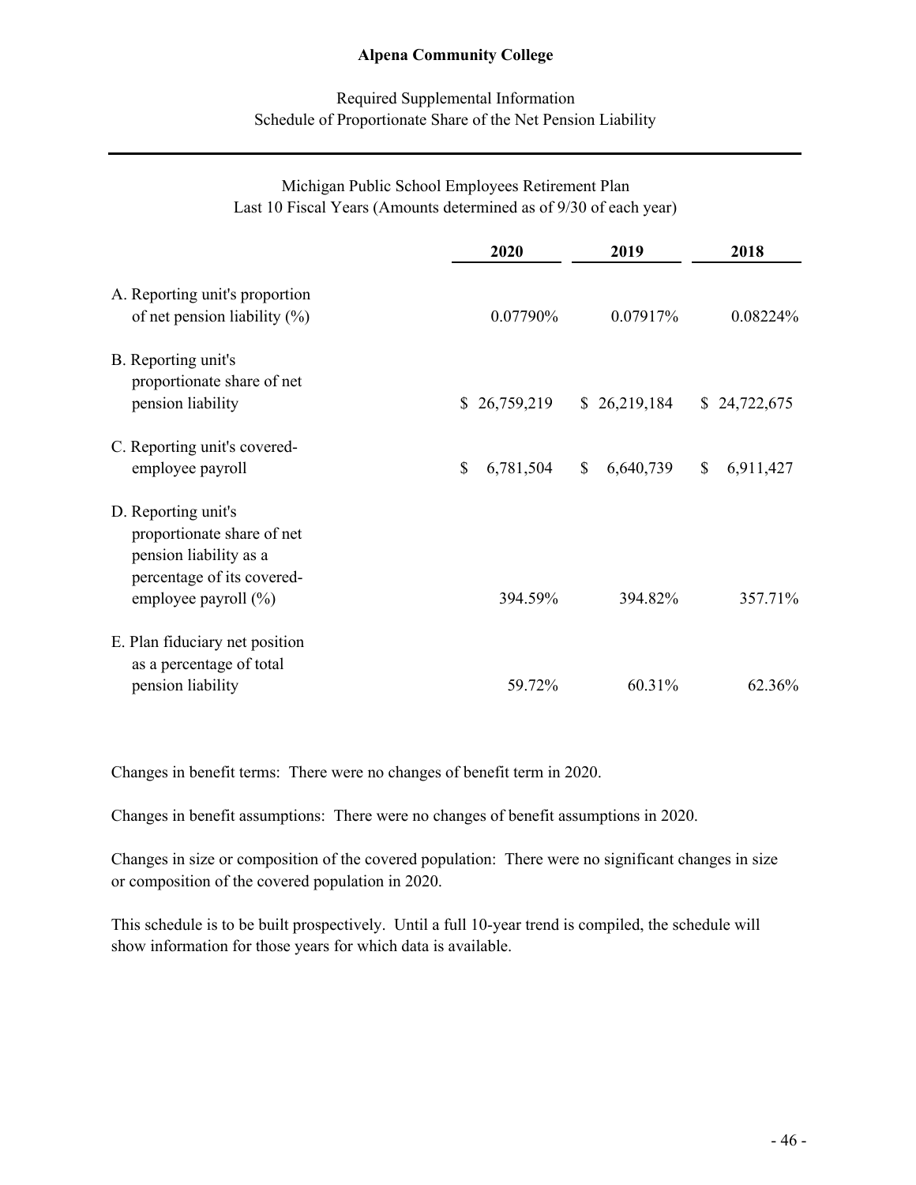**Alpena Community College**

Required Supplemental Information
Schedule of Proportionate Share of the Net Pension Liability

Michigan Public School Employees Retirement Plan
Last 10 Fiscal Years (Amounts determined as of 9/30 of each year)

| | 2020 | 2019 | 2018 |
|---|---|---|---|
| A. Reporting unit's proportion of net pension liability (%) | 0.07790% | 0.07917% | 0.08224% |
| B. Reporting unit's proportionate share of net pension liability | $ 26,759,219 | $ 26,219,184 | $ 24,722,675 |
| C. Reporting unit's covered-employee payroll | $ 6,781,504 | $ 6,640,739 | $ 6,911,427 |
| D. Reporting unit's proportionate share of net pension liability as a percentage of its covered-employee payroll (%) | 394.59% | 394.82% | 357.71% |
| E. Plan fiduciary net position as a percentage of total pension liability | 59.72% | 60.31% | 62.36% |

Changes in benefit terms: There were no changes of benefit term in 2020.

Changes in benefit assumptions: There were no changes of benefit assumptions in 2020.

Changes in size or composition of the covered population: There were no significant changes in size or composition of the covered population in 2020.

This schedule is to be built prospectively. Until a full 10-year trend is compiled, the schedule will show information for those years for which data is available.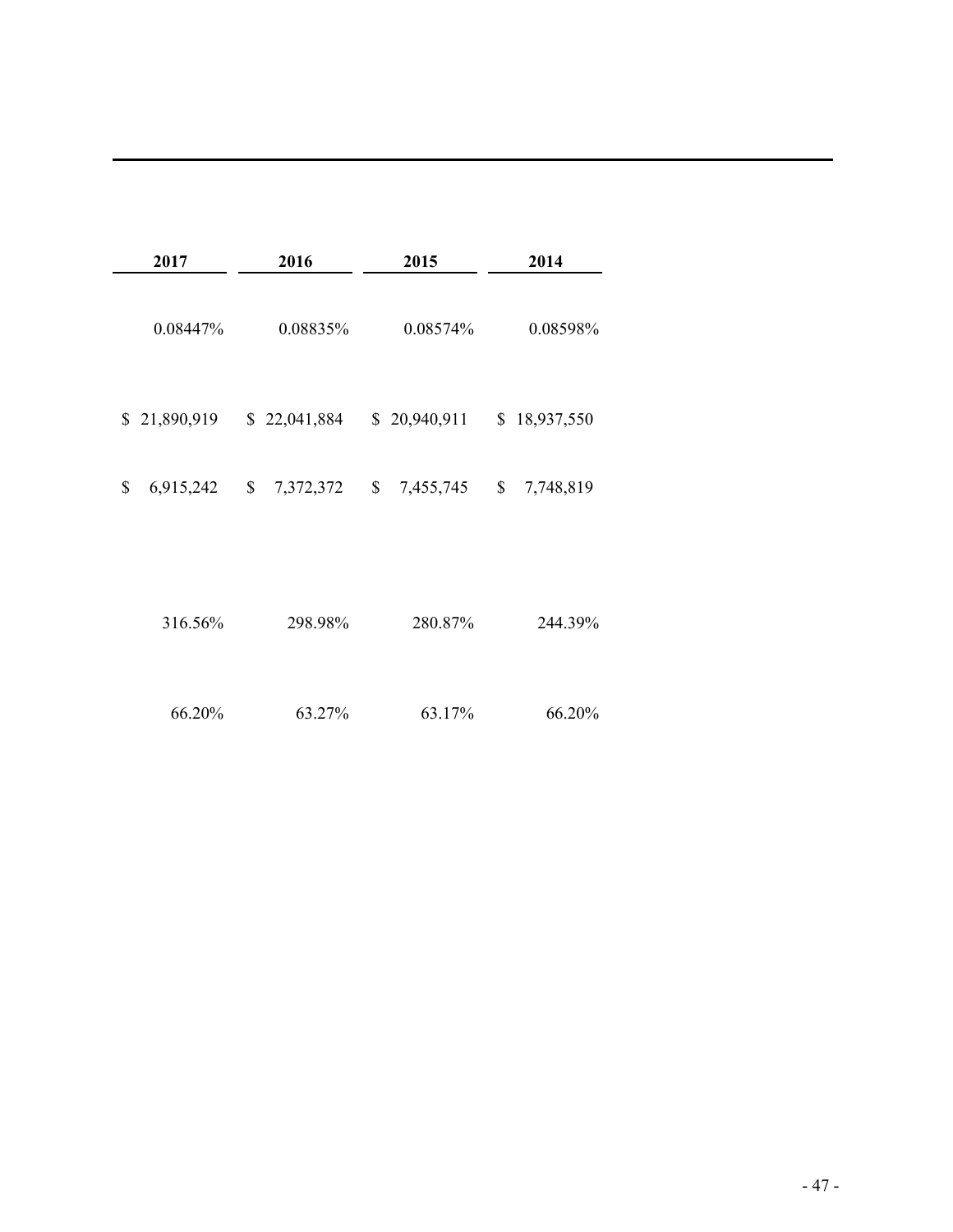| 2017 | 2016 | 2015 | 2014 |
|---|---|---|---|
| 0.08447% | 0.08835% | 0.08574% | 0.08598% |
| $ 21,890,919 | $ 22,041,884 | $ 20,940,911 | $ 18,937,550 |
| $ 6,915,242 | $ 7,372,372 | $ 7,455,745 | $ 7,748,819 |
| 316.56% | 298.98% | 280.87% | 244.39% |
| 66.20% | 63.27% | 63.17% | 66.20% |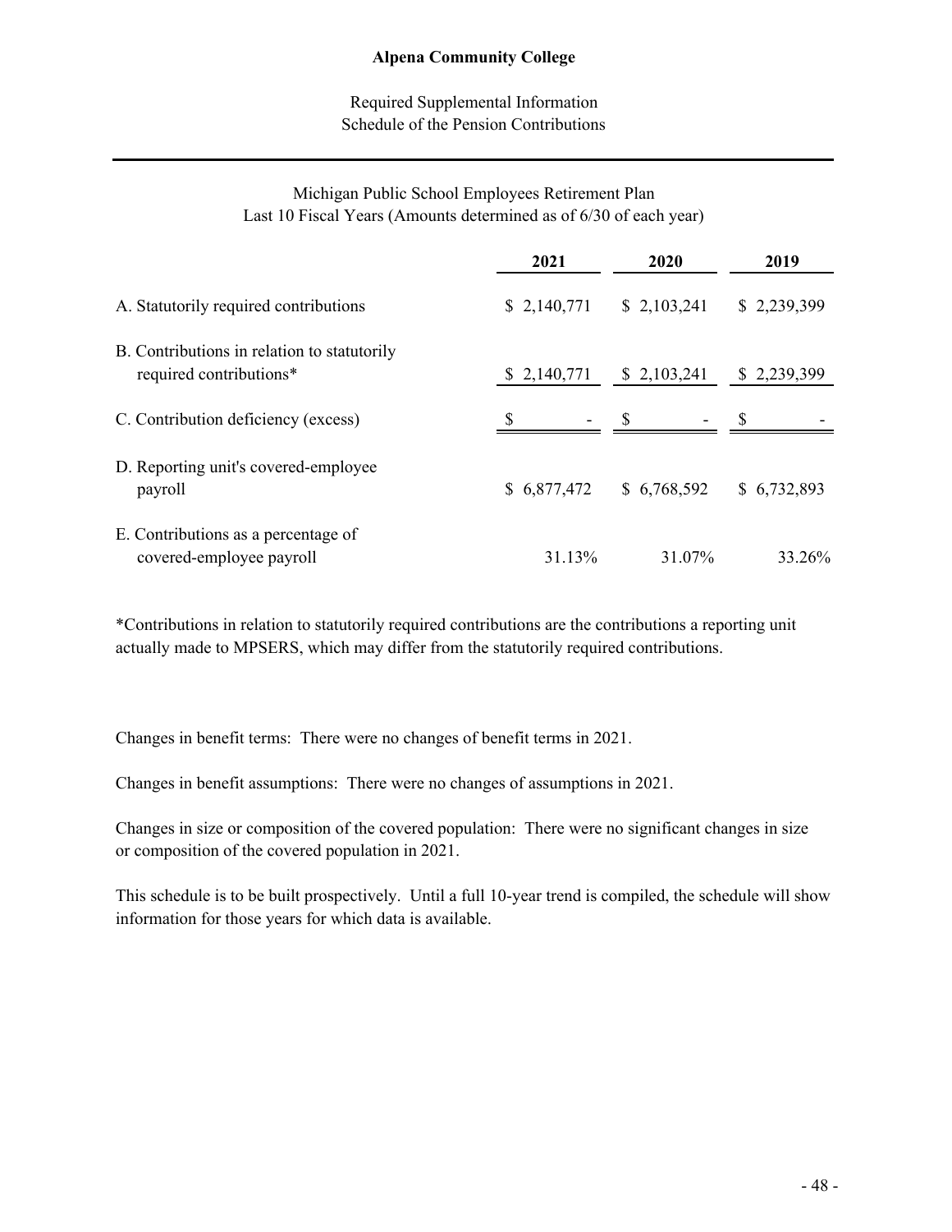**Alpena Community College**

Required Supplemental Information
Schedule of the Pension Contributions

Michigan Public School Employees Retirement Plan
Last 10 Fiscal Years (Amounts determined as of 6/30 of each year)

| | 2021 | 2020 | 2019 |
|---|---|---|---|
| A. Statutorily required contributions | $ 2,140,771 | $ 2,103,241 | $ 2,239,399 |
| B. Contributions in relation to statutorily required contributions* | $ 2,140,771 | $ 2,103,241 | $ 2,239,399 |
| C. Contribution deficiency (excess) | $ - | $ - | $ - |
| D. Reporting unit's covered-employee payroll | $ 6,877,472 | $ 6,768,592 | $ 6,732,893 |
| E. Contributions as a percentage of covered-employee payroll | 31.13% | 31.07% | 33.26% |

*Contributions in relation to statutorily required contributions are the contributions a reporting unit actually made to MPSERS, which may differ from the statutorily required contributions.

Changes in benefit terms: There were no changes of benefit terms in 2021.

Changes in benefit assumptions: There were no changes of assumptions in 2021.

Changes in size or composition of the covered population: There were no significant changes in size or composition of the covered population in 2021.

This schedule is to be built prospectively. Until a full 10-year trend is compiled, the schedule will show information for those years for which data is available.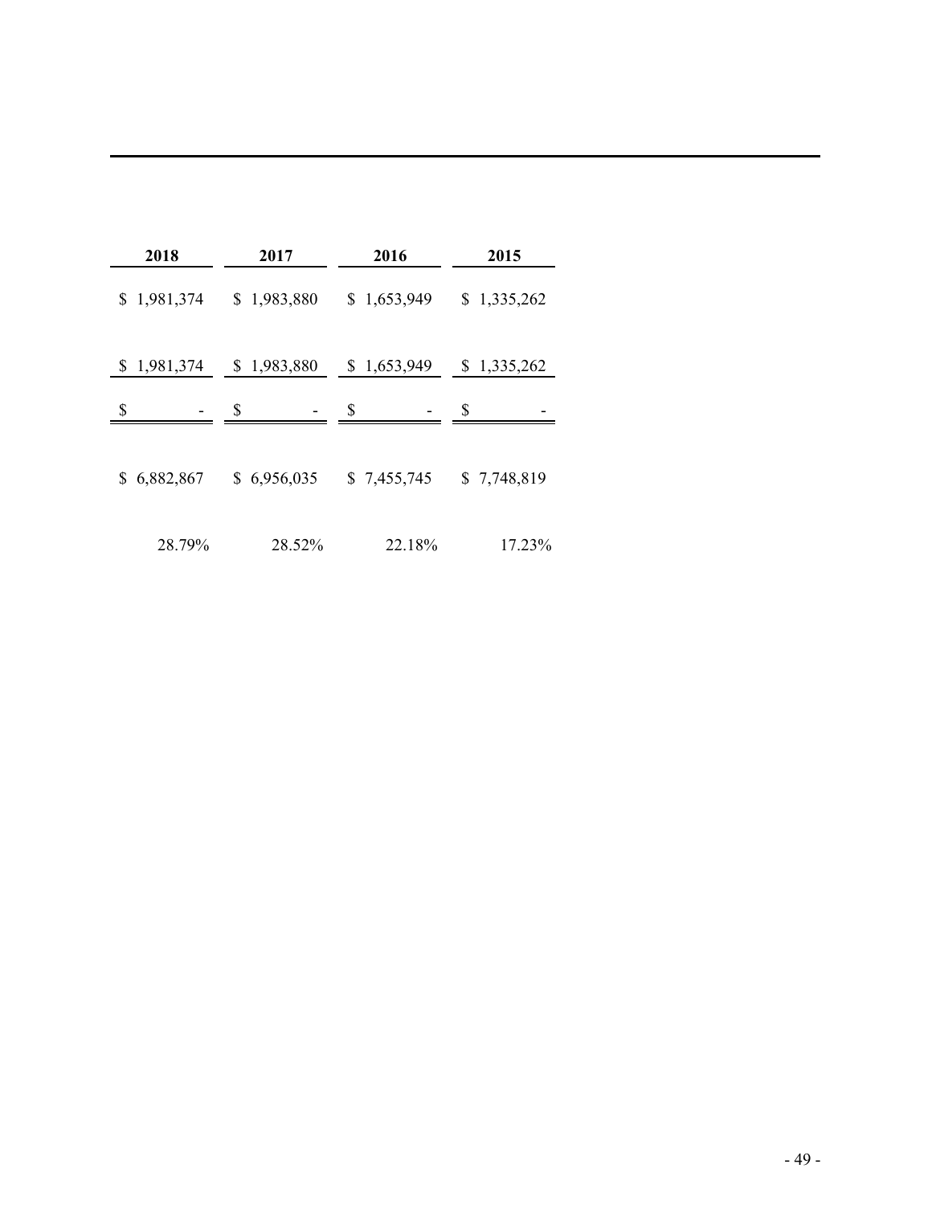| 2018 | 2017 | 2016 | 2015 |
|---|---|---|---|
| $ 1,981,374 | $ 1,983,880 | $ 1,653,949 | $ 1,335,262 |
| $ 1,981,374 | $ 1,983,880 | $ 1,653,949 | $ 1,335,262 |
| $ - | $ - | $ - | $ - |
| $ 6,882,867 | $ 6,956,035 | $ 7,455,745 | $ 7,748,819 |
| 28.79% | 28.52% | 22.18% | 17.23% |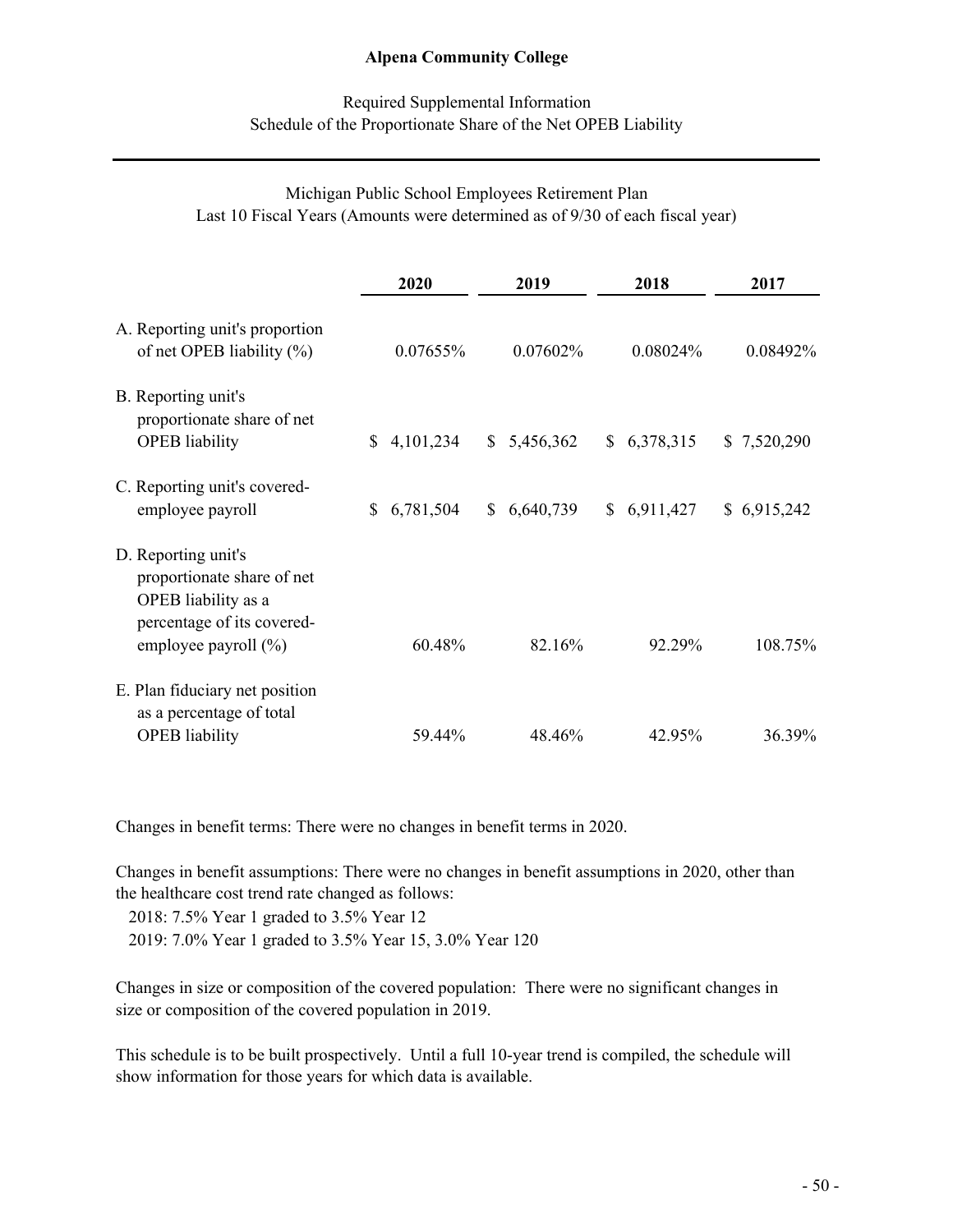**Alpena Community College**

Required Supplemental Information
Schedule of the Proportionate Share of the Net OPEB Liability

Michigan Public School Employees Retirement Plan
Last 10 Fiscal Years (Amounts were determined as of 9/30 of each fiscal year)

| | 2020 | 2019 | 2018 | 2017 |
|---|---|---|---|---|
| A. Reporting unit's proportion of net OPEB liability (%) | 0.07655% | 0.07602% | 0.08024% | 0.08492% |
| B. Reporting unit's proportionate share of net OPEB liability | $ 4,101,234 | $ 5,456,362 | $ 6,378,315 | $ 7,520,290 |
| C. Reporting unit's covered-employee payroll | $ 6,781,504 | $ 6,640,739 | $ 6,911,427 | $ 6,915,242 |
| D. Reporting unit's proportionate share of net OPEB liability as a percentage of its covered-employee payroll (%) | 60.48% | 82.16% | 92.29% | 108.75% |
| E. Plan fiduciary net position as a percentage of total OPEB liability | 59.44% | 48.46% | 42.95% | 36.39% |

Changes in benefit terms: There were no changes in benefit terms in 2020.

Changes in benefit assumptions: There were no changes in benefit assumptions in 2020, other than the healthcare cost trend rate changed as follows:
2018: 7.5% Year 1 graded to 3.5% Year 12
2019: 7.0% Year 1 graded to 3.5% Year 15, 3.0% Year 120

Changes in size or composition of the covered population: There were no significant changes in size or composition of the covered population in 2019.

This schedule is to be built prospectively. Until a full 10-year trend is compiled, the schedule will show information for those years for which data is available.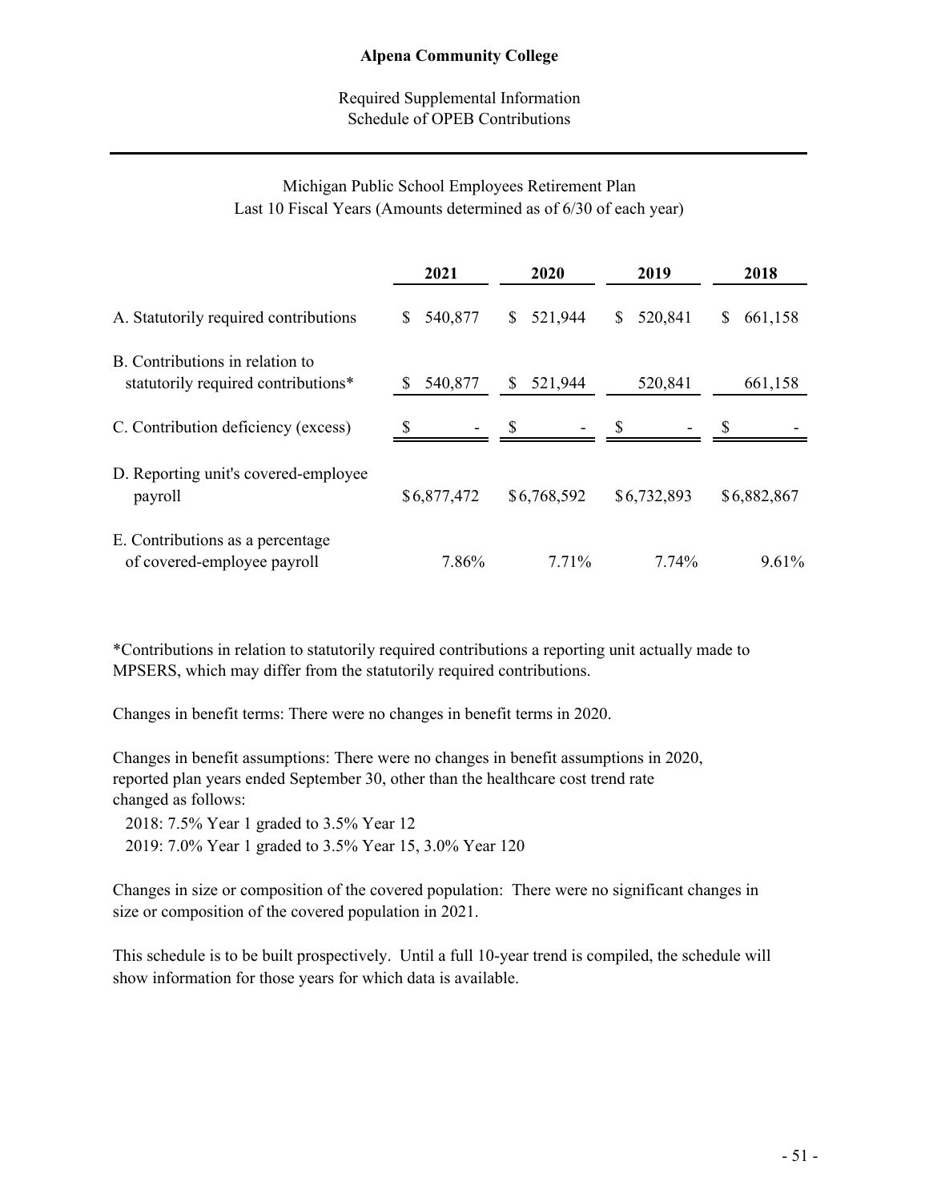# Alpena Community College

## Required Supplemental Information
## Schedule of OPEB Contributions

### Michigan Public School Employees Retirement Plan
Last 10 Fiscal Years (Amounts determined as of 6/30 of each year)

| | 2021 | 2020 | 2019 | 2018 |
|---|---|---|---|---|
| A. Statutorily required contributions | $ 540,877 | $ 521,944 | $ 520,841 | $ 661,158 |
| B. Contributions in relation to statutorily required contributions* | $ 540,877 | $ 521,944 | 520,841 | 661,158 |
| C. Contribution deficiency (excess) | $ - | $ - | $ - | $ - |
| D. Reporting unit's covered-employee payroll | $6,877,472 | $6,768,592 | $6,732,893 | $6,882,867 |
| E. Contributions as a percentage of covered-employee payroll | 7.86% | 7.71% | 7.74% | 9.61% |

*Contributions in relation to statutorily required contributions a reporting unit actually made to MPSERS, which may differ from the statutorily required contributions.

Changes in benefit terms: There were no changes in benefit terms in 2020.

Changes in benefit assumptions: There were no changes in benefit assumptions in 2020, reported plan years ended September 30, other than the healthcare cost trend rate changed as follows:

2018: 7.5% Year 1 graded to 3.5% Year 12
2019: 7.0% Year 1 graded to 3.5% Year 15, 3.0% Year 120

Changes in size or composition of the covered population: There were no significant changes in size or composition of the covered population in 2021.

This schedule is to be built prospectively. Until a full 10-year trend is compiled, the schedule will show information for those years for which data is available.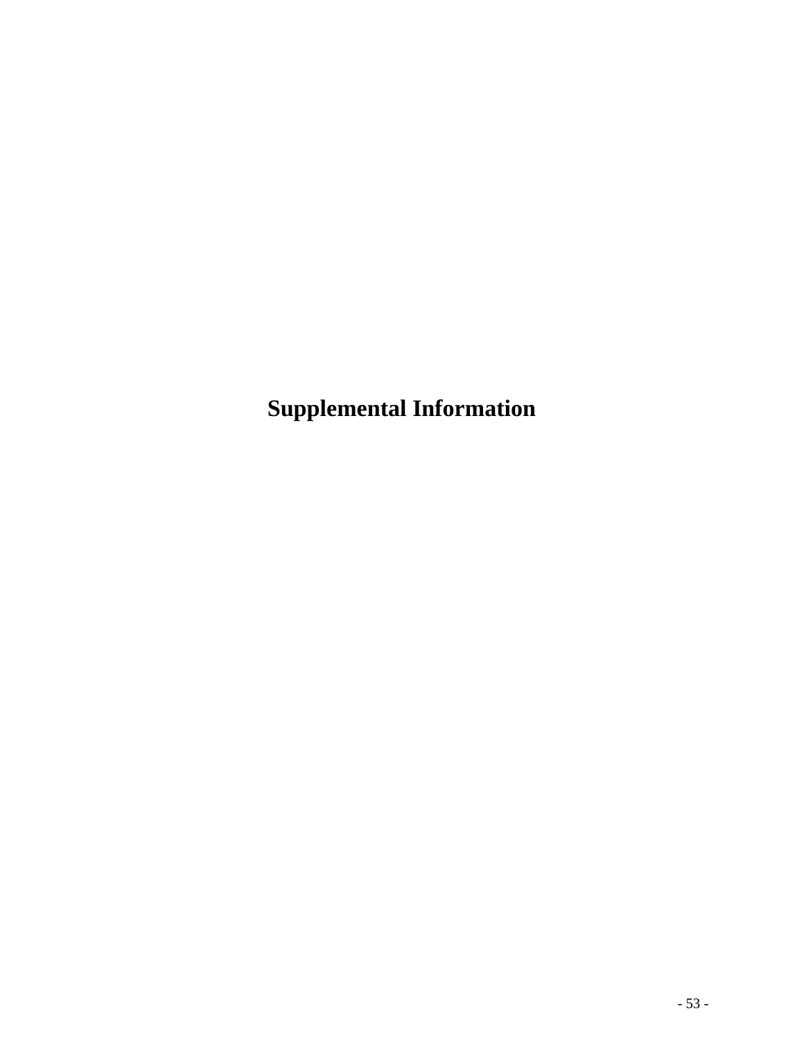# Supplemental Information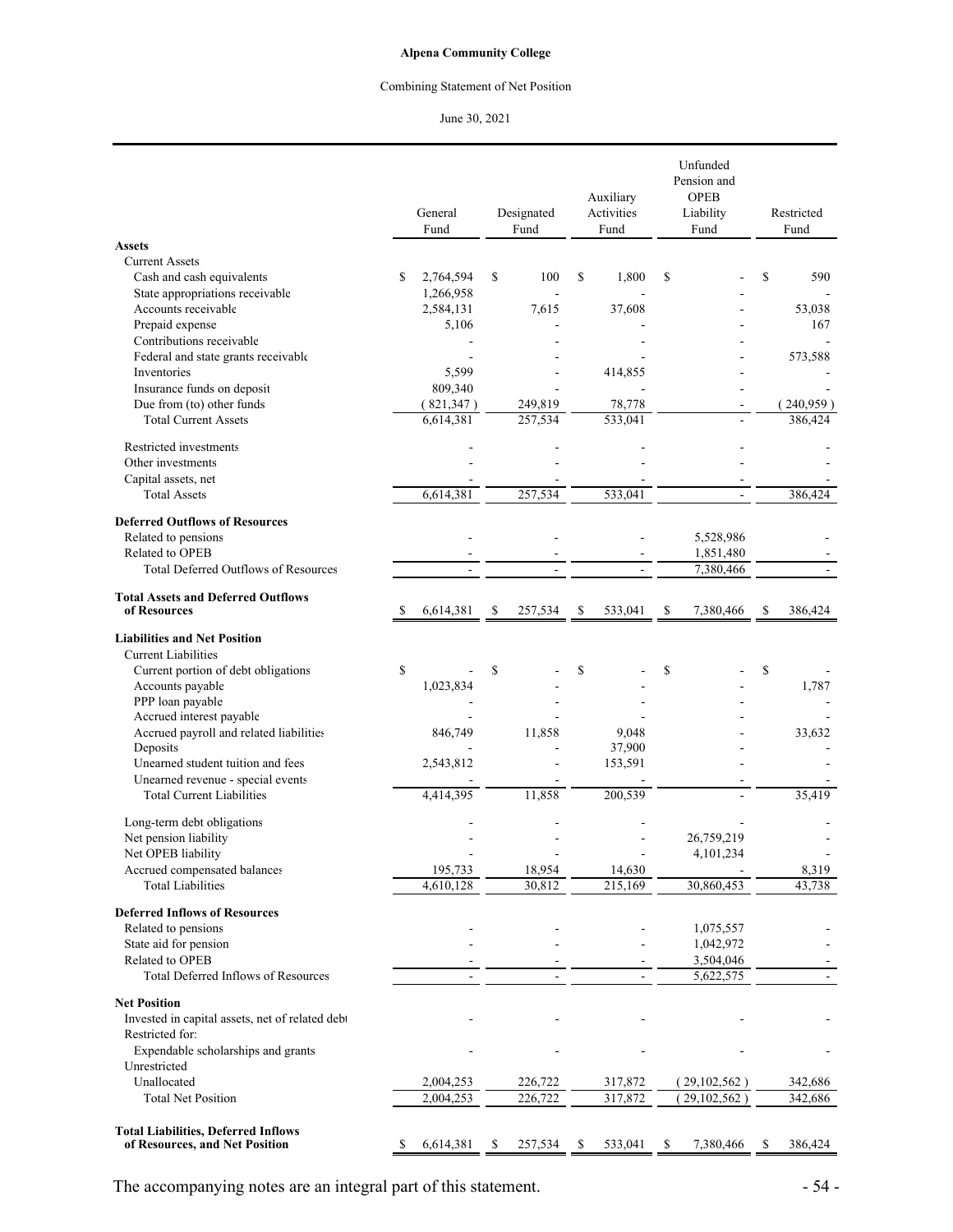**Alpena Community College**

Combining Statement of Net Position

June 30, 2021

| | General Fund | Designated Fund | Auxiliary Activities Fund | Unfunded Pension and OPEB Liability Fund | Restricted Fund |
|---|---|---|---|---|---|
| **Assets** | | | | | |
| Current Assets | | | | | |
| Cash and cash equivalents | $ 2,764,594 | $ 100 | $ 1,800 | $ - | $ 590 |
| State appropriations receivable | 1,266,958 | - | - | - | - |
| Accounts receivable | 2,584,131 | 7,615 | 37,608 | - | 53,038 |
| Prepaid expense | 5,106 | - | - | - | 167 |
| Contributions receivable | - | - | - | - | - |
| Federal and state grants receivable | - | - | - | - | 573,588 |
| Inventories | 5,599 | - | 414,855 | - | - |
| Insurance funds on deposit | 809,340 | - | - | - | - |
| Due from (to) other funds | ( 821,347 ) | 249,819 | 78,778 | - | ( 240,959 ) |
| Total Current Assets | 6,614,381 | 257,534 | 533,041 | - | 386,424 |
| Restricted investments | - | - | - | - | - |
| Other investments | - | - | - | - | - |
| Capital assets, net | - | - | - | - | - |
| Total Assets | 6,614,381 | 257,534 | 533,041 | - | 386,424 |
| **Deferred Outflows of Resources** | | | | | |
| Related to pensions | - | - | - | 5,528,986 | - |
| Related to OPEB | - | - | - | 1,851,480 | - |
| Total Deferred Outflows of Resources | - | - | - | 7,380,466 | - |
| **Total Assets and Deferred Outflows of Resources** | $ 6,614,381 | $ 257,534 | $ 533,041 | $ 7,380,466 | $ 386,424 |
| **Liabilities and Net Position** | | | | | |
| Current Liabilities | | | | | |
| Current portion of debt obligations | $ - | $ - | $ - | $ - | $ - |
| Accounts payable | 1,023,834 | - | - | - | 1,787 |
| PPP loan payable | - | - | - | - | - |
| Accrued interest payable | - | - | - | - | - |
| Accrued payroll and related liabilities | 846,749 | 11,858 | 9,048 | - | 33,632 |
| Deposits | - | - | 37,900 | - | - |
| Unearned student tuition and fees | 2,543,812 | - | 153,591 | - | - |
| Unearned revenue - special events | - | - | - | - | - |
| Total Current Liabilities | 4,414,395 | 11,858 | 200,539 | - | 35,419 |
| Long-term debt obligations | - | - | - | - | - |
| Net pension liability | - | - | - | 26,759,219 | - |
| Net OPEB liability | - | - | - | 4,101,234 | - |
| Accrued compensated balances | 195,733 | 18,954 | 14,630 | - | 8,319 |
| Total Liabilities | 4,610,128 | 30,812 | 215,169 | 30,860,453 | 43,738 |
| **Deferred Inflows of Resources** | | | | | |
| Related to pensions | - | - | - | 1,075,557 | - |
| State aid for pension | - | - | - | 1,042,972 | - |
| Related to OPEB | - | - | - | 3,504,046 | - |
| Total Deferred Inflows of Resources | - | - | - | 5,622,575 | - |
| **Net Position** | | | | | |
| Invested in capital assets, net of related debt | - | - | - | - | - |
| Restricted for: | | | | | |
| Expendable scholarships and grants | - | - | - | - | - |
| Unrestricted | | | | | |
| Unallocated | 2,004,253 | 226,722 | 317,872 | ( 29,102,562 ) | 342,686 |
| Total Net Position | 2,004,253 | 226,722 | 317,872 | ( 29,102,562 ) | 342,686 |
| **Total Liabilities, Deferred Inflows of Resources, and Net Position** | $ 6,614,381 | $ 257,534 | $ 533,041 | $ 7,380,466 | $ 386,424 |

The accompanying notes are an integral part of this statement.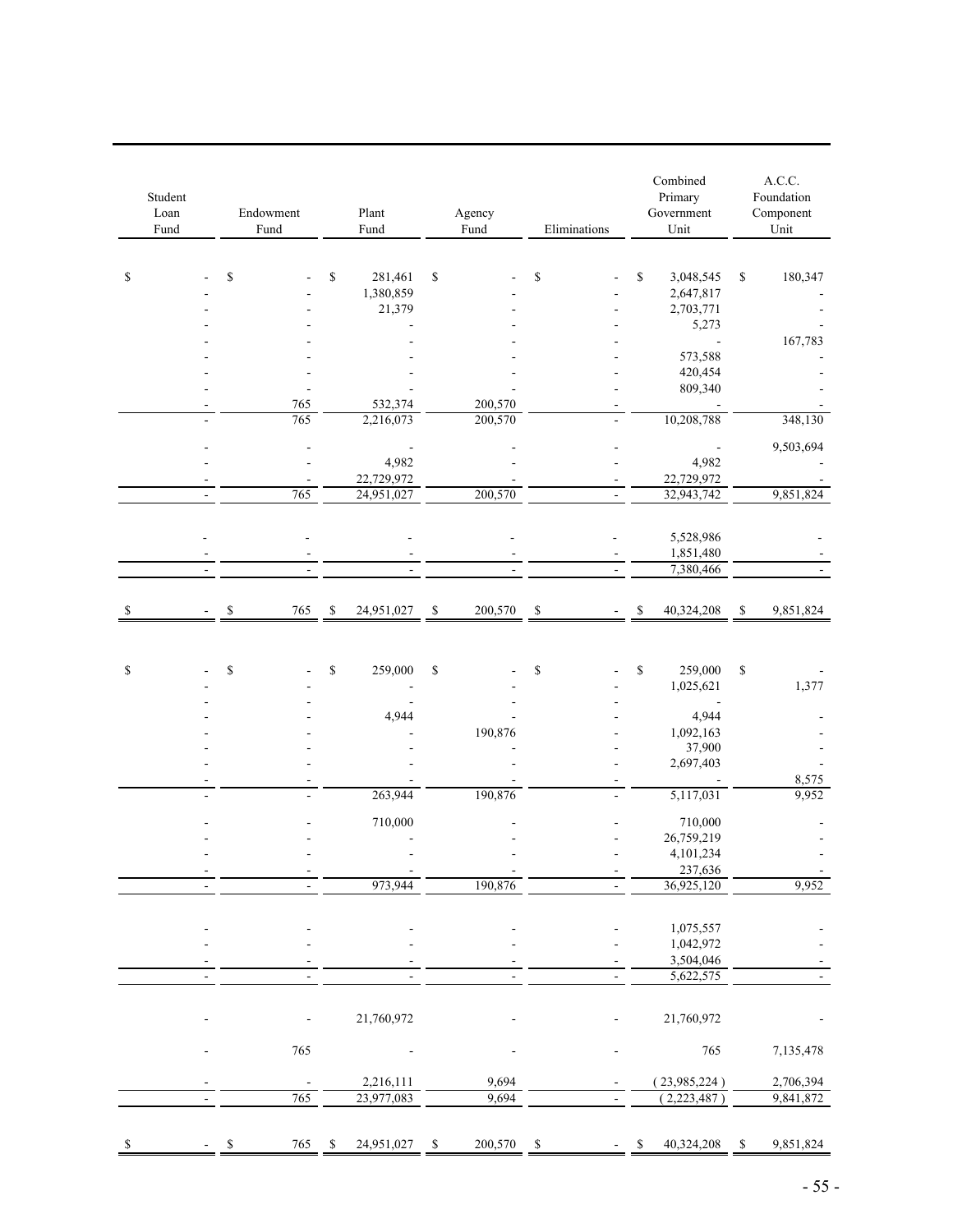| Student Loan Fund | Endowment Fund | Plant Fund | Agency Fund | Eliminations | Combined Primary Government Unit | A.C.C. Foundation Component Unit |
|---|---|---|---|---|---|---|
| $ - | $ - | $ 281,461 | $ - | $ - | $ 3,048,545 | $ 180,347 |
| - | - | 1,380,859 | - | - | 2,647,817 | - |
| - | - | 21,379 | - | - | 2,703,771 | - |
| - | - | - | - | - | 5,273 | - |
| - | - | - | - | - | - | 167,783 |
| - | - | - | - | - | 573,588 | - |
| - | - | - | - | - | 420,454 | - |
| - | - | - | - | - | 809,340 | - |
| - | 765 | 532,374 | 200,570 | - | - | - |
| - | 765 | 2,216,073 | 200,570 | - | 10,208,788 | 348,130 |
| - | - | - | - | - | - | 9,503,694 |
| - | - | 4,982 | - | - | 4,982 | - |
| - | - | 22,729,972 | - | - | 22,729,972 | - |
| - | 765 | 24,951,027 | 200,570 | - | 32,943,742 | 9,851,824 |
| - | - | - | - | - | 5,528,986 | - |
| - | - | - | - | - | 1,851,480 | - |
| - | - | - | - | - | 7,380,466 | - |
| $ - | $ 765 | $ 24,951,027 | $ 200,570 | $ - | $ 40,324,208 | $ 9,851,824 |
| $ - | $ - | $ 259,000 | $ - | $ - | $ 259,000 | $ - |
| - | - | - | - | - | 1,025,621 | 1,377 |
| - | - | - | - | - | - | |
| - | - | 4,944 | - | - | 4,944 | - |
| - | - | - | 190,876 | - | 1,092,163 | - |
| - | - | - | - | - | 37,900 | - |
| - | - | - | - | - | 2,697,403 | - |
| - | - | - | - | - | - | 8,575 |
| - | - | 263,944 | 190,876 | - | 5,117,031 | 9,952 |
| - | - | 710,000 | - | - | 710,000 | - |
| - | - | - | - | - | 26,759,219 | - |
| - | - | - | - | - | 4,101,234 | - |
| - | - | - | - | - | 237,636 | - |
| - | - | 973,944 | 190,876 | - | 36,925,120 | 9,952 |
| - | - | - | - | - | 1,075,557 | - |
| - | - | - | - | - | 1,042,972 | - |
| - | - | - | - | - | 3,504,046 | - |
| - | - | - | - | - | 5,622,575 | - |
| - | - | 21,760,972 | - | - | 21,760,972 | - |
| - | 765 | - | - | - | 765 | 7,135,478 |
| - | - | 2,216,111 | 9,694 | - | ( 23,985,224 ) | 2,706,394 |
| - | 765 | 23,977,083 | 9,694 | - | ( 2,223,487 ) | 9,841,872 |
| $ - | $ 765 | $ 24,951,027 | $ 200,570 | $ - | $ 40,324,208 | $ 9,851,824 |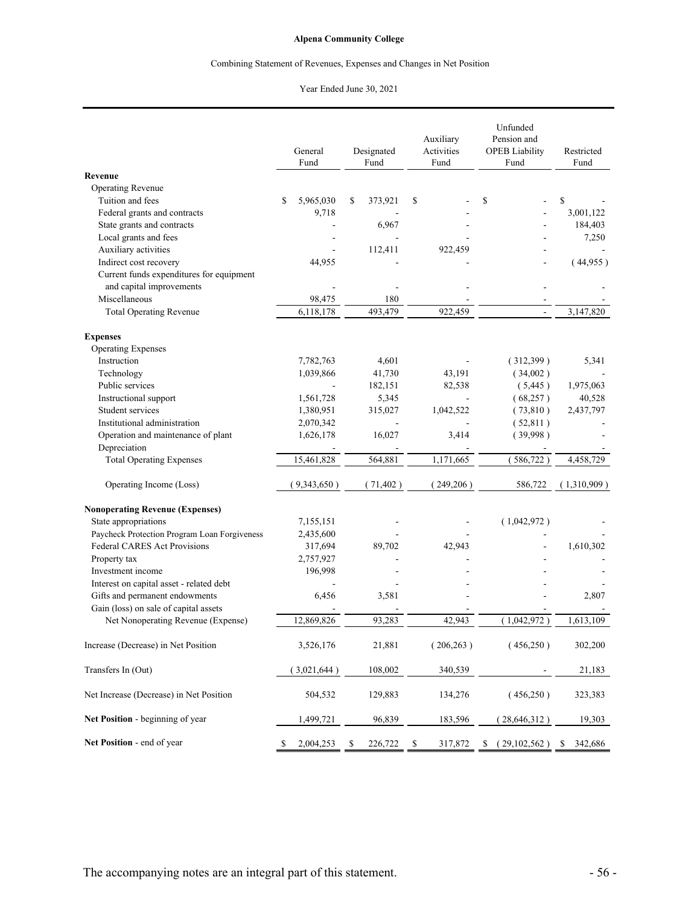**Alpena Community College**

Combining Statement of Revenues, Expenses and Changes in Net Position

Year Ended June 30, 2021

| | General Fund | Designated Fund | Auxiliary Activities Fund | Unfunded Pension and OPEB Liability Fund | Restricted Fund |
|---|---|---|---|---|---|
| **Revenue** | | | | | |
| Operating Revenue | | | | | |
| Tuition and fees | $ 5,965,030 | $ 373,921 | $ - | $ - | $ - |
| Federal grants and contracts | 9,718 | - | - | - | 3,001,122 |
| State grants and contracts | - | 6,967 | - | - | 184,403 |
| Local grants and fees | - | - | - | - | 7,250 |
| Auxiliary activities | - | 112,411 | 922,459 | - | - |
| Indirect cost recovery | 44,955 | - | - | - | ( 44,955 ) |
| Current funds expenditures for equipment and capital improvements | - | - | - | - | - |
| Miscellaneous | 98,475 | 180 | - | - | - |
| Total Operating Revenue | 6,118,178 | 493,479 | 922,459 | - | 3,147,820 |
| **Expenses** | | | | | |
| Operating Expenses | | | | | |
| Instruction | 7,782,763 | 4,601 | - | ( 312,399 ) | 5,341 |
| Technology | 1,039,866 | 41,730 | 43,191 | ( 34,002 ) | - |
| Public services | - | 182,151 | 82,538 | ( 5,445 ) | 1,975,063 |
| Instructional support | 1,561,728 | 5,345 | - | ( 68,257 ) | 40,528 |
| Student services | 1,380,951 | 315,027 | 1,042,522 | ( 73,810 ) | 2,437,797 |
| Institutional administration | 2,070,342 | - | - | ( 52,811 ) | - |
| Operation and maintenance of plant | 1,626,178 | 16,027 | 3,414 | ( 39,998 ) | - |
| Depreciation | - | - | - | - | - |
| Total Operating Expenses | 15,461,828 | 564,881 | 1,171,665 | ( 586,722 ) | 4,458,729 |
| Operating Income (Loss) | ( 9,343,650 ) | ( 71,402 ) | ( 249,206 ) | 586,722 | ( 1,310,909 ) |
| **Nonoperating Revenue (Expenses)** | | | | | |
| State appropriations | 7,155,151 | - | - | ( 1,042,972 ) | - |
| Paycheck Protection Program Loan Forgiveness | 2,435,600 | - | - | - | - |
| Federal CARES Act Provisions | 317,694 | 89,702 | 42,943 | - | 1,610,302 |
| Property tax | 2,757,927 | - | - | - | - |
| Investment income | 196,998 | - | - | - | - |
| Interest on capital asset - related debt | - | - | - | - | - |
| Gifts and permanent endowments | 6,456 | 3,581 | - | - | 2,807 |
| Gain (loss) on sale of capital assets | - | - | - | - | - |
| Net Nonoperating Revenue (Expense) | 12,869,826 | 93,283 | 42,943 | ( 1,042,972 ) | 1,613,109 |
| Increase (Decrease) in Net Position | 3,526,176 | 21,881 | ( 206,263 ) | ( 456,250 ) | 302,200 |
| Transfers In (Out) | ( 3,021,644 ) | 108,002 | 340,539 | - | 21,183 |
| Net Increase (Decrease) in Net Position | 504,532 | 129,883 | 134,276 | ( 456,250 ) | 323,383 |
| **Net Position** - beginning of year | 1,499,721 | 96,839 | 183,596 | ( 28,646,312 ) | 19,303 |
| **Net Position** - end of year | $ 2,004,253 | $ 226,722 | $ 317,872 | $ ( 29,102,562 ) | $ 342,686 |

The accompanying notes are an integral part of this statement.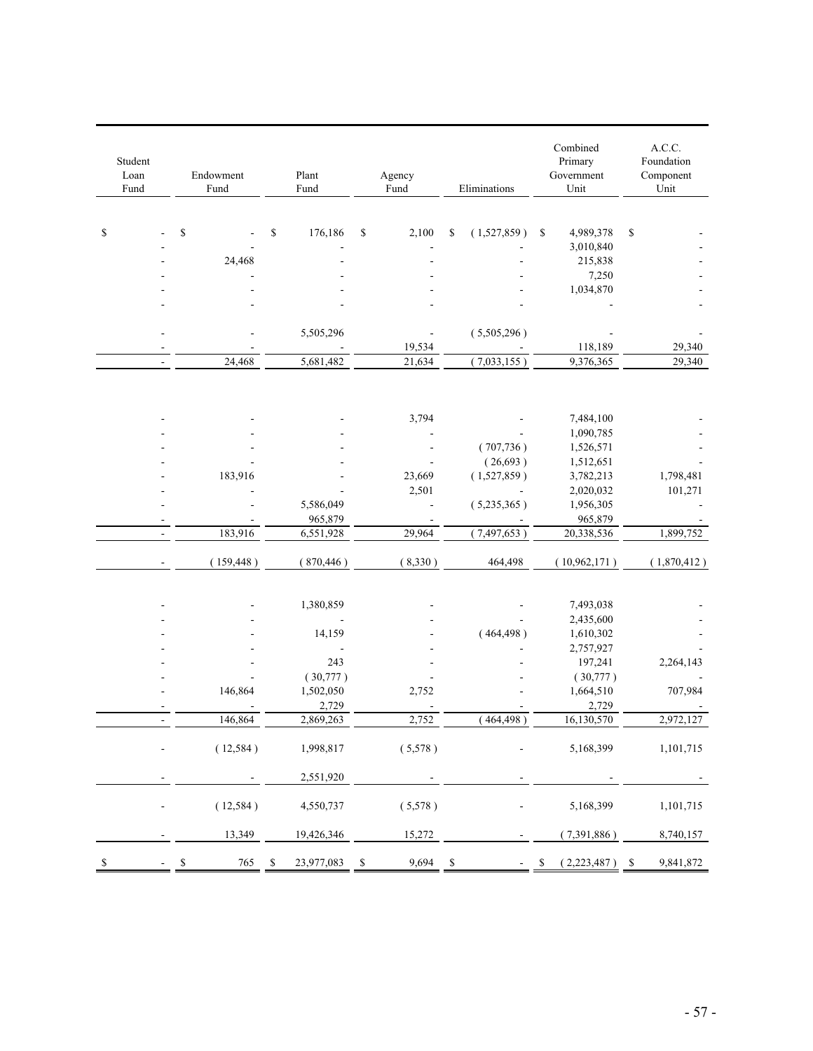| Student Loan Fund | Endowment Fund | Plant Fund | Agency Fund | Eliminations | Combined Primary Government Unit | A.C.C. Foundation Component Unit |
|---|---|---|---|---|---|---|
| $ - | $ - | $ 176,186 | $ 2,100 | $ ( 1,527,859 ) | $ 4,989,378 | $ - |
| - | - | - | - | - | 3,010,840 | - |
| - | 24,468 | - | - | - | 215,838 | - |
| - | - | - | - | - | 7,250 | - |
| - | - | - | - | - | 1,034,870 | - |
| - | - | - | - | - | - | - |
| | | | | | | |
| - | - | 5,505,296 | - | ( 5,505,296 ) | - | - |
| - | - | - | 19,534 | - | 118,189 | 29,340 |
| - | 24,468 | 5,681,482 | 21,634 | ( 7,033,155 ) | 9,376,365 | 29,340 |
| | | | | | | |
| - | - | - | 3,794 | - | 7,484,100 | - |
| - | - | - | - | - | 1,090,785 | - |
| - | - | - | - | ( 707,736 ) | 1,526,571 | - |
| - | - | - | - | ( 26,693 ) | 1,512,651 | - |
| - | 183,916 | - | 23,669 | ( 1,527,859 ) | 3,782,213 | 1,798,481 |
| - | - | - | 2,501 | - | 2,020,032 | 101,271 |
| - | - | 5,586,049 | - | ( 5,235,365 ) | 1,956,305 | - |
| - | - | 965,879 | - | - | 965,879 | - |
| - | 183,916 | 6,551,928 | 29,964 | ( 7,497,653 ) | 20,338,536 | 1,899,752 |
| | | | | | | |
| - | ( 159,448 ) | ( 870,446 ) | ( 8,330 ) | 464,498 | ( 10,962,171 ) | ( 1,870,412 ) |
| | | | | | | |
| - | - | 1,380,859 | - | - | 7,493,038 | - |
| - | - | - | - | - | 2,435,600 | - |
| - | - | 14,159 | - | ( 464,498 ) | 1,610,302 | - |
| - | - | - | - | - | 2,757,927 | - |
| - | - | 243 | - | - | 197,241 | 2,264,143 |
| - | - | ( 30,777 ) | - | - | ( 30,777 ) | - |
| - | 146,864 | 1,502,050 | 2,752 | - | 1,664,510 | 707,984 |
| - | - | 2,729 | - | - | 2,729 | - |
| - | 146,864 | 2,869,263 | 2,752 | ( 464,498 ) | 16,130,570 | 2,972,127 |
| | | | | | | |
| - | ( 12,584 ) | 1,998,817 | ( 5,578 ) | - | 5,168,399 | 1,101,715 |
| | | | | | | |
| - | - | 2,551,920 | - | - | - | - |
| | | | | | | |
| - | ( 12,584 ) | 4,550,737 | ( 5,578 ) | - | 5,168,399 | 1,101,715 |
| | | | | | | |
| - | 13,349 | 19,426,346 | 15,272 | - | ( 7,391,886 ) | 8,740,157 |
| | | | | | | |
| $ - | $ 765 | $ 23,977,083 | $ 9,694 | $ - | $ ( 2,223,487 ) | $ 9,841,872 |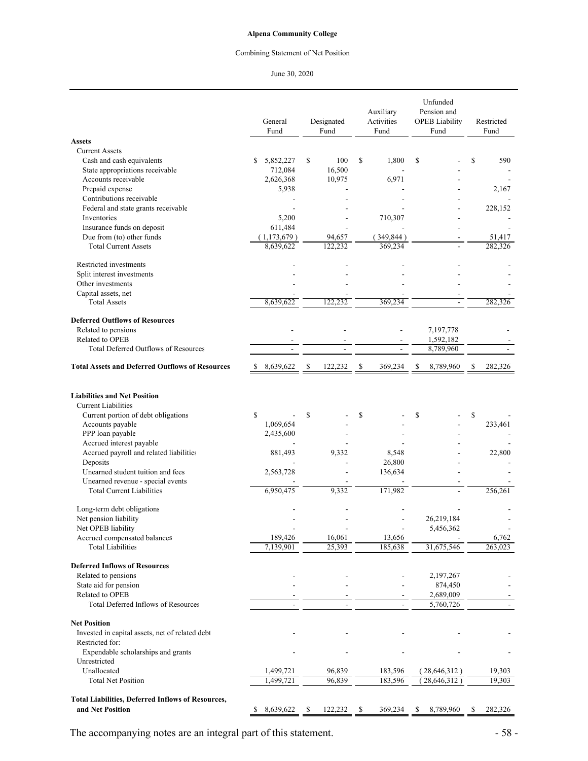**Alpena Community College**

Combining Statement of Net Position

June 30, 2020

| | General Fund | Designated Fund | Auxiliary Activities Fund | Unfunded Pension and OPEB Liability Fund | Restricted Fund |
|---|---|---|---|---|---|
| **Assets** | | | | | |
| Current Assets | | | | | |
| Cash and cash equivalents | $ 5,852,227 | $ 100 | $ 1,800 | $ - | $ 590 |
| State appropriations receivable | 712,084 | 16,500 | - | - | - |
| Accounts receivable | 2,626,368 | 10,975 | 6,971 | - | - |
| Prepaid expense | 5,938 | - | - | - | 2,167 |
| Contributions receivable | - | - | - | - | - |
| Federal and state grants receivable | - | - | - | - | 228,152 |
| Inventories | 5,200 | - | 710,307 | - | - |
| Insurance funds on deposit | 611,484 | - | - | - | - |
| Due from (to) other funds | ( 1,173,679 ) | 94,657 | ( 349,844 ) | - | 51,417 |
| Total Current Assets | 8,639,622 | 122,232 | 369,234 | - | 282,326 |
| Restricted investments | - | - | - | - | - |
| Split interest investments | - | - | - | - | - |
| Other investments | - | - | - | - | - |
| Capital assets, net | - | - | - | - | - |
| Total Assets | 8,639,622 | 122,232 | 369,234 | - | 282,326 |
| **Deferred Outflows of Resources** | | | | | |
| Related to pensions | - | - | - | 7,197,778 | - |
| Related to OPEB | - | - | - | 1,592,182 | - |
| Total Deferred Outflows of Resources | - | - | - | 8,789,960 | - |
| **Total Assets and Deferred Outflows of Resources** | $ 8,639,622 | $ 122,232 | $ 369,234 | $ 8,789,960 | $ 282,326 |
| **Liabilities and Net Position** | | | | | |
| Current Liabilities | | | | | |
| Current portion of debt obligations | $ - | $ - | $ - | $ - | $ - |
| Accounts payable | 1,069,654 | - | - | - | 233,461 |
| PPP loan payable | 2,435,600 | - | - | - | - |
| Accrued interest payable | - | - | - | - | - |
| Accrued payroll and related liabilities | 881,493 | 9,332 | 8,548 | - | 22,800 |
| Deposits | - | - | 26,800 | - | - |
| Unearned student tuition and fees | 2,563,728 | - | 136,634 | - | - |
| Unearned revenue - special events | - | - | - | - | - |
| Total Current Liabilities | 6,950,475 | 9,332 | 171,982 | - | 256,261 |
| Long-term debt obligations | - | - | - | - | - |
| Net pension liability | - | - | - | 26,219,184 | - |
| Net OPEB liability | - | - | - | 5,456,362 | - |
| Accrued compensated balances | 189,426 | 16,061 | 13,656 | - | 6,762 |
| Total Liabilities | 7,139,901 | 25,393 | 185,638 | 31,675,546 | 263,023 |
| **Deferred Inflows of Resources** | | | | | |
| Related to pensions | - | - | - | 2,197,267 | - |
| State aid for pension | - | - | - | 874,450 | - |
| Related to OPEB | - | - | - | 2,689,009 | - |
| Total Deferred Inflows of Resources | - | - | - | 5,760,726 | - |
| **Net Position** | | | | | |
| Invested in capital assets, net of related debt | - | - | - | - | - |
| Restricted for: | | | | | |
| Expendable scholarships and grants | - | - | - | - | - |
| Unrestricted | | | | | |
| Unallocated | 1,499,721 | 96,839 | 183,596 | ( 28,646,312 ) | 19,303 |
| Total Net Position | 1,499,721 | 96,839 | 183,596 | ( 28,646,312 ) | 19,303 |
| **Total Liabilities, Deferred Inflows of Resources, and Net Position** | $ 8,639,622 | $ 122,232 | $ 369,234 | $ 8,789,960 | $ 282,326 |

The accompanying notes are an integral part of this statement.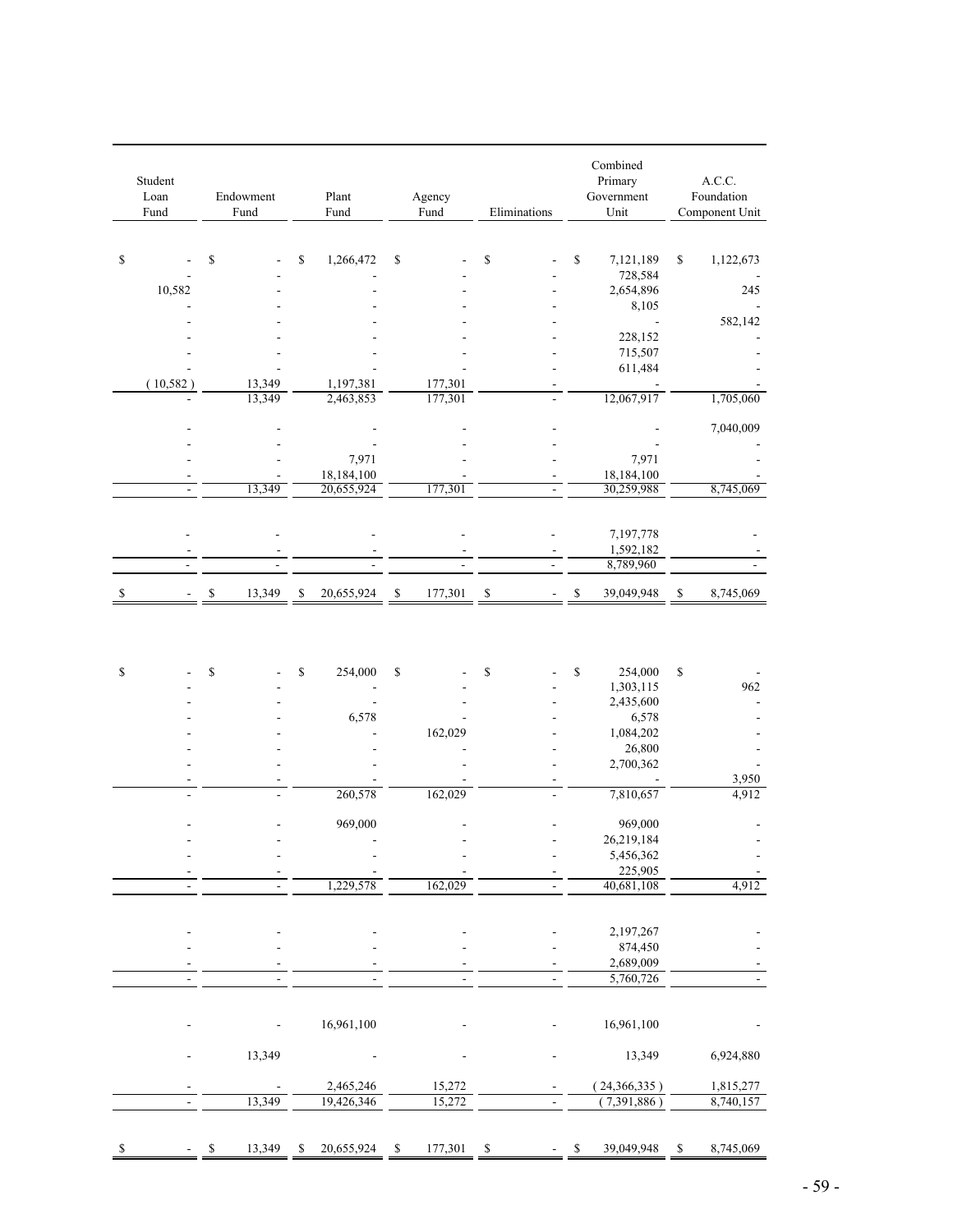| Student Loan Fund | Endowment Fund | Plant Fund | Agency Fund | Eliminations | Combined Primary Government Unit | A.C.C. Foundation Component Unit |
|---|---|---|---|---|---|---|
| $ - | $ - | $ 1,266,472 | $ - | $ - | $ 7,121,189 | $ 1,122,673 |
| - | - | - | - | - | 728,584 | - |
| 10,582 | - | - | - | - | 2,654,896 | 245 |
| - | - | - | - | - | 8,105 | - |
| - | - | - | - | - | - | 582,142 |
| - | - | - | - | - | 228,152 | - |
| - | - | - | - | - | 715,507 | - |
| - | - | - | - | - | 611,484 | - |
| ( 10,582 ) | 13,349 | 1,197,381 | 177,301 | - | - | - |
| - | 13,349 | 2,463,853 | 177,301 | - | 12,067,917 | 1,705,060 |
| - | - | - | - | - | - | 7,040,009 |
| - | - | - | - | - | - | - |
| - | - | 7,971 | - | - | 7,971 | - |
| - | - | 18,184,100 | - | - | 18,184,100 | - |
| - | 13,349 | 20,655,924 | 177,301 | - | 30,259,988 | 8,745,069 |
| - | - | - | - | - | 7,197,778 | - |
| - | - | - | - | - | 1,592,182 | - |
| - | - | - | - | - | 8,789,960 | - |
| $ - | $ 13,349 | $ 20,655,924 | $ 177,301 | $ - | $ 39,049,948 | $ 8,745,069 |
| | | | | | | |
| $ - | $ - | $ 254,000 | $ - | $ - | $ 254,000 | $ - |
| - | - | - | - | - | 1,303,115 | 962 |
| - | - | - | - | - | 2,435,600 | - |
| - | - | 6,578 | - | - | 6,578 | - |
| - | - | - | 162,029 | - | 1,084,202 | - |
| - | - | - | - | - | 26,800 | - |
| - | - | - | - | - | 2,700,362 | - |
| - | - | - | - | - | - | 3,950 |
| - | - | 260,578 | 162,029 | - | 7,810,657 | 4,912 |
| - | - | 969,000 | - | - | 969,000 | - |
| - | - | - | - | - | 26,219,184 | - |
| - | - | - | - | - | 5,456,362 | - |
| - | - | - | - | - | 225,905 | - |
| - | - | 1,229,578 | 162,029 | - | 40,681,108 | 4,912 |
| - | - | - | - | - | 2,197,267 | - |
| - | - | - | - | - | 874,450 | - |
| - | - | - | - | - | 2,689,009 | - |
| - | - | - | - | - | 5,760,726 | - |
| - | - | 16,961,100 | - | - | 16,961,100 | - |
| - | 13,349 | - | - | - | 13,349 | 6,924,880 |
| - | - | 2,465,246 | 15,272 | - | ( 24,366,335 ) | 1,815,277 |
| - | 13,349 | 19,426,346 | 15,272 | - | ( 7,391,886 ) | 8,740,157 |
| $ - | $ 13,349 | $ 20,655,924 | $ 177,301 | $ - | $ 39,049,948 | $ 8,745,069 |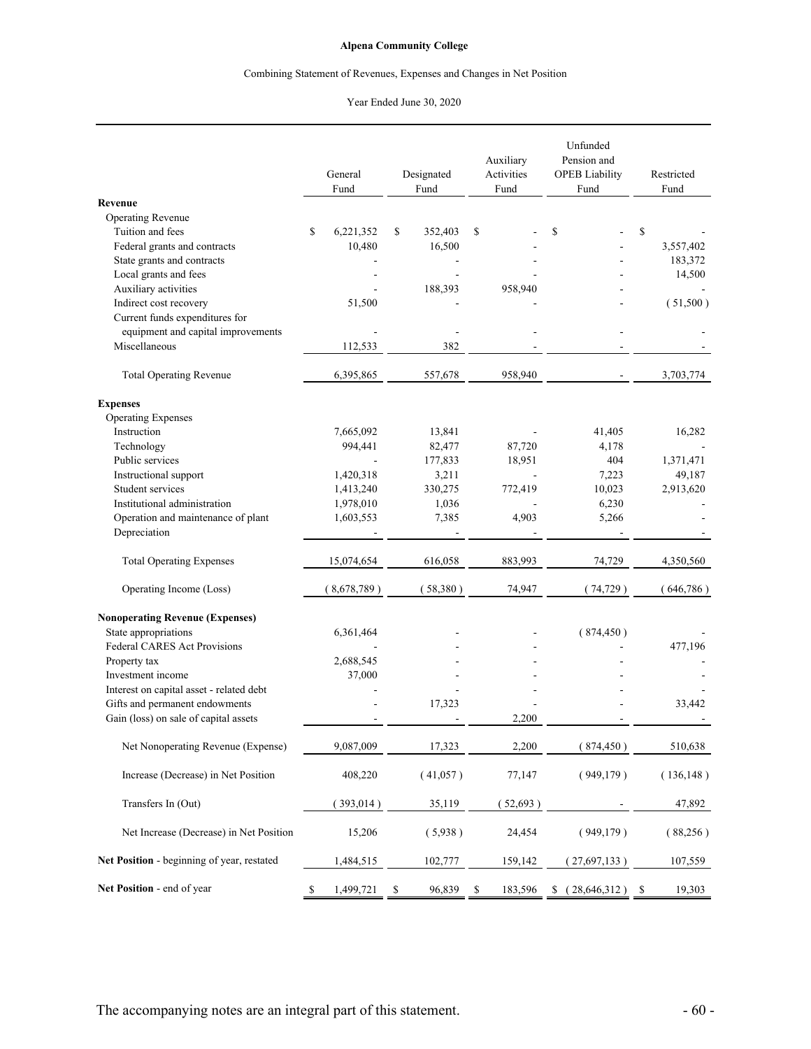**Alpena Community College**

Combining Statement of Revenues, Expenses and Changes in Net Position

Year Ended June 30, 2020

| | General Fund | Designated Fund | Auxiliary Activities Fund | Unfunded Pension and OPEB Liability Fund | Restricted Fund |
|---|---|---|---|---|---|
| **Revenue** | | | | | |
| Operating Revenue | | | | | |
| Tuition and fees | $ 6,221,352 | $ 352,403 | $ - | $ - | $ - |
| Federal grants and contracts | 10,480 | 16,500 | - | - | 3,557,402 |
| State grants and contracts | - | - | - | - | 183,372 |
| Local grants and fees | - | - | - | - | 14,500 |
| Auxiliary activities | - | 188,393 | 958,940 | - | - |
| Indirect cost recovery | 51,500 | - | - | - | ( 51,500 ) |
| Current funds expenditures for equipment and capital improvements | - | - | - | - | - |
| Miscellaneous | 112,533 | 382 | - | - | - |
| Total Operating Revenue | 6,395,865 | 557,678 | 958,940 | - | 3,703,774 |
| **Expenses** | | | | | |
| Operating Expenses | | | | | |
| Instruction | 7,665,092 | 13,841 | - | 41,405 | 16,282 |
| Technology | 994,441 | 82,477 | 87,720 | 4,178 | - |
| Public services | - | 177,833 | 18,951 | 404 | 1,371,471 |
| Instructional support | 1,420,318 | 3,211 | - | 7,223 | 49,187 |
| Student services | 1,413,240 | 330,275 | 772,419 | 10,023 | 2,913,620 |
| Institutional administration | 1,978,010 | 1,036 | - | 6,230 | - |
| Operation and maintenance of plant | 1,603,553 | 7,385 | 4,903 | 5,266 | - |
| Depreciation | - | - | - | - | - |
| Total Operating Expenses | 15,074,654 | 616,058 | 883,993 | 74,729 | 4,350,560 |
| Operating Income (Loss) | ( 8,678,789 ) | ( 58,380 ) | 74,947 | ( 74,729 ) | ( 646,786 ) |
| **Nonoperating Revenue (Expenses)** | | | | | |
| State appropriations | 6,361,464 | - | - | ( 874,450 ) | - |
| Federal CARES Act Provisions | - | - | - | - | 477,196 |
| Property tax | 2,688,545 | - | - | - | - |
| Investment income | 37,000 | - | - | - | - |
| Interest on capital asset - related debt | - | - | - | - | - |
| Gifts and permanent endowments | - | 17,323 | - | - | 33,442 |
| Gain (loss) on sale of capital assets | - | - | 2,200 | - | - |
| Net Nonoperating Revenue (Expense) | 9,087,009 | 17,323 | 2,200 | ( 874,450 ) | 510,638 |
| Increase (Decrease) in Net Position | 408,220 | ( 41,057 ) | 77,147 | ( 949,179 ) | ( 136,148 ) |
| Transfers In (Out) | ( 393,014 ) | 35,119 | ( 52,693 ) | - | 47,892 |
| Net Increase (Decrease) in Net Position | 15,206 | ( 5,938 ) | 24,454 | ( 949,179 ) | ( 88,256 ) |
| **Net Position** - beginning of year, restated | 1,484,515 | 102,777 | 159,142 | ( 27,697,133 ) | 107,559 |
| **Net Position** - end of year | $ 1,499,721 | $ 96,839 | $ 183,596 | $ ( 28,646,312 ) | $ 19,303 |

The accompanying notes are an integral part of this statement.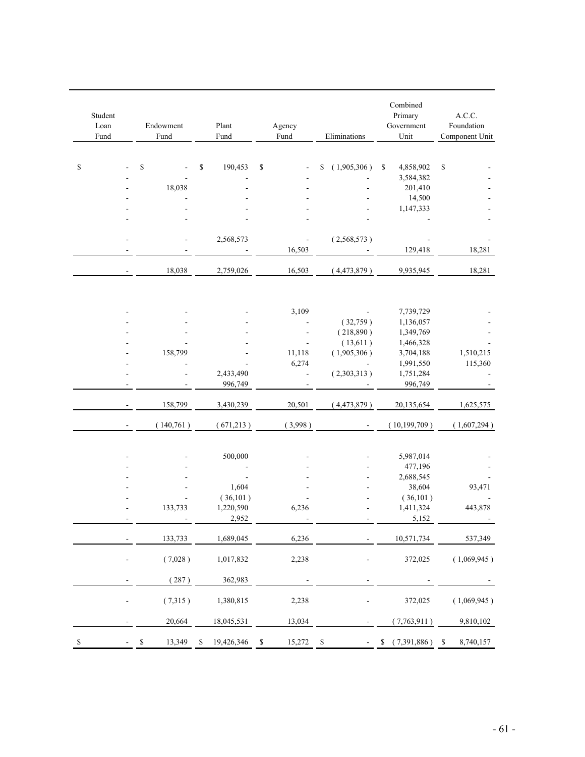| Student Loan Fund | Endowment Fund | Plant Fund | Agency Fund | Eliminations | Combined Primary Government Unit | A.C.C. Foundation Component Unit |
|---|---|---|---|---|---|---|
| $ - | $ - | $ 190,453 | $ - | $ ( 1,905,306 ) | $ 4,858,902 | $ - |
| - | - | - | - | - | 3,584,382 | - |
| - | 18,038 | - | - | - | 201,410 | - |
| - | - | - | - | - | 14,500 | - |
| - | - | - | - | - | 1,147,333 | - |
| - | - | - | - | - | - | - |
| - | - | 2,568,573 | - | ( 2,568,573 ) | - | - |
| - | - | - | 16,503 | - | 129,418 | 18,281 |
| - | 18,038 | 2,759,026 | 16,503 | ( 4,473,879 ) | 9,935,945 | 18,281 |
| - | - | - | 3,109 | - | 7,739,729 | - |
| - | - | - | - | ( 32,759 ) | 1,136,057 | - |
| - | - | - | - | ( 218,890 ) | 1,349,769 | - |
| - | - | - | - | ( 13,611 ) | 1,466,328 | - |
| - | 158,799 | - | 11,118 | ( 1,905,306 ) | 3,704,188 | 1,510,215 |
| - | - | - | 6,274 | - | 1,991,550 | 115,360 |
| - | - | 2,433,490 | - | ( 2,303,313 ) | 1,751,284 | - |
| - | - | 996,749 | - | - | 996,749 | - |
| - | 158,799 | 3,430,239 | 20,501 | ( 4,473,879 ) | 20,135,654 | 1,625,575 |
| - | ( 140,761 ) | ( 671,213 ) | ( 3,998 ) | - | ( 10,199,709 ) | ( 1,607,294 ) |
| - | - | 500,000 | - | - | 5,987,014 | - |
| - | - | - | - | - | 477,196 | - |
| - | - | - | - | - | 2,688,545 | - |
| - | - | 1,604 | - | - | 38,604 | 93,471 |
| - | - | ( 36,101 ) | - | - | ( 36,101 ) | - |
| - | 133,733 | 1,220,590 | 6,236 | - | 1,411,324 | 443,878 |
| - | - | 2,952 | - | - | 5,152 | - |
| - | 133,733 | 1,689,045 | 6,236 | - | 10,571,734 | 537,349 |
| - | ( 7,028 ) | 1,017,832 | 2,238 | - | 372,025 | ( 1,069,945 ) |
| - | ( 287 ) | 362,983 | - | - | - | - |
| - | ( 7,315 ) | 1,380,815 | 2,238 | - | 372,025 | ( 1,069,945 ) |
| - | 20,664 | 18,045,531 | 13,034 | - | ( 7,763,911 ) | 9,810,102 |
| $ - | $ 13,349 | $ 19,426,346 | $ 15,272 | $ - | $ ( 7,391,886 ) | $ 8,740,157 |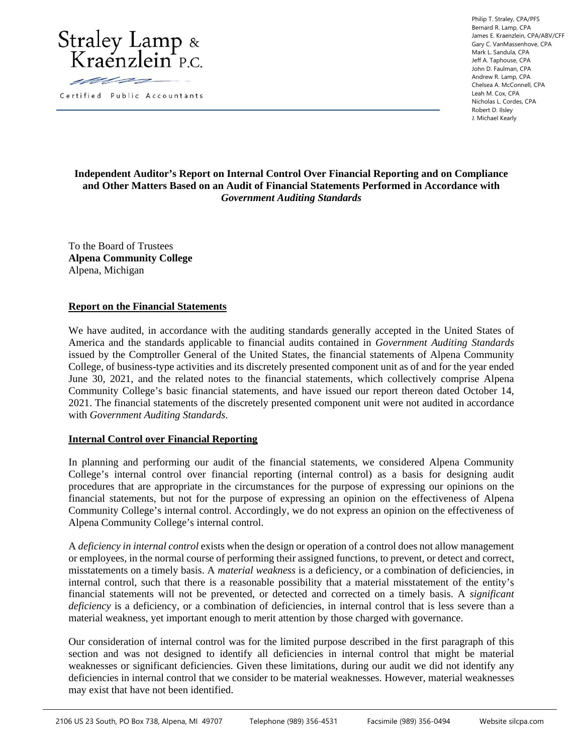Straley Lamp & Kraenzlein P.C.

Certified Public Accountants

Philip T. Straley, CPA/PFS
Bernard R. Lamp, CPA
James E. Kraenzlein, CPA/ABV/CFF
Gary C. VanMassenhove, CPA
Mark L. Sandula, CPA
Jeff A. Taphouse, CPA
John D. Faulman, CPA
Andrew R. Lamp, CPA
Chelsea A. McConnell, CPA
Leah M. Cox, CPA
Nicholas L. Cordes, CPA
Robert D. Ilsley
J. Michael Kearly

**Independent Auditor's Report on Internal Control Over Financial Reporting and on Compliance and Other Matters Based on an Audit of Financial Statements Performed in Accordance with *Government Auditing Standards***

To the Board of Trustees
**Alpena Community College**
Alpena, Michigan

**Report on the Financial Statements**

We have audited, in accordance with the auditing standards generally accepted in the United States of America and the standards applicable to financial audits contained in *Government Auditing Standards* issued by the Comptroller General of the United States, the financial statements of Alpena Community College, of business-type activities and its discretely presented component unit as of and for the year ended June 30, 2021, and the related notes to the financial statements, which collectively comprise Alpena Community College's basic financial statements, and have issued our report thereon dated October 14, 2021. The financial statements of the discretely presented component unit were not audited in accordance with *Government Auditing Standards*.

**Internal Control over Financial Reporting**

In planning and performing our audit of the financial statements, we considered Alpena Community College's internal control over financial reporting (internal control) as a basis for designing audit procedures that are appropriate in the circumstances for the purpose of expressing our opinions on the financial statements, but not for the purpose of expressing an opinion on the effectiveness of Alpena Community College's internal control. Accordingly, we do not express an opinion on the effectiveness of Alpena Community College's internal control.

A *deficiency in internal control* exists when the design or operation of a control does not allow management or employees, in the normal course of performing their assigned functions, to prevent, or detect and correct, misstatements on a timely basis. A *material weakness* is a deficiency, or a combination of deficiencies, in internal control, such that there is a reasonable possibility that a material misstatement of the entity's financial statements will not be prevented, or detected and corrected on a timely basis. A *significant deficiency* is a deficiency, or a combination of deficiencies, in internal control that is less severe than a material weakness, yet important enough to merit attention by those charged with governance.

Our consideration of internal control was for the limited purpose described in the first paragraph of this section and was not designed to identify all deficiencies in internal control that might be material weaknesses or significant deficiencies. Given these limitations, during our audit we did not identify any deficiencies in internal control that we consider to be material weaknesses. However, material weaknesses may exist that have not been identified.

2106 US 23 South, PO Box 738, Alpena, MI 49707    Telephone (989) 356-4531    Facsimile (989) 356-0494    Website silcpa.com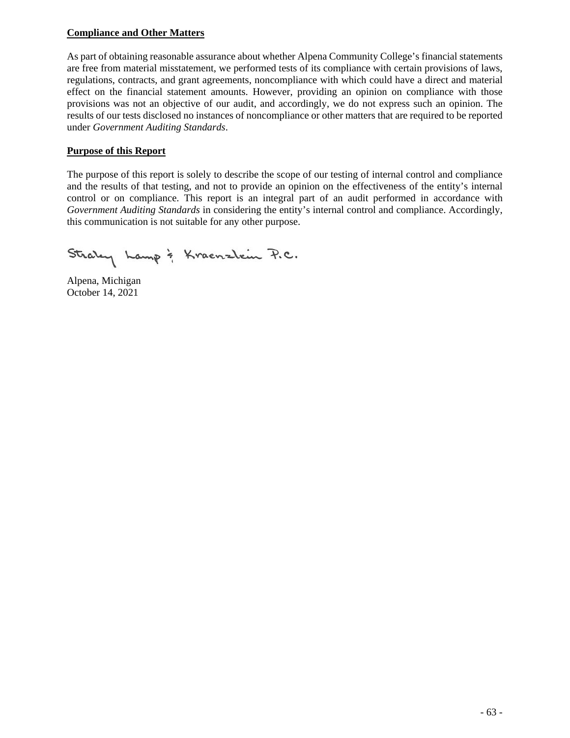**Compliance and Other Matters**

As part of obtaining reasonable assurance about whether Alpena Community College's financial statements are free from material misstatement, we performed tests of its compliance with certain provisions of laws, regulations, contracts, and grant agreements, noncompliance with which could have a direct and material effect on the financial statement amounts. However, providing an opinion on compliance with those provisions was not an objective of our audit, and accordingly, we do not express such an opinion. The results of our tests disclosed no instances of noncompliance or other matters that are required to be reported under *Government Auditing Standards*.

**Purpose of this Report**

The purpose of this report is solely to describe the scope of our testing of internal control and compliance and the results of that testing, and not to provide an opinion on the effectiveness of the entity's internal control or on compliance. This report is an integral part of an audit performed in accordance with *Government Auditing Standards* in considering the entity's internal control and compliance. Accordingly, this communication is not suitable for any other purpose.

Straley Lamp & Kraenzlein P.C.

Alpena, Michigan
October 14, 2021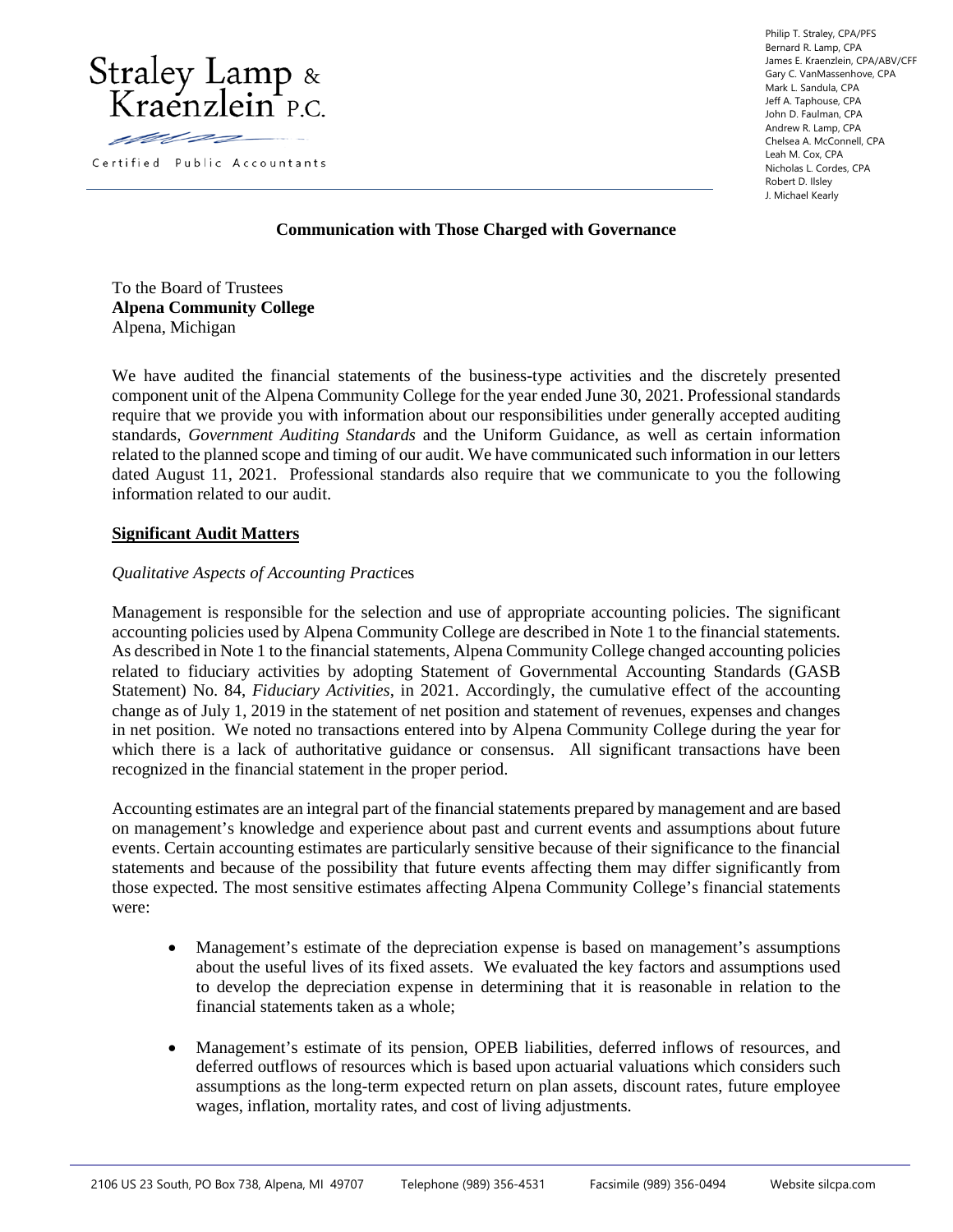Straley Lamp & Kraenzlein P.C.

Certified Public Accountants

Philip T. Straley, CPA/PFS
Bernard R. Lamp, CPA
James E. Kraenzlein, CPA/ABV/CFF
Gary C. VanMassenhove, CPA
Mark L. Sandula, CPA
Jeff A. Taphouse, CPA
John D. Faulman, CPA
Andrew R. Lamp, CPA
Chelsea A. McConnell, CPA
Leah M. Cox, CPA
Nicholas L. Cordes, CPA
Robert D. Ilsley
J. Michael Kearly

# Communication with Those Charged with Governance

To the Board of Trustees
**Alpena Community College**
Alpena, Michigan

We have audited the financial statements of the business-type activities and the discretely presented component unit of the Alpena Community College for the year ended June 30, 2021. Professional standards require that we provide you with information about our responsibilities under generally accepted auditing standards, *Government Auditing Standards* and the Uniform Guidance, as well as certain information related to the planned scope and timing of our audit. We have communicated such information in our letters dated August 11, 2021. Professional standards also require that we communicate to you the following information related to our audit.

## Significant Audit Matters

*Qualitative Aspects of Accounting Practices*

Management is responsible for the selection and use of appropriate accounting policies. The significant accounting policies used by Alpena Community College are described in Note 1 to the financial statements. As described in Note 1 to the financial statements, Alpena Community College changed accounting policies related to fiduciary activities by adopting Statement of Governmental Accounting Standards (GASB Statement) No. 84, *Fiduciary Activities*, in 2021. Accordingly, the cumulative effect of the accounting change as of July 1, 2019 in the statement of net position and statement of revenues, expenses and changes in net position. We noted no transactions entered into by Alpena Community College during the year for which there is a lack of authoritative guidance or consensus. All significant transactions have been recognized in the financial statement in the proper period.

Accounting estimates are an integral part of the financial statements prepared by management and are based on management's knowledge and experience about past and current events and assumptions about future events. Certain accounting estimates are particularly sensitive because of their significance to the financial statements and because of the possibility that future events affecting them may differ significantly from those expected. The most sensitive estimates affecting Alpena Community College's financial statements were:

- Management's estimate of the depreciation expense is based on management's assumptions about the useful lives of its fixed assets. We evaluated the key factors and assumptions used to develop the depreciation expense in determining that it is reasonable in relation to the financial statements taken as a whole;

- Management's estimate of its pension, OPEB liabilities, deferred inflows of resources, and deferred outflows of resources which is based upon actuarial valuations which considers such assumptions as the long-term expected return on plan assets, discount rates, future employee wages, inflation, mortality rates, and cost of living adjustments.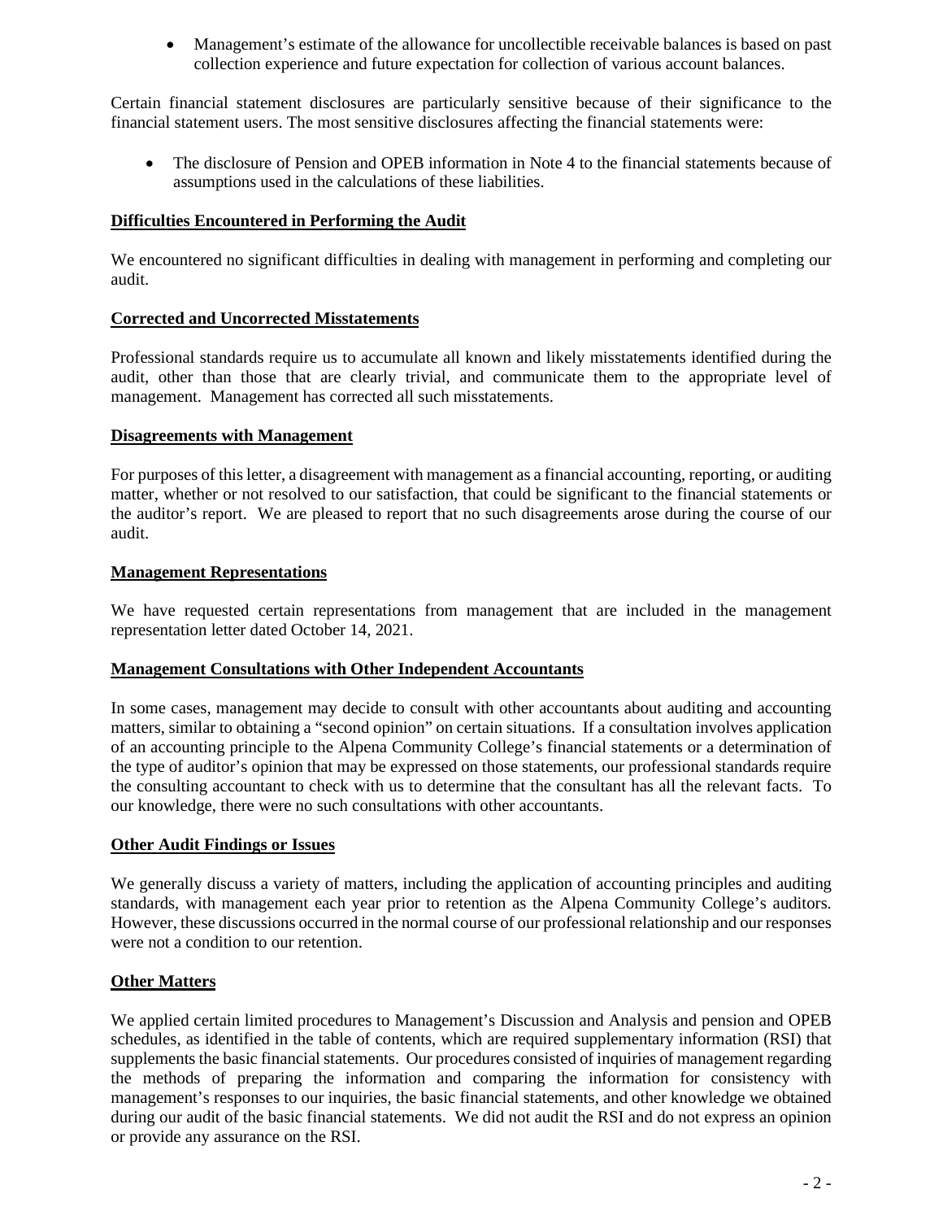- Management's estimate of the allowance for uncollectible receivable balances is based on past collection experience and future expectation for collection of various account balances.

Certain financial statement disclosures are particularly sensitive because of their significance to the financial statement users. The most sensitive disclosures affecting the financial statements were:

- The disclosure of Pension and OPEB information in Note 4 to the financial statements because of assumptions used in the calculations of these liabilities.

**Difficulties Encountered in Performing the Audit**

We encountered no significant difficulties in dealing with management in performing and completing our audit.

**Corrected and Uncorrected Misstatements**

Professional standards require us to accumulate all known and likely misstatements identified during the audit, other than those that are clearly trivial, and communicate them to the appropriate level of management. Management has corrected all such misstatements.

**Disagreements with Management**

For purposes of this letter, a disagreement with management as a financial accounting, reporting, or auditing matter, whether or not resolved to our satisfaction, that could be significant to the financial statements or the auditor's report. We are pleased to report that no such disagreements arose during the course of our audit.

**Management Representations**

We have requested certain representations from management that are included in the management representation letter dated October 14, 2021.

**Management Consultations with Other Independent Accountants**

In some cases, management may decide to consult with other accountants about auditing and accounting matters, similar to obtaining a "second opinion" on certain situations. If a consultation involves application of an accounting principle to the Alpena Community College's financial statements or a determination of the type of auditor's opinion that may be expressed on those statements, our professional standards require the consulting accountant to check with us to determine that the consultant has all the relevant facts. To our knowledge, there were no such consultations with other accountants.

**Other Audit Findings or Issues**

We generally discuss a variety of matters, including the application of accounting principles and auditing standards, with management each year prior to retention as the Alpena Community College's auditors. However, these discussions occurred in the normal course of our professional relationship and our responses were not a condition to our retention.

**Other Matters**

We applied certain limited procedures to Management's Discussion and Analysis and pension and OPEB schedules, as identified in the table of contents, which are required supplementary information (RSI) that supplements the basic financial statements. Our procedures consisted of inquiries of management regarding the methods of preparing the information and comparing the information for consistency with management's responses to our inquiries, the basic financial statements, and other knowledge we obtained during our audit of the basic financial statements. We did not audit the RSI and do not express an opinion or provide any assurance on the RSI.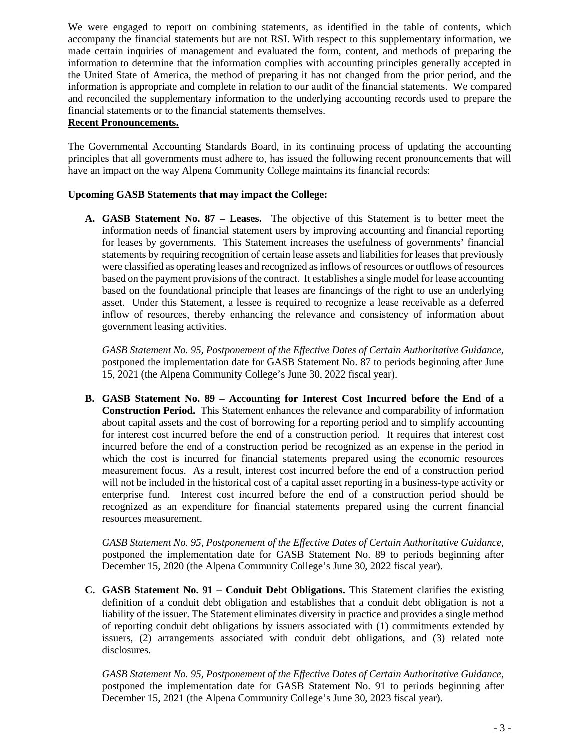We were engaged to report on combining statements, as identified in the table of contents, which accompany the financial statements but are not RSI. With respect to this supplementary information, we made certain inquiries of management and evaluated the form, content, and methods of preparing the information to determine that the information complies with accounting principles generally accepted in the United State of America, the method of preparing it has not changed from the prior period, and the information is appropriate and complete in relation to our audit of the financial statements. We compared and reconciled the supplementary information to the underlying accounting records used to prepare the financial statements or to the financial statements themselves.

**Recent Pronouncements.**

The Governmental Accounting Standards Board, in its continuing process of updating the accounting principles that all governments must adhere to, has issued the following recent pronouncements that will have an impact on the way Alpena Community College maintains its financial records:

**Upcoming GASB Statements that may impact the College:**

**A. GASB Statement No. 87 – Leases.** The objective of this Statement is to better meet the information needs of financial statement users by improving accounting and financial reporting for leases by governments. This Statement increases the usefulness of governments' financial statements by requiring recognition of certain lease assets and liabilities for leases that previously were classified as operating leases and recognized as inflows of resources or outflows of resources based on the payment provisions of the contract. It establishes a single model for lease accounting based on the foundational principle that leases are financings of the right to use an underlying asset. Under this Statement, a lessee is required to recognize a lease receivable as a deferred inflow of resources, thereby enhancing the relevance and consistency of information about government leasing activities.

*GASB Statement No. 95, Postponement of the Effective Dates of Certain Authoritative Guidance*, postponed the implementation date for GASB Statement No. 87 to periods beginning after June 15, 2021 (the Alpena Community College's June 30, 2022 fiscal year).

**B. GASB Statement No. 89 – Accounting for Interest Cost Incurred before the End of a Construction Period.** This Statement enhances the relevance and comparability of information about capital assets and the cost of borrowing for a reporting period and to simplify accounting for interest cost incurred before the end of a construction period. It requires that interest cost incurred before the end of a construction period be recognized as an expense in the period in which the cost is incurred for financial statements prepared using the economic resources measurement focus. As a result, interest cost incurred before the end of a construction period will not be included in the historical cost of a capital asset reporting in a business-type activity or enterprise fund. Interest cost incurred before the end of a construction period should be recognized as an expenditure for financial statements prepared using the current financial resources measurement.

*GASB Statement No. 95, Postponement of the Effective Dates of Certain Authoritative Guidance*, postponed the implementation date for GASB Statement No. 89 to periods beginning after December 15, 2020 (the Alpena Community College's June 30, 2022 fiscal year).

**C. GASB Statement No. 91 – Conduit Debt Obligations.** This Statement clarifies the existing definition of a conduit debt obligation and establishes that a conduit debt obligation is not a liability of the issuer. The Statement eliminates diversity in practice and provides a single method of reporting conduit debt obligations by issuers associated with (1) commitments extended by issuers, (2) arrangements associated with conduit debt obligations, and (3) related note disclosures.

*GASB Statement No. 95, Postponement of the Effective Dates of Certain Authoritative Guidance*, postponed the implementation date for GASB Statement No. 91 to periods beginning after December 15, 2021 (the Alpena Community College's June 30, 2023 fiscal year).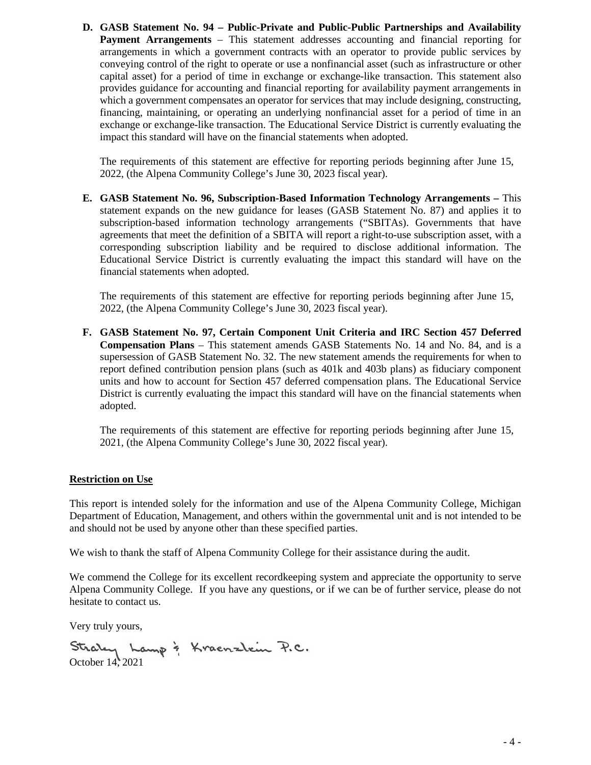**D. GASB Statement No. 94 – Public-Private and Public-Public Partnerships and Availability Payment Arrangements** – This statement addresses accounting and financial reporting for arrangements in which a government contracts with an operator to provide public services by conveying control of the right to operate or use a nonfinancial asset (such as infrastructure or other capital asset) for a period of time in exchange or exchange-like transaction. This statement also provides guidance for accounting and financial reporting for availability payment arrangements in which a government compensates an operator for services that may include designing, constructing, financing, maintaining, or operating an underlying nonfinancial asset for a period of time in an exchange or exchange-like transaction. The Educational Service District is currently evaluating the impact this standard will have on the financial statements when adopted.

The requirements of this statement are effective for reporting periods beginning after June 15, 2022, (the Alpena Community College's June 30, 2023 fiscal year).

**E. GASB Statement No. 96, Subscription-Based Information Technology Arrangements –** This statement expands on the new guidance for leases (GASB Statement No. 87) and applies it to subscription-based information technology arrangements ("SBITAs). Governments that have agreements that meet the definition of a SBITA will report a right-to-use subscription asset, with a corresponding subscription liability and be required to disclose additional information. The Educational Service District is currently evaluating the impact this standard will have on the financial statements when adopted.

The requirements of this statement are effective for reporting periods beginning after June 15, 2022, (the Alpena Community College's June 30, 2023 fiscal year).

**F. GASB Statement No. 97, Certain Component Unit Criteria and IRC Section 457 Deferred Compensation Plans** – This statement amends GASB Statements No. 14 and No. 84, and is a supersession of GASB Statement No. 32. The new statement amends the requirements for when to report defined contribution pension plans (such as 401k and 403b plans) as fiduciary component units and how to account for Section 457 deferred compensation plans. The Educational Service District is currently evaluating the impact this standard will have on the financial statements when adopted.

The requirements of this statement are effective for reporting periods beginning after June 15, 2021, (the Alpena Community College's June 30, 2022 fiscal year).

**Restriction on Use**

This report is intended solely for the information and use of the Alpena Community College, Michigan Department of Education, Management, and others within the governmental unit and is not intended to be and should not be used by anyone other than these specified parties.

We wish to thank the staff of Alpena Community College for their assistance during the audit.

We commend the College for its excellent recordkeeping system and appreciate the opportunity to serve Alpena Community College. If you have any questions, or if we can be of further service, please do not hesitate to contact us.

Very truly yours,

Straley Lamp & Kraenzlein P.C.

October 14, 2021